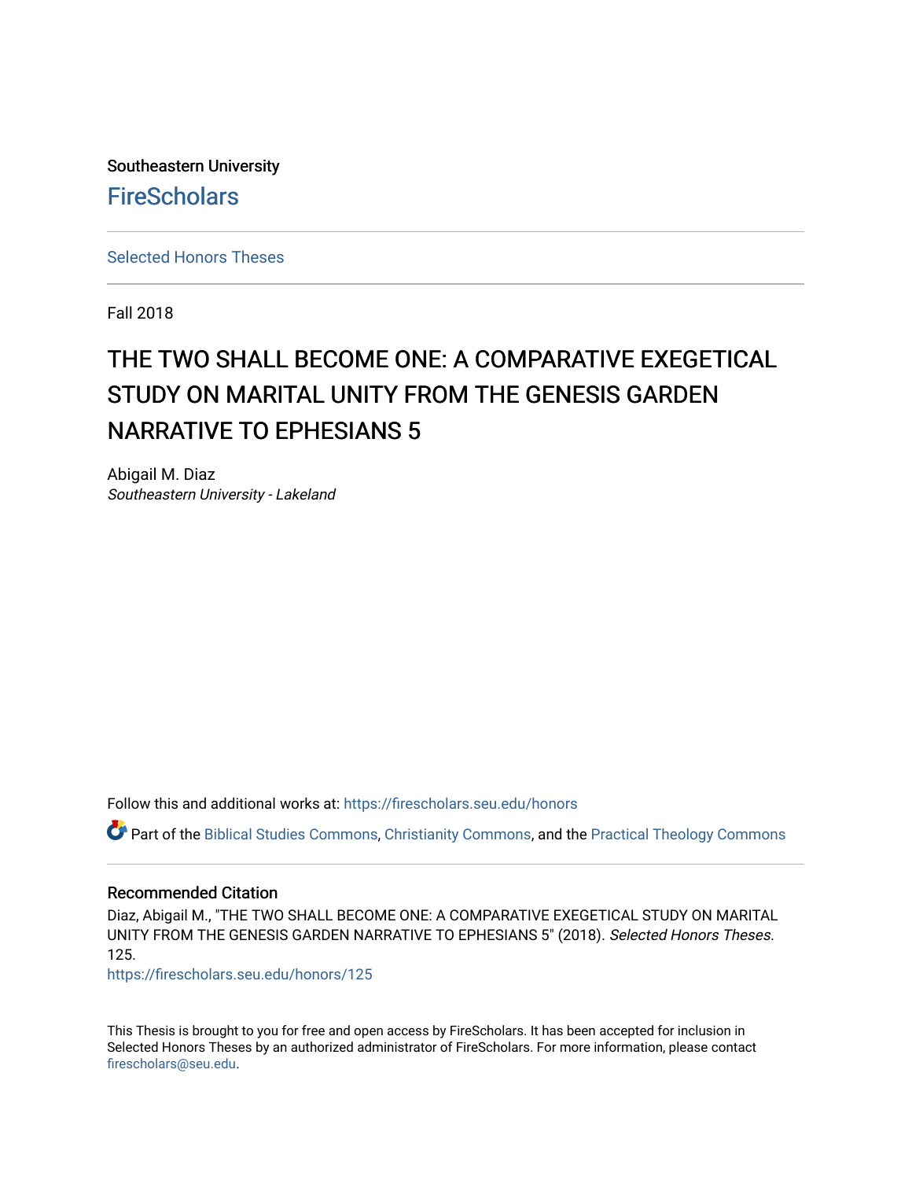Southeastern University

FireScholars

Selected Honors Theses

Fall 2018

# THE TWO SHALL BECOME ONE: A COMPARATIVE EXEGETICAL STUDY ON MARITAL UNITY FROM THE GENESIS GARDEN NARRATIVE TO EPHESIANS 5

Abigail M. Diaz
*Southeastern University - Lakeland*

Follow this and additional works at: https://firescholars.seu.edu/honors

Part of the Biblical Studies Commons, Christianity Commons, and the Practical Theology Commons

### Recommended Citation

Diaz, Abigail M., "THE TWO SHALL BECOME ONE: A COMPARATIVE EXEGETICAL STUDY ON MARITAL UNITY FROM THE GENESIS GARDEN NARRATIVE TO EPHESIANS 5" (2018). *Selected Honors Theses*. 125.
https://firescholars.seu.edu/honors/125

This Thesis is brought to you for free and open access by FireScholars. It has been accepted for inclusion in Selected Honors Theses by an authorized administrator of FireScholars. For more information, please contact firescholars@seu.edu.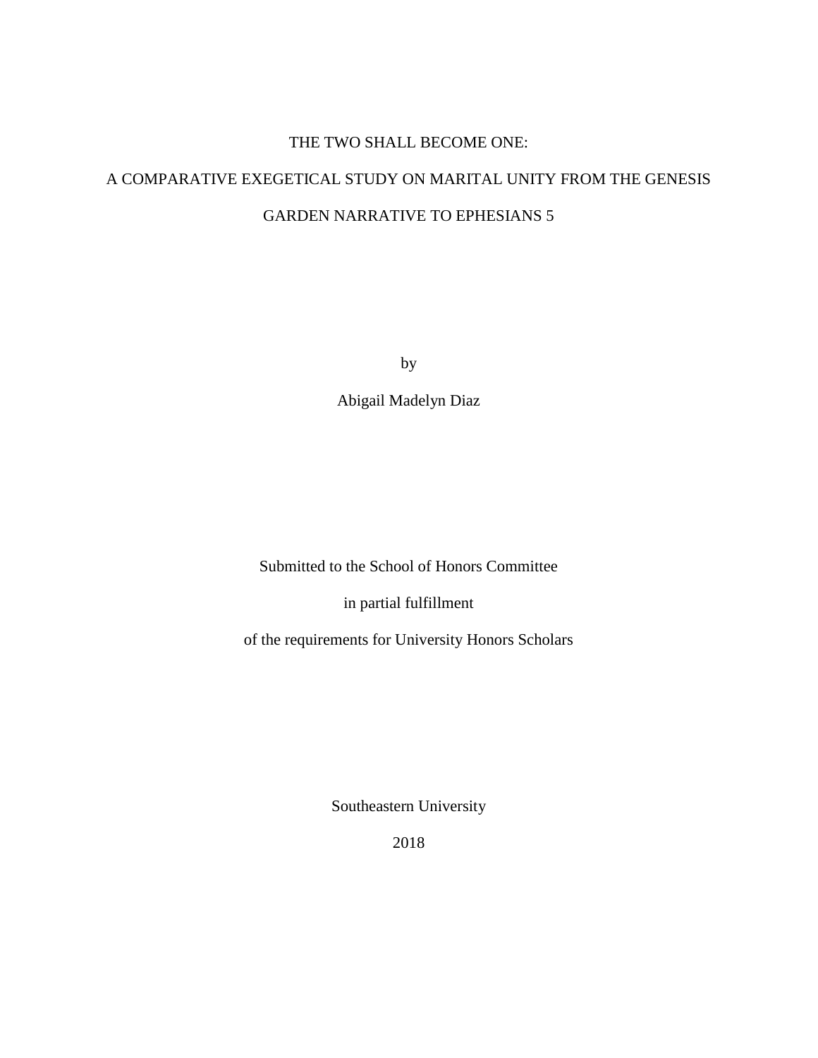# THE TWO SHALL BECOME ONE:

## A COMPARATIVE EXEGETICAL STUDY ON MARITAL UNITY FROM THE GENESIS GARDEN NARRATIVE TO EPHESIANS 5

by

Abigail Madelyn Diaz

Submitted to the School of Honors Committee

in partial fulfillment

of the requirements for University Honors Scholars

Southeastern University

2018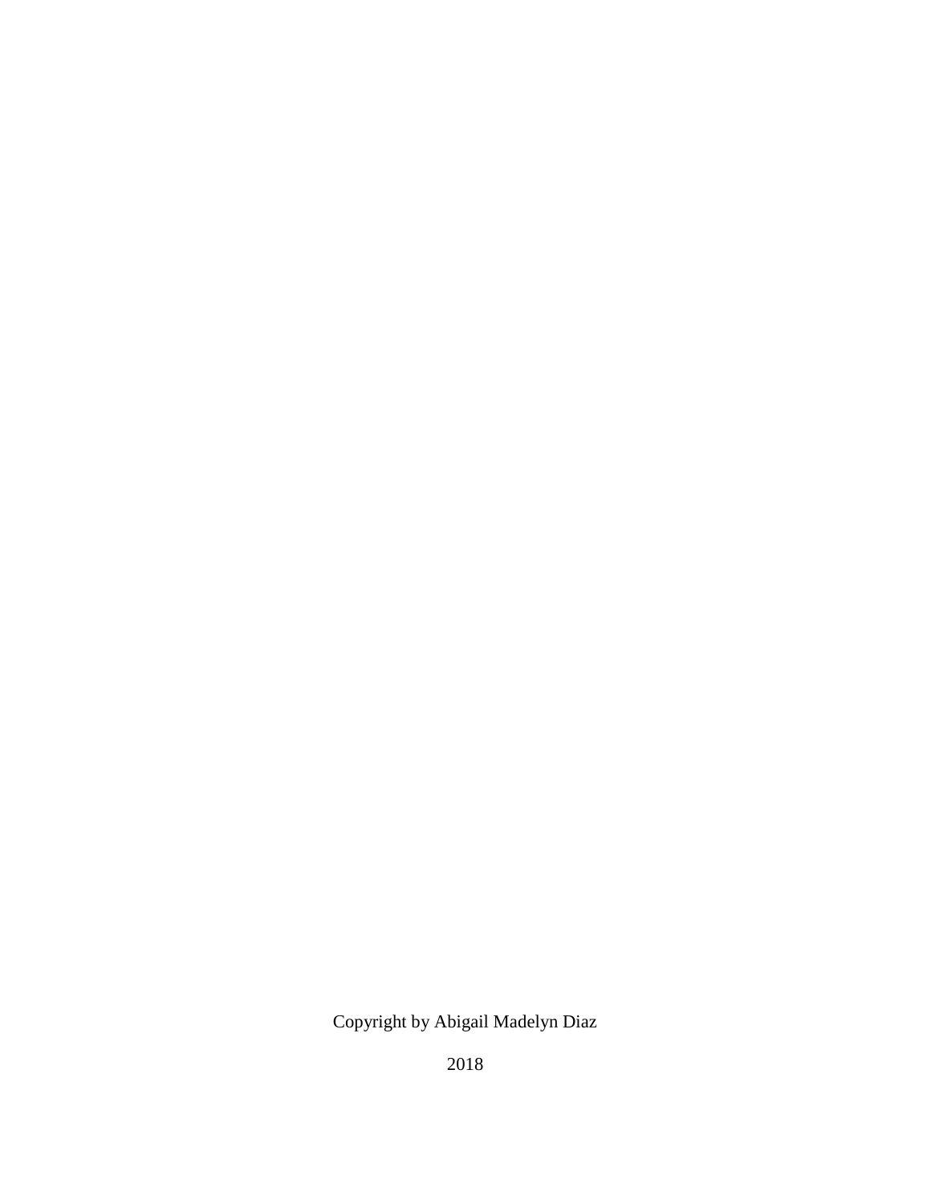Copyright by Abigail Madelyn Diaz

2018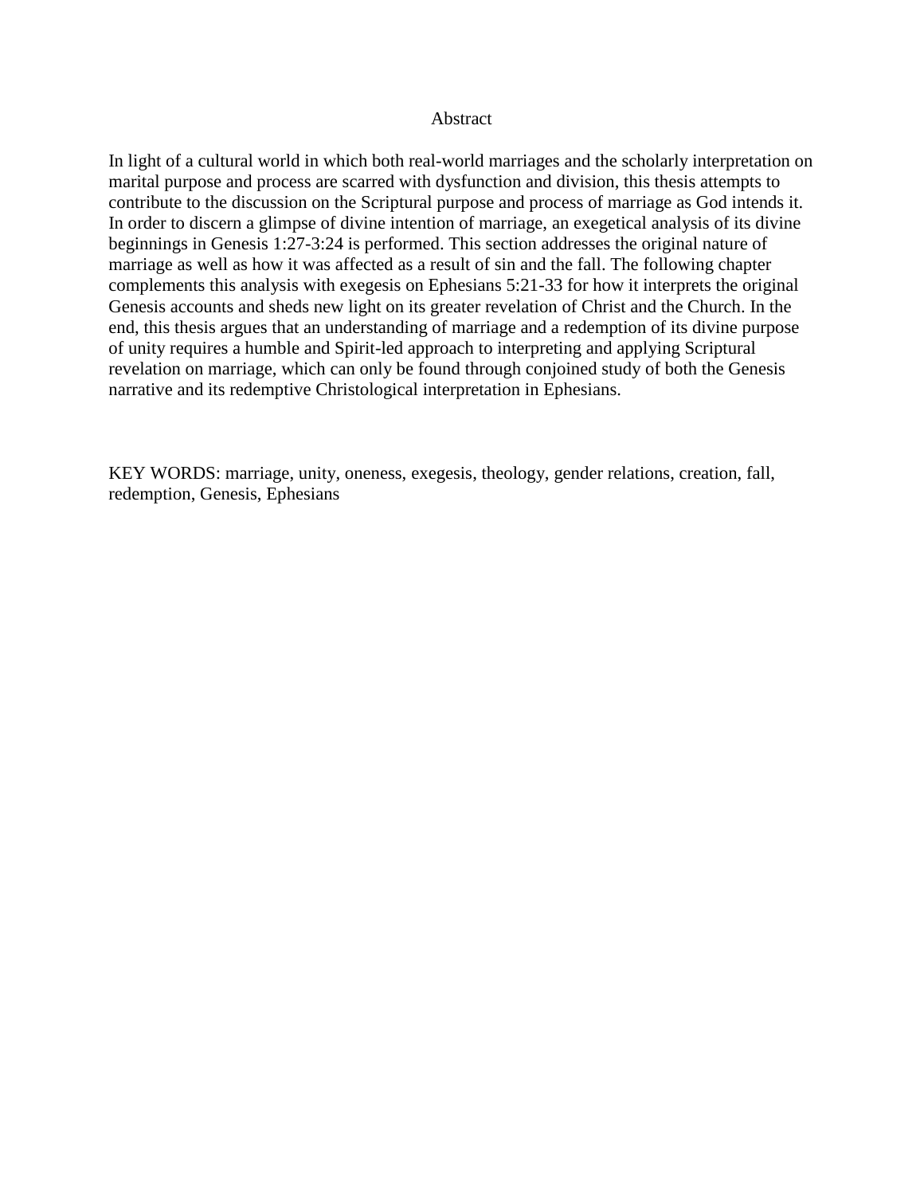# Abstract

In light of a cultural world in which both real-world marriages and the scholarly interpretation on marital purpose and process are scarred with dysfunction and division, this thesis attempts to contribute to the discussion on the Scriptural purpose and process of marriage as God intends it. In order to discern a glimpse of divine intention of marriage, an exegetical analysis of its divine beginnings in Genesis 1:27-3:24 is performed. This section addresses the original nature of marriage as well as how it was affected as a result of sin and the fall. The following chapter complements this analysis with exegesis on Ephesians 5:21-33 for how it interprets the original Genesis accounts and sheds new light on its greater revelation of Christ and the Church. In the end, this thesis argues that an understanding of marriage and a redemption of its divine purpose of unity requires a humble and Spirit-led approach to interpreting and applying Scriptural revelation on marriage, which can only be found through conjoined study of both the Genesis narrative and its redemptive Christological interpretation in Ephesians.

KEY WORDS: marriage, unity, oneness, exegesis, theology, gender relations, creation, fall, redemption, Genesis, Ephesians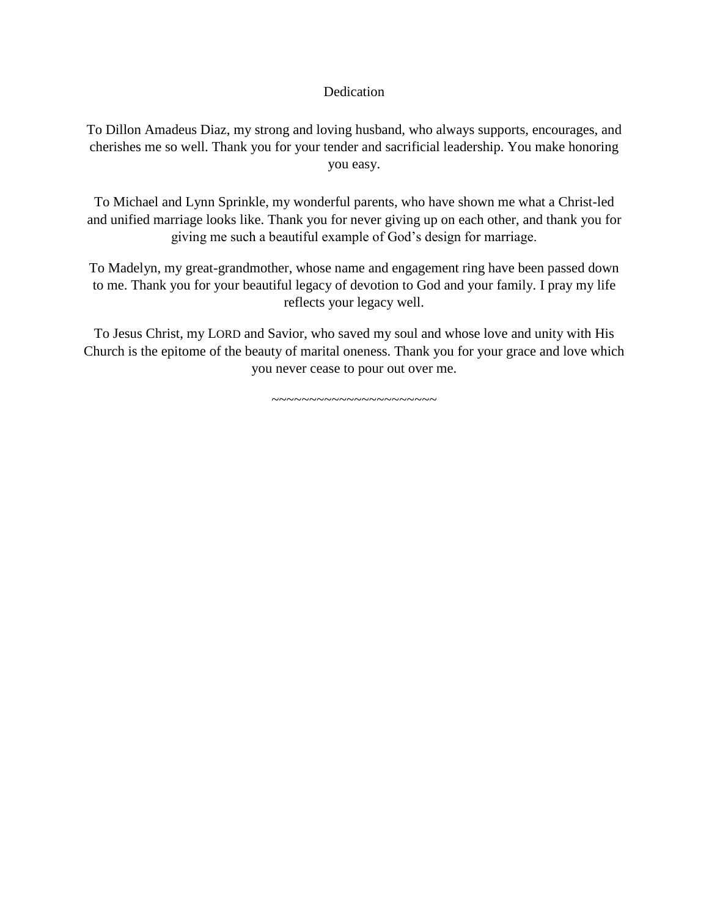# Dedication

To Dillon Amadeus Diaz, my strong and loving husband, who always supports, encourages, and cherishes me so well. Thank you for your tender and sacrificial leadership. You make honoring you easy.

To Michael and Lynn Sprinkle, my wonderful parents, who have shown me what a Christ-led and unified marriage looks like. Thank you for never giving up on each other, and thank you for giving me such a beautiful example of God's design for marriage.

To Madelyn, my great-grandmother, whose name and engagement ring have been passed down to me. Thank you for your beautiful legacy of devotion to God and your family. I pray my life reflects your legacy well.

To Jesus Christ, my LORD and Savior, who saved my soul and whose love and unity with His Church is the epitome of the beauty of marital oneness. Thank you for your grace and love which you never cease to pour out over me.

~~~~~~~~~~~~~~~~~~~~~~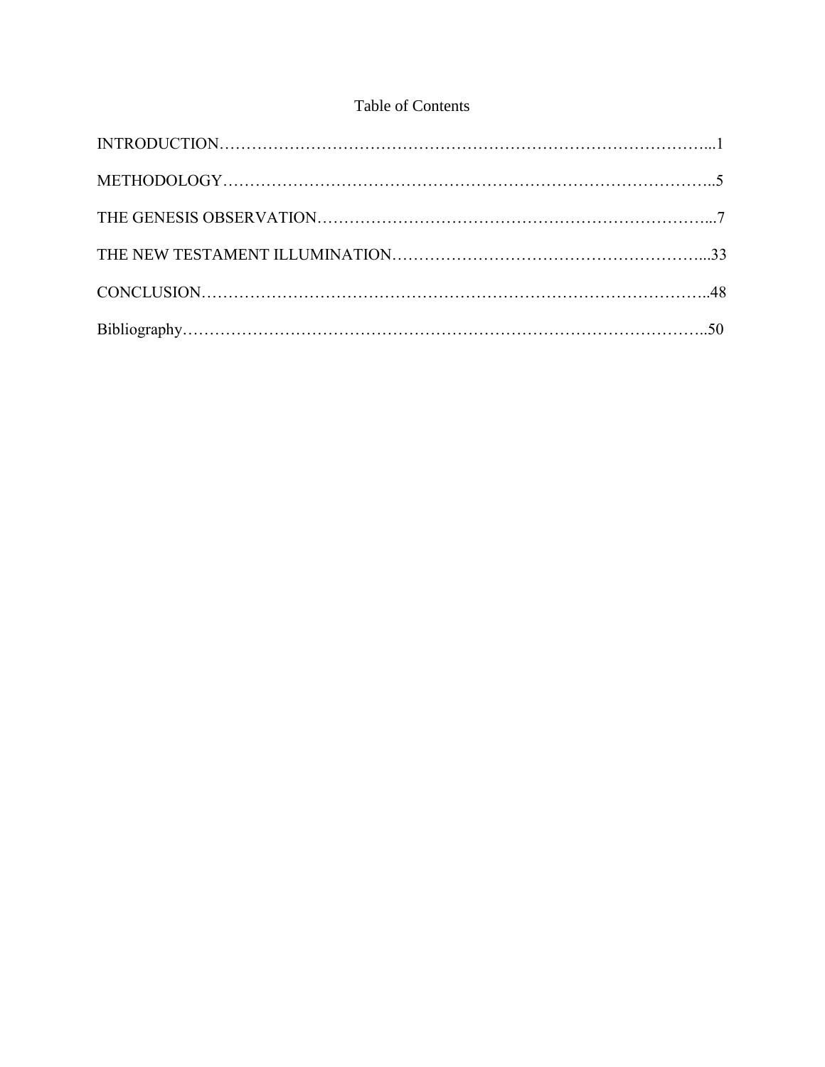# Table of Contents

INTRODUCTION……………………………………………………………………………...1

METHODOLOGY…………………………………………………………………………..5

THE GENESIS OBSERVATION…………………………………………………………...7

THE NEW TESTAMENT ILLUMINATION………………………………………………...33

CONCLUSION……………………………………………………………………………..48

Bibliography………………………………………………………………………………..50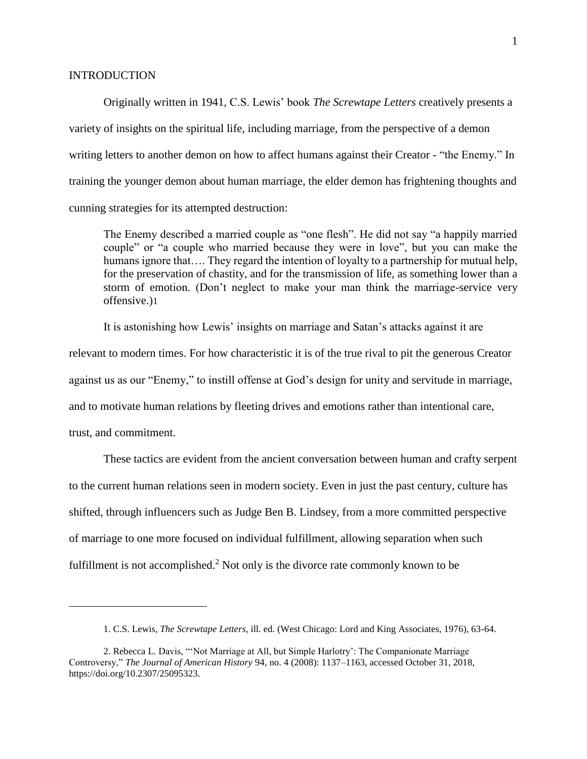## INTRODUCTION

Originally written in 1941, C.S. Lewis' book *The Screwtape Letters* creatively presents a variety of insights on the spiritual life, including marriage, from the perspective of a demon writing letters to another demon on how to affect humans against their Creator - "the Enemy." In training the younger demon about human marriage, the elder demon has frightening thoughts and cunning strategies for its attempted destruction:

> The Enemy described a married couple as "one flesh". He did not say "a happily married couple" or "a couple who married because they were in love", but you can make the humans ignore that…. They regard the intention of loyalty to a partnership for mutual help, for the preservation of chastity, and for the transmission of life, as something lower than a storm of emotion. (Don't neglect to make your man think the marriage-service very offensive.)[1]

It is astonishing how Lewis' insights on marriage and Satan's attacks against it are relevant to modern times. For how characteristic it is of the true rival to pit the generous Creator against us as our "Enemy," to instill offense at God's design for unity and servitude in marriage, and to motivate human relations by fleeting drives and emotions rather than intentional care, trust, and commitment.

These tactics are evident from the ancient conversation between human and crafty serpent to the current human relations seen in modern society. Even in just the past century, culture has shifted, through influencers such as Judge Ben B. Lindsey, from a more committed perspective of marriage to one more focused on individual fulfillment, allowing separation when such fulfillment is not accomplished.[2] Not only is the divorce rate commonly known to be

---

1. C.S. Lewis, *The Screwtape Letters*, ill. ed. (West Chicago: Lord and King Associates, 1976), 63-64.

2. Rebecca L. Davis, "'Not Marriage at All, but Simple Harlotry': The Companionate Marriage Controversy," *The Journal of American History* 94, no. 4 (2008): 1137–1163, accessed October 31, 2018, https://doi.org/10.2307/25095323.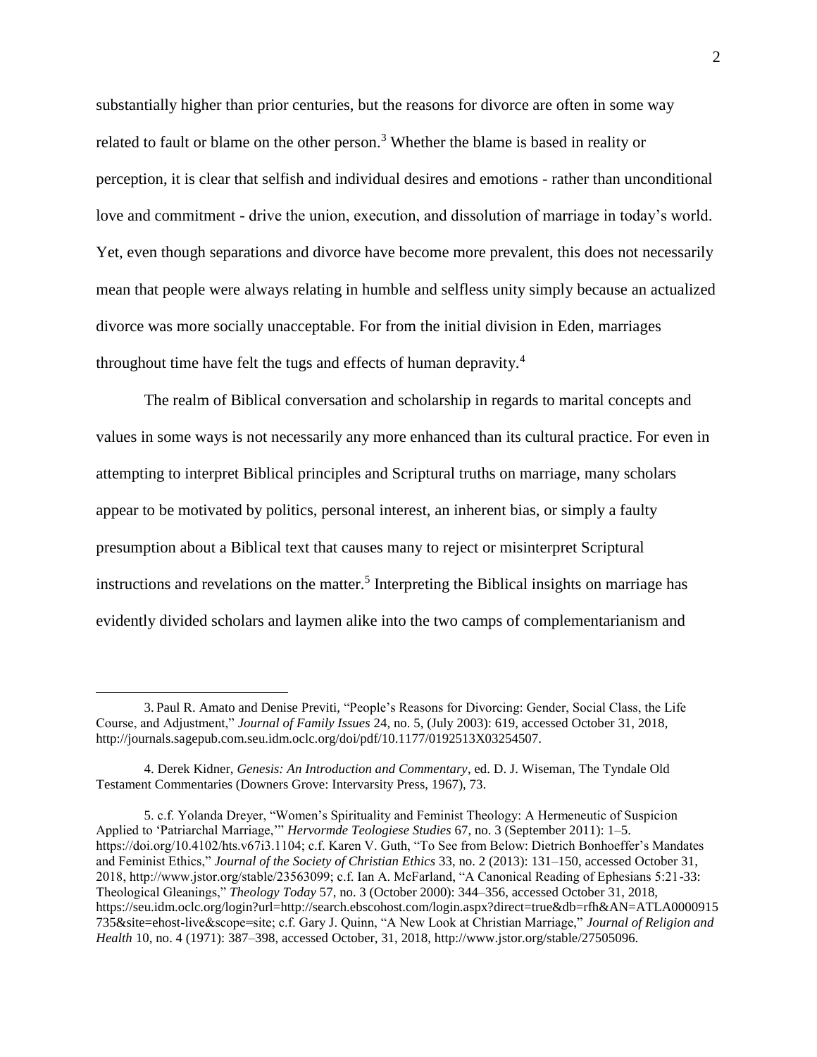substantially higher than prior centuries, but the reasons for divorce are often in some way related to fault or blame on the other person.[3] Whether the blame is based in reality or perception, it is clear that selfish and individual desires and emotions - rather than unconditional love and commitment - drive the union, execution, and dissolution of marriage in today's world. Yet, even though separations and divorce have become more prevalent, this does not necessarily mean that people were always relating in humble and selfless unity simply because an actualized divorce was more socially unacceptable. For from the initial division in Eden, marriages throughout time have felt the tugs and effects of human depravity.[4]

The realm of Biblical conversation and scholarship in regards to marital concepts and values in some ways is not necessarily any more enhanced than its cultural practice. For even in attempting to interpret Biblical principles and Scriptural truths on marriage, many scholars appear to be motivated by politics, personal interest, an inherent bias, or simply a faulty presumption about a Biblical text that causes many to reject or misinterpret Scriptural instructions and revelations on the matter.[5] Interpreting the Biblical insights on marriage has evidently divided scholars and laymen alike into the two camps of complementarianism and

---

3. Paul R. Amato and Denise Previti, "People's Reasons for Divorcing: Gender, Social Class, the Life Course, and Adjustment," *Journal of Family Issues* 24, no. 5, (July 2003): 619, accessed October 31, 2018, http://journals.sagepub.com.seu.idm.oclc.org/doi/pdf/10.1177/0192513X03254507.

4. Derek Kidner, *Genesis: An Introduction and Commentary*, ed. D. J. Wiseman, The Tyndale Old Testament Commentaries (Downers Grove: Intervarsity Press, 1967), 73.

5. c.f. Yolanda Dreyer, "Women's Spirituality and Feminist Theology: A Hermeneutic of Suspicion Applied to 'Patriarchal Marriage,'" *Hervormde Teologiese Studies* 67, no. 3 (September 2011): 1–5. https://doi.org/10.4102/hts.v67i3.1104; c.f. Karen V. Guth, "To See from Below: Dietrich Bonhoeffer's Mandates and Feminist Ethics," *Journal of the Society of Christian Ethics* 33, no. 2 (2013): 131–150, accessed October 31, 2018, http://www.jstor.org/stable/23563099; c.f. Ian A. McFarland, "A Canonical Reading of Ephesians 5:21-33: Theological Gleanings," *Theology Today* 57, no. 3 (October 2000): 344–356, accessed October 31, 2018, https://seu.idm.oclc.org/login?url=http://search.ebscohost.com/login.aspx?direct=true&db=rfh&AN=ATLA0000915735&site=ehost-live&scope=site; c.f. Gary J. Quinn, "A New Look at Christian Marriage," *Journal of Religion and Health* 10, no. 4 (1971): 387–398, accessed October, 31, 2018, http://www.jstor.org/stable/27505096.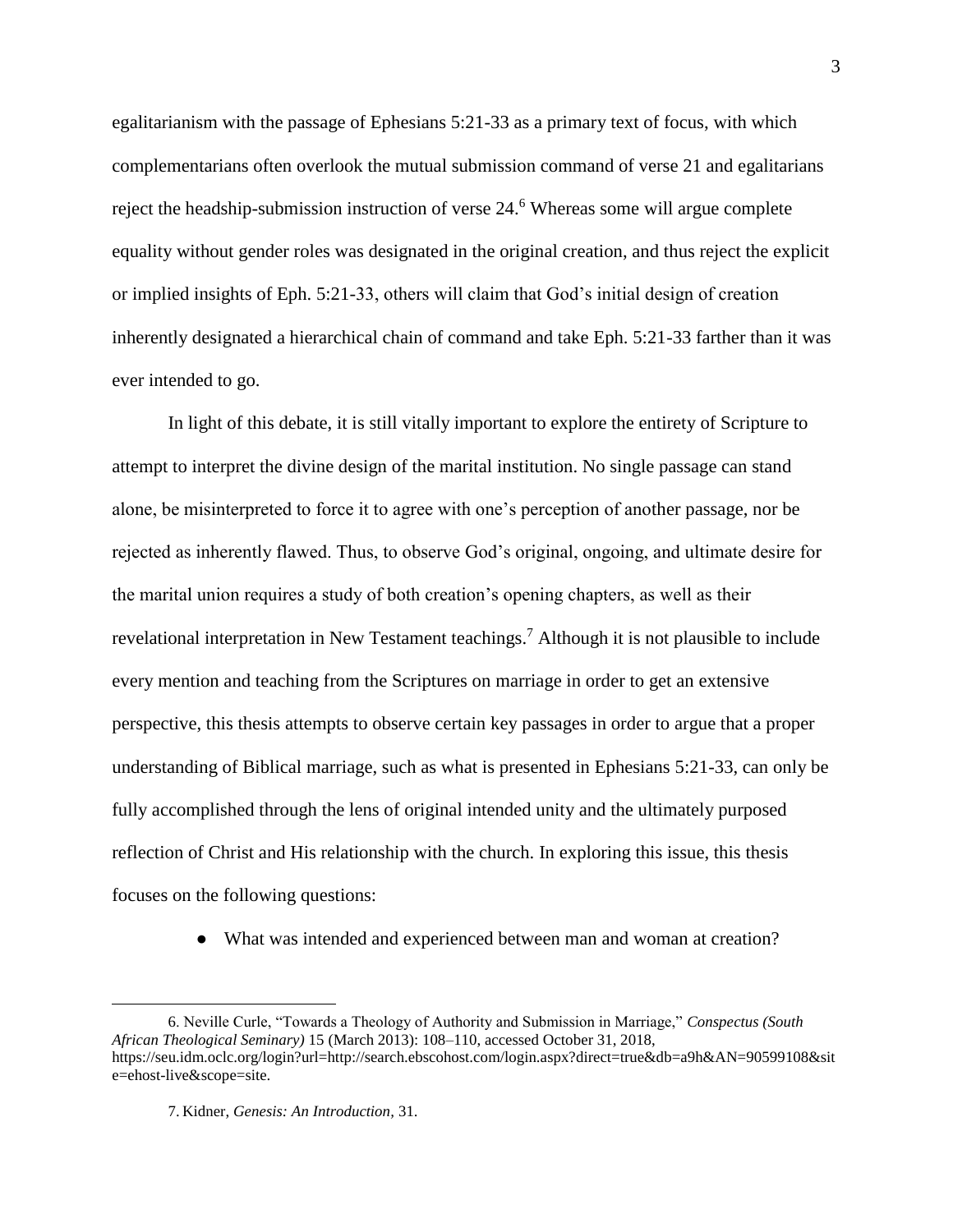egalitarianism with the passage of Ephesians 5:21-33 as a primary text of focus, with which complementarians often overlook the mutual submission command of verse 21 and egalitarians reject the headship-submission instruction of verse 24.[6] Whereas some will argue complete equality without gender roles was designated in the original creation, and thus reject the explicit or implied insights of Eph. 5:21-33, others will claim that God's initial design of creation inherently designated a hierarchical chain of command and take Eph. 5:21-33 farther than it was ever intended to go.

In light of this debate, it is still vitally important to explore the entirety of Scripture to attempt to interpret the divine design of the marital institution. No single passage can stand alone, be misinterpreted to force it to agree with one's perception of another passage, nor be rejected as inherently flawed. Thus, to observe God's original, ongoing, and ultimate desire for the marital union requires a study of both creation's opening chapters, as well as their revelational interpretation in New Testament teachings.[7] Although it is not plausible to include every mention and teaching from the Scriptures on marriage in order to get an extensive perspective, this thesis attempts to observe certain key passages in order to argue that a proper understanding of Biblical marriage, such as what is presented in Ephesians 5:21-33, can only be fully accomplished through the lens of original intended unity and the ultimately purposed reflection of Christ and His relationship with the church. In exploring this issue, this thesis focuses on the following questions:

- What was intended and experienced between man and woman at creation?

---

6. Neville Curle, "Towards a Theology of Authority and Submission in Marriage," *Conspectus (South African Theological Seminary)* 15 (March 2013): 108–110, accessed October 31, 2018, https://seu.idm.oclc.org/login?url=http://search.ebscohost.com/login.aspx?direct=true&db=a9h&AN=90599108&site=ehost-live&scope=site.

7. Kidner, *Genesis: An Introduction*, 31.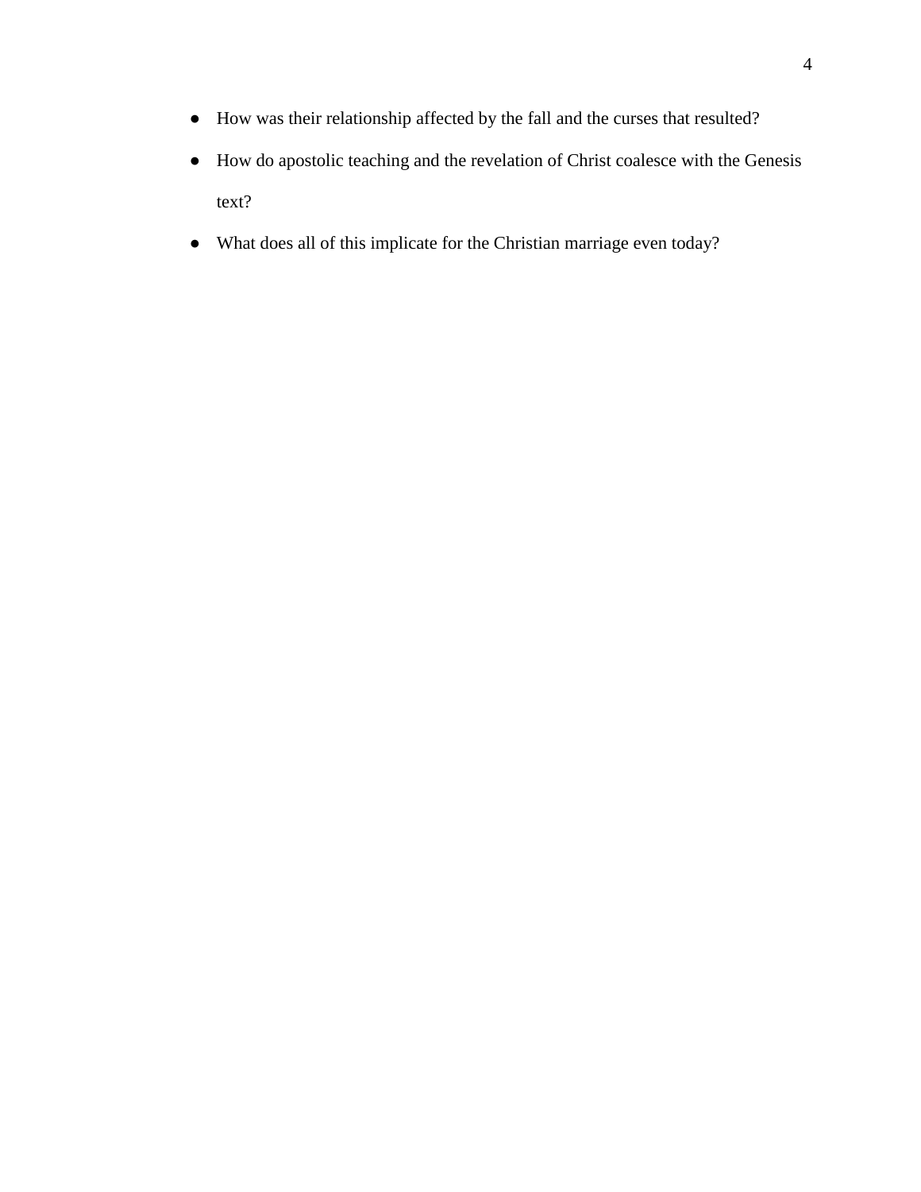- How was their relationship affected by the fall and the curses that resulted?
- How do apostolic teaching and the revelation of Christ coalesce with the Genesis text?
- What does all of this implicate for the Christian marriage even today?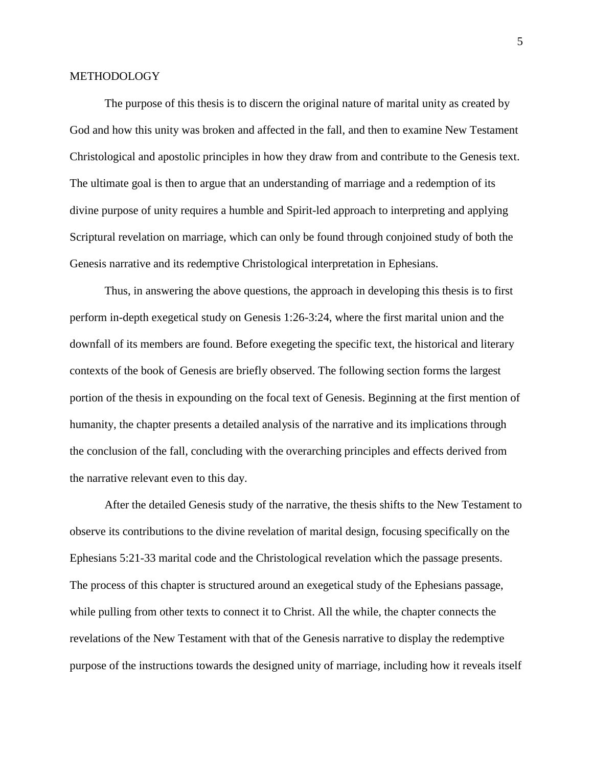## METHODOLOGY

The purpose of this thesis is to discern the original nature of marital unity as created by God and how this unity was broken and affected in the fall, and then to examine New Testament Christological and apostolic principles in how they draw from and contribute to the Genesis text. The ultimate goal is then to argue that an understanding of marriage and a redemption of its divine purpose of unity requires a humble and Spirit-led approach to interpreting and applying Scriptural revelation on marriage, which can only be found through conjoined study of both the Genesis narrative and its redemptive Christological interpretation in Ephesians.

Thus, in answering the above questions, the approach in developing this thesis is to first perform in-depth exegetical study on Genesis 1:26-3:24, where the first marital union and the downfall of its members are found. Before exegeting the specific text, the historical and literary contexts of the book of Genesis are briefly observed. The following section forms the largest portion of the thesis in expounding on the focal text of Genesis. Beginning at the first mention of humanity, the chapter presents a detailed analysis of the narrative and its implications through the conclusion of the fall, concluding with the overarching principles and effects derived from the narrative relevant even to this day.

After the detailed Genesis study of the narrative, the thesis shifts to the New Testament to observe its contributions to the divine revelation of marital design, focusing specifically on the Ephesians 5:21-33 marital code and the Christological revelation which the passage presents. The process of this chapter is structured around an exegetical study of the Ephesians passage, while pulling from other texts to connect it to Christ. All the while, the chapter connects the revelations of the New Testament with that of the Genesis narrative to display the redemptive purpose of the instructions towards the designed unity of marriage, including how it reveals itself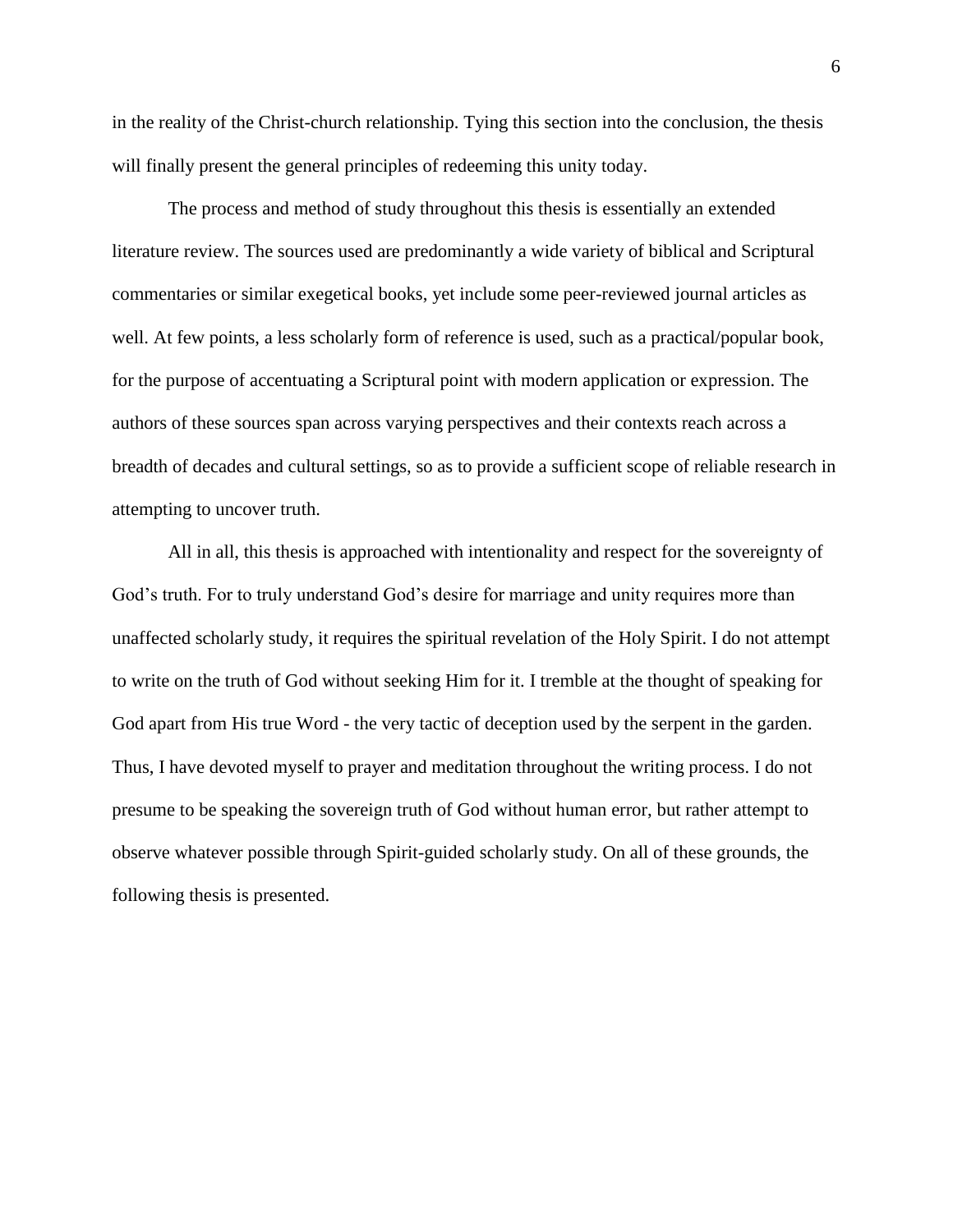in the reality of the Christ-church relationship. Tying this section into the conclusion, the thesis will finally present the general principles of redeeming this unity today.

The process and method of study throughout this thesis is essentially an extended literature review. The sources used are predominantly a wide variety of biblical and Scriptural commentaries or similar exegetical books, yet include some peer-reviewed journal articles as well. At few points, a less scholarly form of reference is used, such as a practical/popular book, for the purpose of accentuating a Scriptural point with modern application or expression. The authors of these sources span across varying perspectives and their contexts reach across a breadth of decades and cultural settings, so as to provide a sufficient scope of reliable research in attempting to uncover truth.

All in all, this thesis is approached with intentionality and respect for the sovereignty of God's truth. For to truly understand God's desire for marriage and unity requires more than unaffected scholarly study, it requires the spiritual revelation of the Holy Spirit. I do not attempt to write on the truth of God without seeking Him for it. I tremble at the thought of speaking for God apart from His true Word - the very tactic of deception used by the serpent in the garden. Thus, I have devoted myself to prayer and meditation throughout the writing process. I do not presume to be speaking the sovereign truth of God without human error, but rather attempt to observe whatever possible through Spirit-guided scholarly study. On all of these grounds, the following thesis is presented.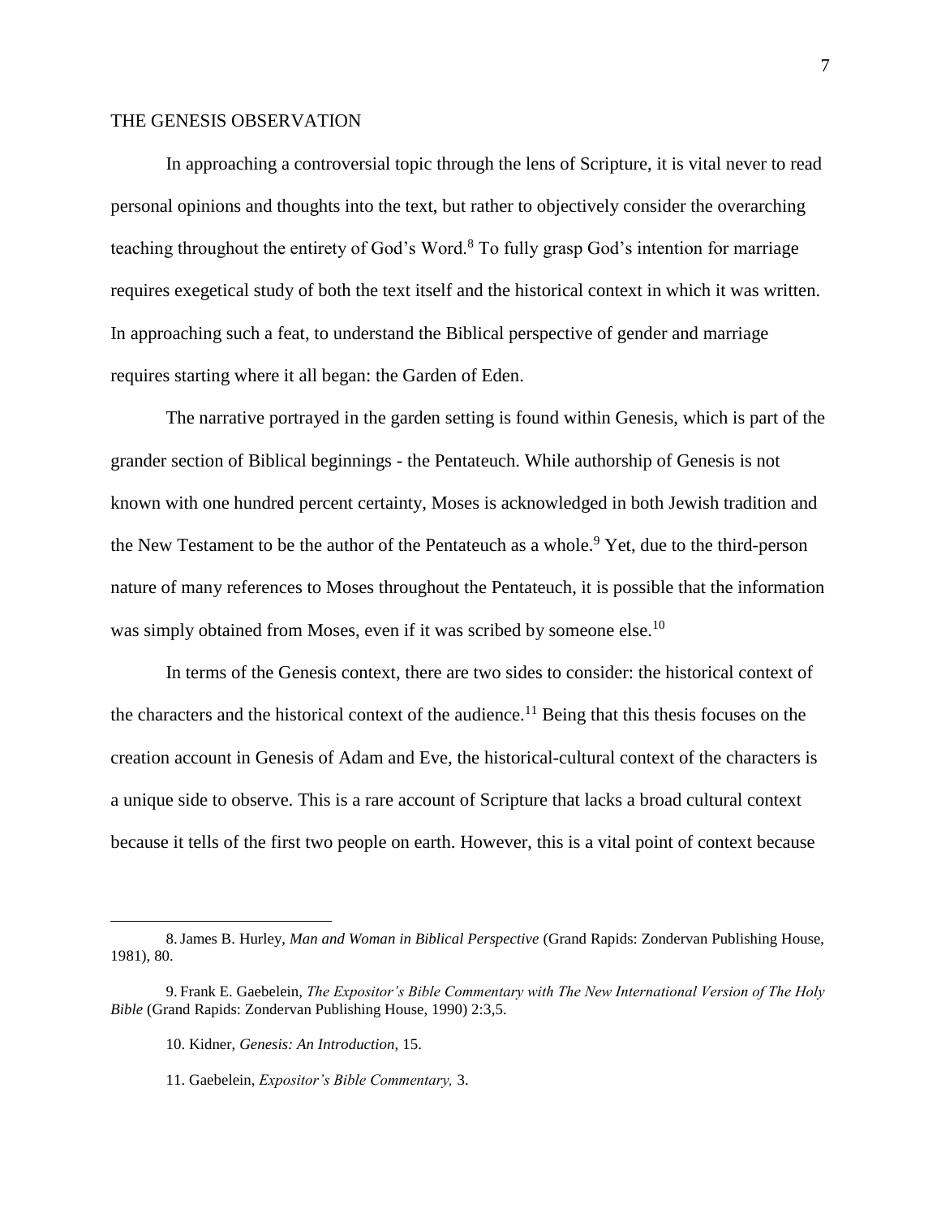## THE GENESIS OBSERVATION

In approaching a controversial topic through the lens of Scripture, it is vital never to read personal opinions and thoughts into the text, but rather to objectively consider the overarching teaching throughout the entirety of God's Word.[8] To fully grasp God's intention for marriage requires exegetical study of both the text itself and the historical context in which it was written. In approaching such a feat, to understand the Biblical perspective of gender and marriage requires starting where it all began: the Garden of Eden.

The narrative portrayed in the garden setting is found within Genesis, which is part of the grander section of Biblical beginnings - the Pentateuch. While authorship of Genesis is not known with one hundred percent certainty, Moses is acknowledged in both Jewish tradition and the New Testament to be the author of the Pentateuch as a whole.[9] Yet, due to the third-person nature of many references to Moses throughout the Pentateuch, it is possible that the information was simply obtained from Moses, even if it was scribed by someone else.[10]

In terms of the Genesis context, there are two sides to consider: the historical context of the characters and the historical context of the audience.[11] Being that this thesis focuses on the creation account in Genesis of Adam and Eve, the historical-cultural context of the characters is a unique side to observe. This is a rare account of Scripture that lacks a broad cultural context because it tells of the first two people on earth. However, this is a vital point of context because

---

8. James B. Hurley, *Man and Woman in Biblical Perspective* (Grand Rapids: Zondervan Publishing House, 1981), 80.

9. Frank E. Gaebelein, *The Expositor's Bible Commentary with The New International Version of The Holy Bible* (Grand Rapids: Zondervan Publishing House, 1990) 2:3,5.

10. Kidner, *Genesis: An Introduction*, 15.

11. Gaebelein, *Expositor's Bible Commentary,* 3.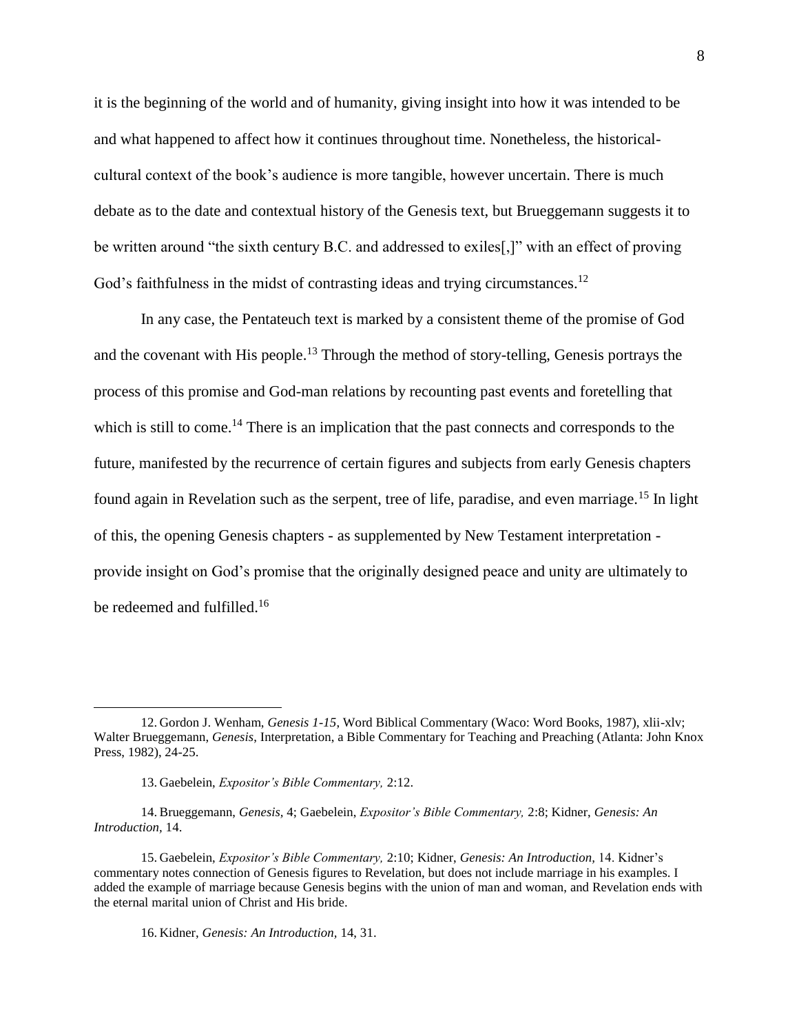it is the beginning of the world and of humanity, giving insight into how it was intended to be and what happened to affect how it continues throughout time. Nonetheless, the historical-cultural context of the book's audience is more tangible, however uncertain. There is much debate as to the date and contextual history of the Genesis text, but Brueggemann suggests it to be written around "the sixth century B.C. and addressed to exiles[,]" with an effect of proving God's faithfulness in the midst of contrasting ideas and trying circumstances.[12]

In any case, the Pentateuch text is marked by a consistent theme of the promise of God and the covenant with His people.[13] Through the method of story-telling, Genesis portrays the process of this promise and God-man relations by recounting past events and foretelling that which is still to come.[14] There is an implication that the past connects and corresponds to the future, manifested by the recurrence of certain figures and subjects from early Genesis chapters found again in Revelation such as the serpent, tree of life, paradise, and even marriage.[15] In light of this, the opening Genesis chapters - as supplemented by New Testament interpretation - provide insight on God's promise that the originally designed peace and unity are ultimately to be redeemed and fulfilled.[16]

---

12. Gordon J. Wenham, *Genesis 1-15*, Word Biblical Commentary (Waco: Word Books, 1987), xlii-xlv; Walter Brueggemann, *Genesis*, Interpretation, a Bible Commentary for Teaching and Preaching (Atlanta: John Knox Press, 1982), 24-25.

13. Gaebelein, *Expositor's Bible Commentary,* 2:12.

14. Brueggemann, *Genesis,* 4; Gaebelein, *Expositor's Bible Commentary,* 2:8; Kidner, *Genesis: An Introduction,* 14.

15. Gaebelein, *Expositor's Bible Commentary,* 2:10; Kidner, *Genesis: An Introduction,* 14. Kidner's commentary notes connection of Genesis figures to Revelation, but does not include marriage in his examples. I added the example of marriage because Genesis begins with the union of man and woman, and Revelation ends with the eternal marital union of Christ and His bride.

16. Kidner, *Genesis: An Introduction*, 14, 31.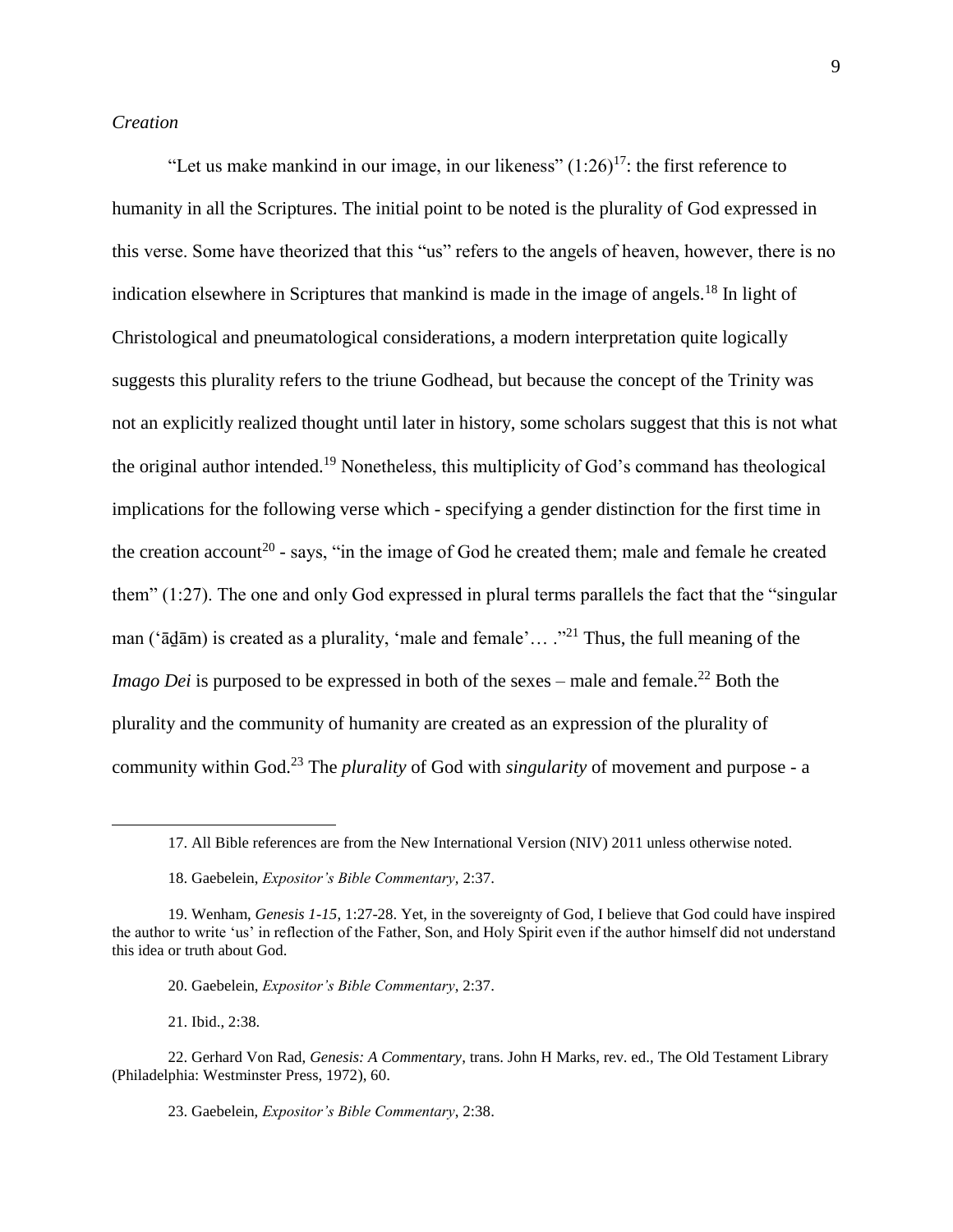*Creation*

"Let us make mankind in our image, in our likeness" (1:26)[17]: the first reference to humanity in all the Scriptures. The initial point to be noted is the plurality of God expressed in this verse. Some have theorized that this "us" refers to the angels of heaven, however, there is no indication elsewhere in Scriptures that mankind is made in the image of angels.[18] In light of Christological and pneumatological considerations, a modern interpretation quite logically suggests this plurality refers to the triune Godhead, but because the concept of the Trinity was not an explicitly realized thought until later in history, some scholars suggest that this is not what the original author intended.[19] Nonetheless, this multiplicity of God's command has theological implications for the following verse which - specifying a gender distinction for the first time in the creation account[20] - says, "in the image of God he created them; male and female he created them" (1:27). The one and only God expressed in plural terms parallels the fact that the "singular man ('āḏām) is created as a plurality, 'male and female'… ."[21] Thus, the full meaning of the *Imago Dei* is purposed to be expressed in both of the sexes – male and female.[22] Both the plurality and the community of humanity are created as an expression of the plurality of community within God.[23] The *plurality* of God with *singularity* of movement and purpose - a

---

17. All Bible references are from the New International Version (NIV) 2011 unless otherwise noted.

18. Gaebelein, *Expositor's Bible Commentary*, 2:37.

19. Wenham, *Genesis 1-15*, 1:27-28. Yet, in the sovereignty of God, I believe that God could have inspired the author to write 'us' in reflection of the Father, Son, and Holy Spirit even if the author himself did not understand this idea or truth about God.

20. Gaebelein, *Expositor's Bible Commentary*, 2:37.

21. Ibid., 2:38.

22. Gerhard Von Rad, *Genesis: A Commentary*, trans. John H Marks, rev. ed., The Old Testament Library (Philadelphia: Westminster Press, 1972), 60.

23. Gaebelein, *Expositor's Bible Commentary*, 2:38.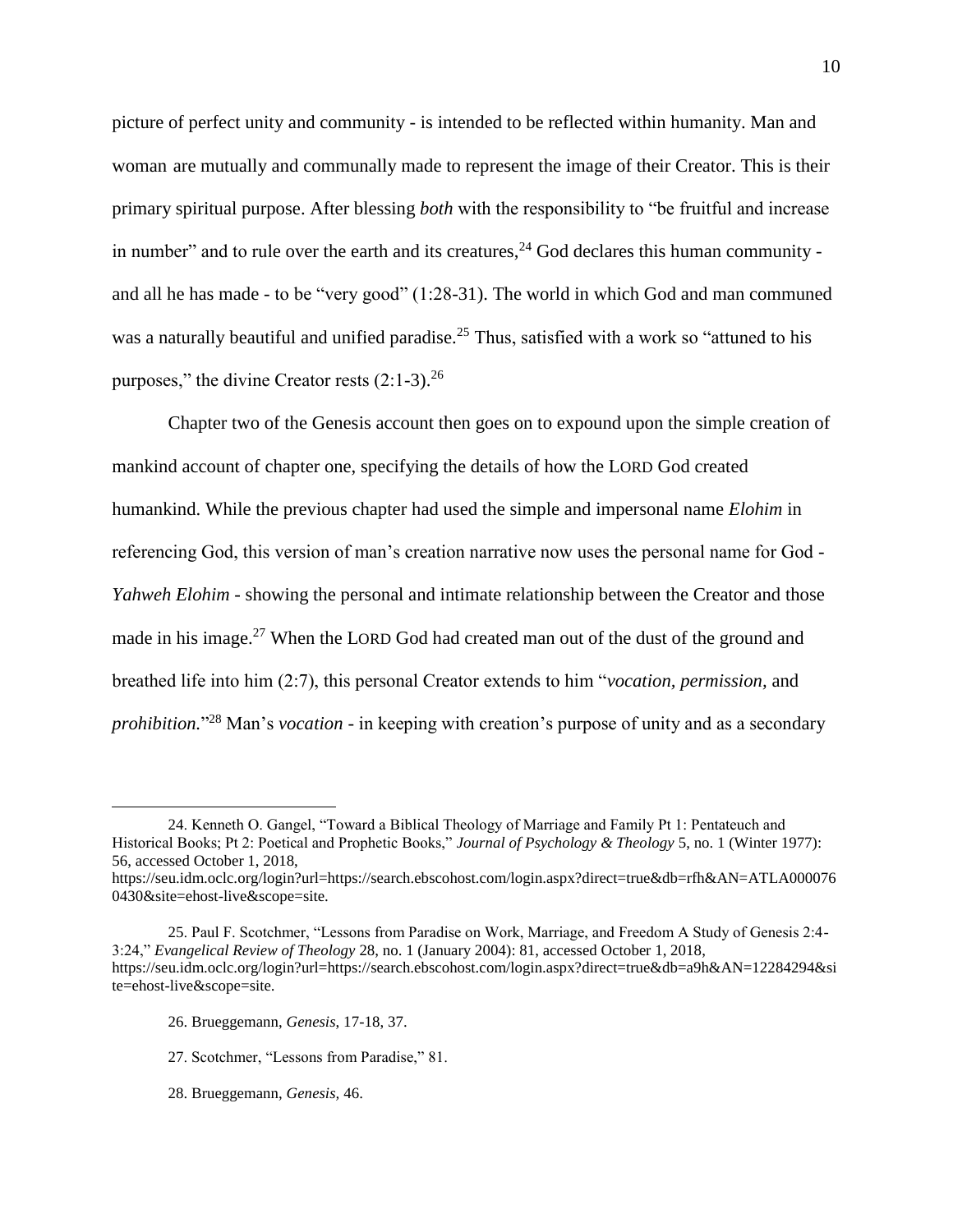picture of perfect unity and community - is intended to be reflected within humanity. Man and woman are mutually and communally made to represent the image of their Creator. This is their primary spiritual purpose. After blessing *both* with the responsibility to "be fruitful and increase in number" and to rule over the earth and its creatures,[24] God declares this human community - and all he has made - to be "very good" (1:28-31). The world in which God and man communed was a naturally beautiful and unified paradise.[25] Thus, satisfied with a work so "attuned to his purposes," the divine Creator rests (2:1-3).[26]

Chapter two of the Genesis account then goes on to expound upon the simple creation of mankind account of chapter one, specifying the details of how the LORD God created humankind. While the previous chapter had used the simple and impersonal name *Elohim* in referencing God, this version of man's creation narrative now uses the personal name for God - *Yahweh Elohim* - showing the personal and intimate relationship between the Creator and those made in his image.[27] When the LORD God had created man out of the dust of the ground and breathed life into him (2:7), this personal Creator extends to him "*vocation, permission,* and *prohibition.*"[28] Man's *vocation* - in keeping with creation's purpose of unity and as a secondary

---

24. Kenneth O. Gangel, "Toward a Biblical Theology of Marriage and Family Pt 1: Pentateuch and Historical Books; Pt 2: Poetical and Prophetic Books," *Journal of Psychology & Theology* 5, no. 1 (Winter 1977): 56, accessed October 1, 2018, https://seu.idm.oclc.org/login?url=https://search.ebscohost.com/login.aspx?direct=true&db=rfh&AN=ATLA0000760430&site=ehost-live&scope=site.

25. Paul F. Scotchmer, "Lessons from Paradise on Work, Marriage, and Freedom A Study of Genesis 2:4-3:24," *Evangelical Review of Theology* 28, no. 1 (January 2004): 81, accessed October 1, 2018, https://seu.idm.oclc.org/login?url=https://search.ebscohost.com/login.aspx?direct=true&db=a9h&AN=12284294&site=ehost-live&scope=site.

26. Brueggemann, *Genesis*, 17-18, 37.

27. Scotchmer, "Lessons from Paradise," 81.

28. Brueggemann, *Genesis,* 46.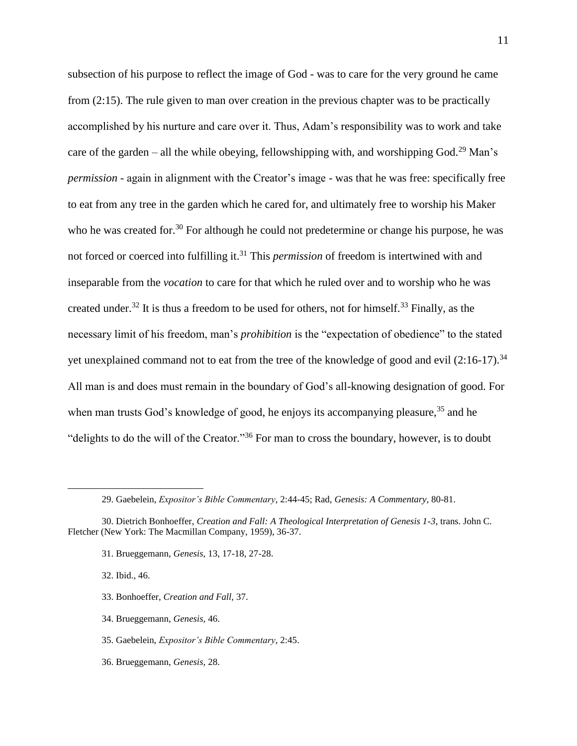subsection of his purpose to reflect the image of God - was to care for the very ground he came from (2:15). The rule given to man over creation in the previous chapter was to be practically accomplished by his nurture and care over it. Thus, Adam's responsibility was to work and take care of the garden – all the while obeying, fellowshipping with, and worshipping God.[29] Man's *permission* - again in alignment with the Creator's image - was that he was free: specifically free to eat from any tree in the garden which he cared for, and ultimately free to worship his Maker who he was created for.[30] For although he could not predetermine or change his purpose, he was not forced or coerced into fulfilling it.[31] This *permission* of freedom is intertwined with and inseparable from the *vocation* to care for that which he ruled over and to worship who he was created under.[32] It is thus a freedom to be used for others, not for himself.[33] Finally, as the necessary limit of his freedom, man's *prohibition* is the "expectation of obedience" to the stated yet unexplained command not to eat from the tree of the knowledge of good and evil (2:16-17).[34] All man is and does must remain in the boundary of God's all-knowing designation of good. For when man trusts God's knowledge of good, he enjoys its accompanying pleasure,[35] and he "delights to do the will of the Creator."[36] For man to cross the boundary, however, is to doubt

---

29. Gaebelein, *Expositor's Bible Commentary*, 2:44-45; Rad, *Genesis: A Commentary*, 80-81.

30. Dietrich Bonhoeffer, *Creation and Fall: A Theological Interpretation of Genesis 1-3*, trans. John C. Fletcher (New York: The Macmillan Company, 1959), 36-37.

31. Brueggemann, *Genesis*, 13, 17-18, 27-28.

32. Ibid., 46.

33. Bonhoeffer, *Creation and Fall*, 37.

34. Brueggemann, *Genesis*, 46.

35. Gaebelein, *Expositor's Bible Commentary*, 2:45.

36. Brueggemann, *Genesis*, 28.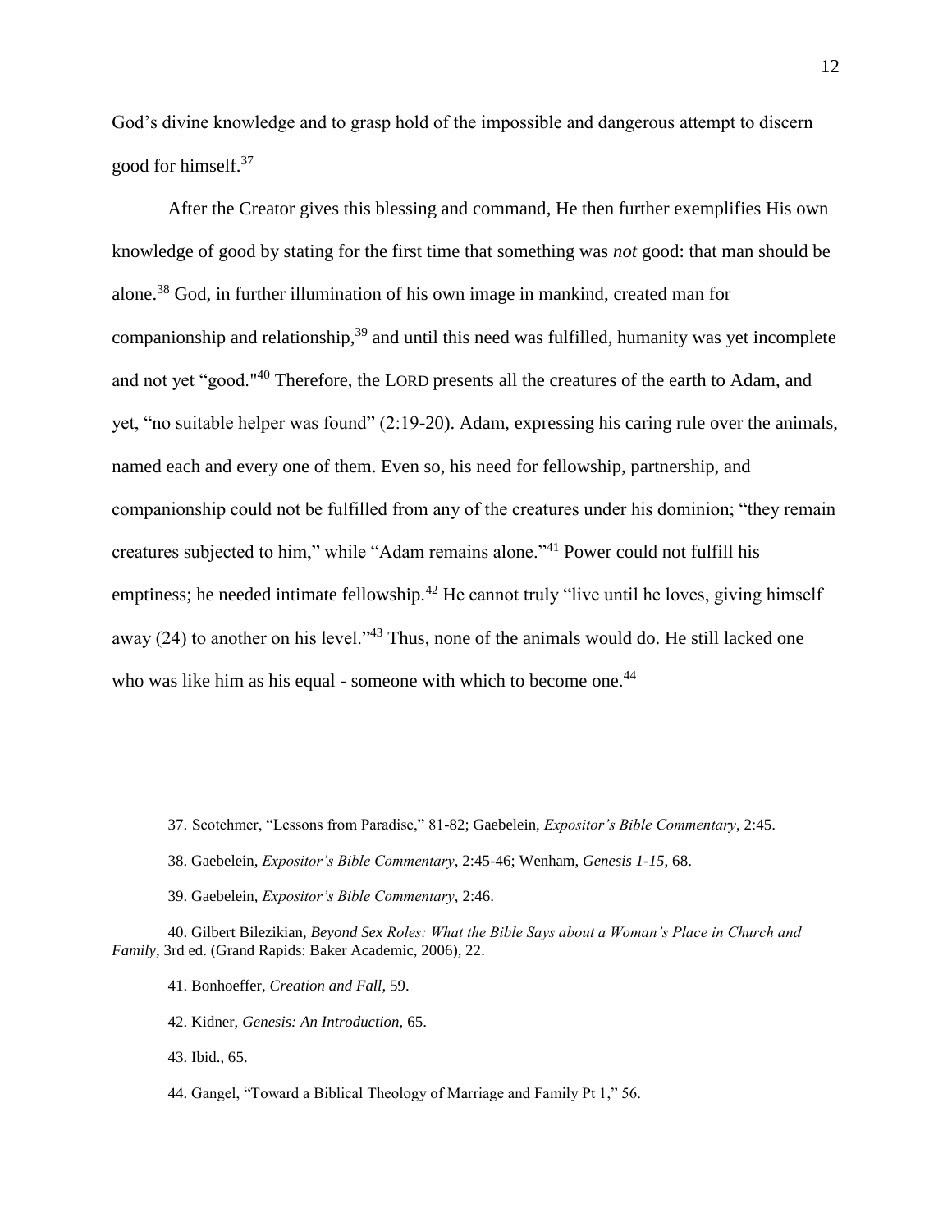God's divine knowledge and to grasp hold of the impossible and dangerous attempt to discern good for himself.[37]

After the Creator gives this blessing and command, He then further exemplifies His own knowledge of good by stating for the first time that something was *not* good: that man should be alone.[38] God, in further illumination of his own image in mankind, created man for companionship and relationship,[39] and until this need was fulfilled, humanity was yet incomplete and not yet "good."[40] Therefore, the LORD presents all the creatures of the earth to Adam, and yet, "no suitable helper was found" (2:19-20). Adam, expressing his caring rule over the animals, named each and every one of them. Even so, his need for fellowship, partnership, and companionship could not be fulfilled from any of the creatures under his dominion; "they remain creatures subjected to him," while "Adam remains alone."[41] Power could not fulfill his emptiness; he needed intimate fellowship.[42] He cannot truly "live until he loves, giving himself away (24) to another on his level."[43] Thus, none of the animals would do. He still lacked one who was like him as his equal - someone with which to become one.[44]

---

37. Scotchmer, "Lessons from Paradise," 81-82; Gaebelein, *Expositor's Bible Commentary*, 2:45.

38. Gaebelein, *Expositor's Bible Commentary*, 2:45-46; Wenham, *Genesis 1-15*, 68.

39. Gaebelein, *Expositor's Bible Commentary*, 2:46.

40. Gilbert Bilezikian, *Beyond Sex Roles: What the Bible Says about a Woman's Place in Church and Family*, 3rd ed. (Grand Rapids: Baker Academic, 2006), 22.

41. Bonhoeffer, *Creation and Fall*, 59.

42. Kidner, *Genesis: An Introduction*, 65.

43. Ibid., 65.

44. Gangel, "Toward a Biblical Theology of Marriage and Family Pt 1," 56.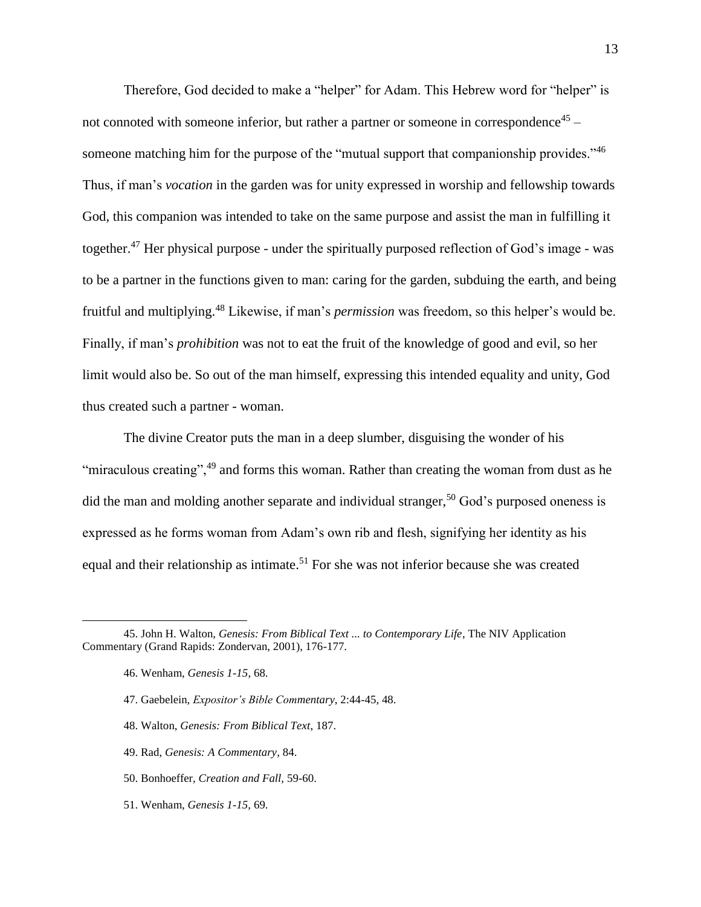Therefore, God decided to make a "helper" for Adam. This Hebrew word for "helper" is not connoted with someone inferior, but rather a partner or someone in correspondence[45] – someone matching him for the purpose of the "mutual support that companionship provides."[46] Thus, if man's *vocation* in the garden was for unity expressed in worship and fellowship towards God, this companion was intended to take on the same purpose and assist the man in fulfilling it together.[47] Her physical purpose - under the spiritually purposed reflection of God's image - was to be a partner in the functions given to man: caring for the garden, subduing the earth, and being fruitful and multiplying.[48] Likewise, if man's *permission* was freedom, so this helper's would be. Finally, if man's *prohibition* was not to eat the fruit of the knowledge of good and evil, so her limit would also be. So out of the man himself, expressing this intended equality and unity, God thus created such a partner - woman.

The divine Creator puts the man in a deep slumber, disguising the wonder of his "miraculous creating",[49] and forms this woman. Rather than creating the woman from dust as he did the man and molding another separate and individual stranger,[50] God's purposed oneness is expressed as he forms woman from Adam's own rib and flesh, signifying her identity as his equal and their relationship as intimate.[51] For she was not inferior because she was created

---

45. John H. Walton, *Genesis: From Biblical Text ... to Contemporary Life*, The NIV Application Commentary (Grand Rapids: Zondervan, 2001), 176-177.

46. Wenham, *Genesis 1-15*, 68.

47. Gaebelein, *Expositor's Bible Commentary*, 2:44-45, 48.

48. Walton, *Genesis: From Biblical Text*, 187.

49. Rad, *Genesis: A Commentary*, 84.

50. Bonhoeffer, *Creation and Fall,* 59-60.

51. Wenham, *Genesis 1-15*, 69.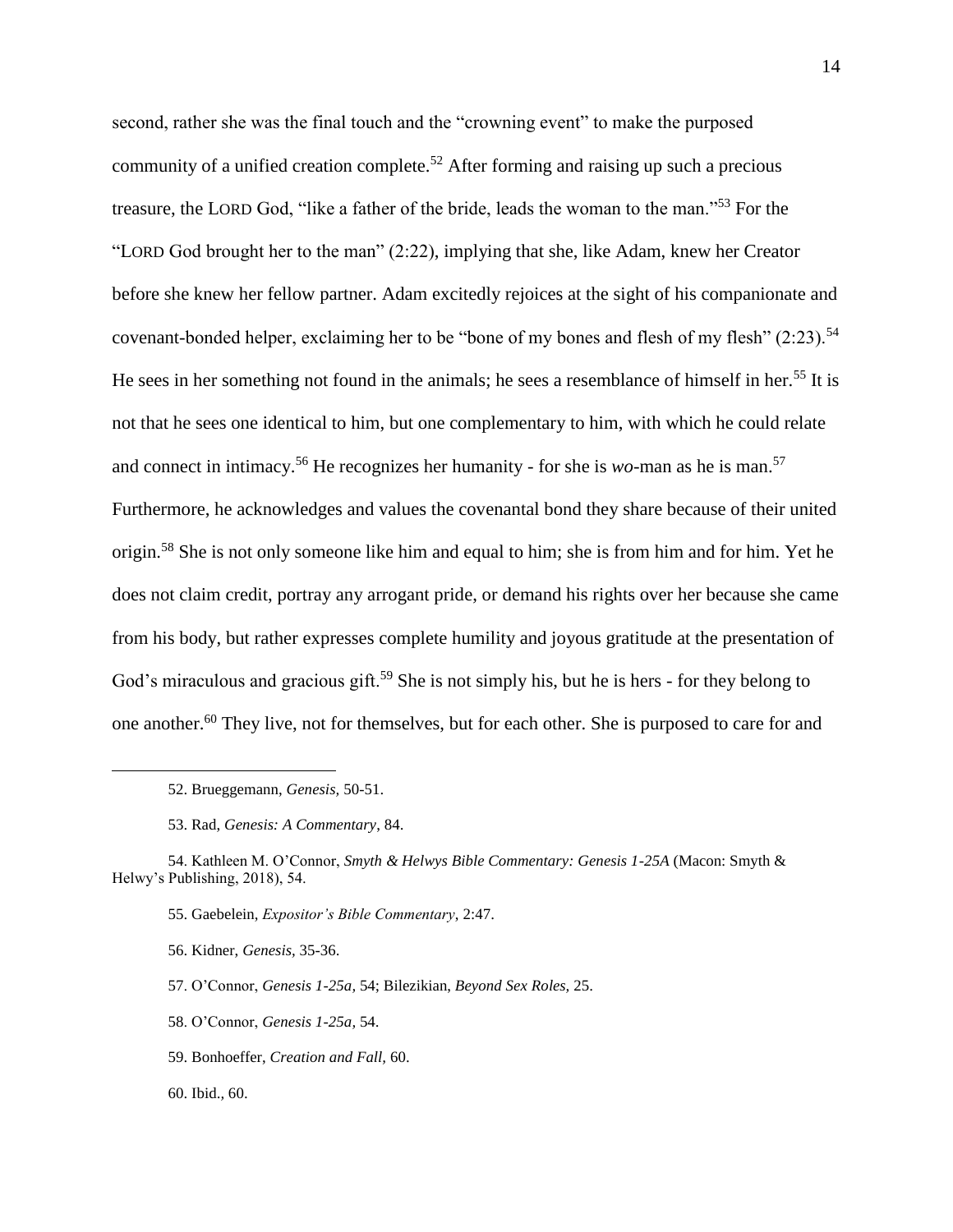second, rather she was the final touch and the "crowning event" to make the purposed community of a unified creation complete.[52] After forming and raising up such a precious treasure, the LORD God, "like a father of the bride, leads the woman to the man."[53] For the "LORD God brought her to the man" (2:22), implying that she, like Adam, knew her Creator before she knew her fellow partner. Adam excitedly rejoices at the sight of his companionate and covenant-bonded helper, exclaiming her to be "bone of my bones and flesh of my flesh" (2:23).[54] He sees in her something not found in the animals; he sees a resemblance of himself in her.[55] It is not that he sees one identical to him, but one complementary to him, with which he could relate and connect in intimacy.[56] He recognizes her humanity - for she is *wo*-man as he is man.[57] Furthermore, he acknowledges and values the covenantal bond they share because of their united origin.[58] She is not only someone like him and equal to him; she is from him and for him. Yet he does not claim credit, portray any arrogant pride, or demand his rights over her because she came from his body, but rather expresses complete humility and joyous gratitude at the presentation of God's miraculous and gracious gift.[59] She is not simply his, but he is hers - for they belong to one another.[60] They live, not for themselves, but for each other. She is purposed to care for and

---

52. Brueggemann, *Genesis,* 50-51.

53. Rad, *Genesis: A Commentary*, 84.

54. Kathleen M. O'Connor, *Smyth & Helwys Bible Commentary: Genesis 1-25A* (Macon: Smyth & Helwy's Publishing, 2018), 54.

55. Gaebelein, *Expositor's Bible Commentary*, 2:47.

56. Kidner, *Genesis,* 35-36.

57. O'Connor, *Genesis 1-25a,* 54; Bilezikian, *Beyond Sex Roles,* 25.

58. O'Connor, *Genesis 1-25a,* 54.

59. Bonhoeffer, *Creation and Fall,* 60.

60. Ibid., 60.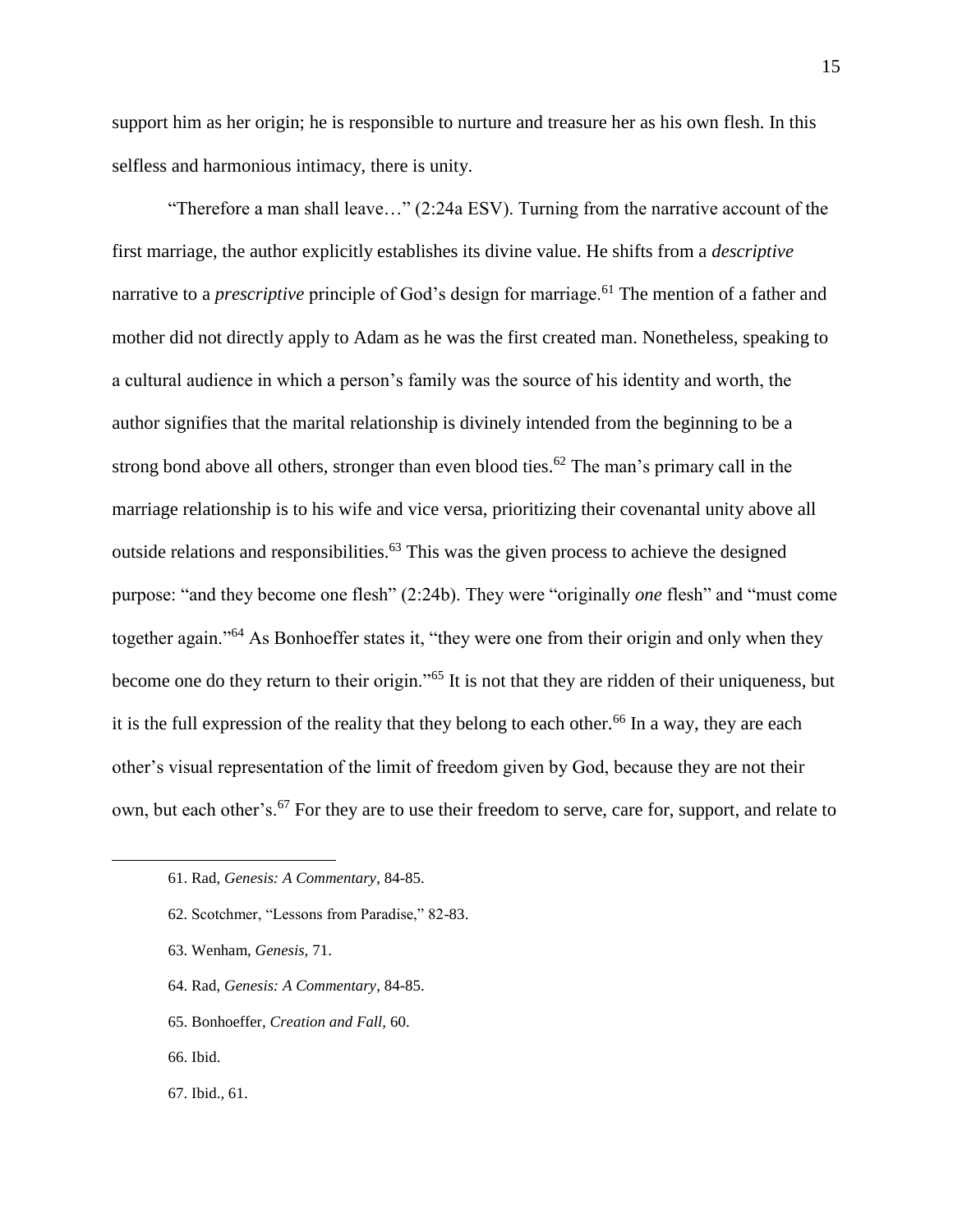support him as her origin; he is responsible to nurture and treasure her as his own flesh. In this selfless and harmonious intimacy, there is unity.

"Therefore a man shall leave…" (2:24a ESV). Turning from the narrative account of the first marriage, the author explicitly establishes its divine value. He shifts from a *descriptive* narrative to a *prescriptive* principle of God's design for marriage.[61] The mention of a father and mother did not directly apply to Adam as he was the first created man. Nonetheless, speaking to a cultural audience in which a person's family was the source of his identity and worth, the author signifies that the marital relationship is divinely intended from the beginning to be a strong bond above all others, stronger than even blood ties.[62] The man's primary call in the marriage relationship is to his wife and vice versa, prioritizing their covenantal unity above all outside relations and responsibilities.[63] This was the given process to achieve the designed purpose: "and they become one flesh" (2:24b). They were "originally *one* flesh" and "must come together again."[64] As Bonhoeffer states it, "they were one from their origin and only when they become one do they return to their origin."[65] It is not that they are ridden of their uniqueness, but it is the full expression of the reality that they belong to each other.[66] In a way, they are each other's visual representation of the limit of freedom given by God, because they are not their own, but each other's.[67] For they are to use their freedom to serve, care for, support, and relate to

61. Rad, *Genesis: A Commentary*, 84-85.

62. Scotchmer, "Lessons from Paradise," 82-83.

63. Wenham, *Genesis,* 71.

64. Rad, *Genesis: A Commentary*, 84-85.

65. Bonhoeffer, *Creation and Fall,* 60.

66. Ibid.

67. Ibid., 61.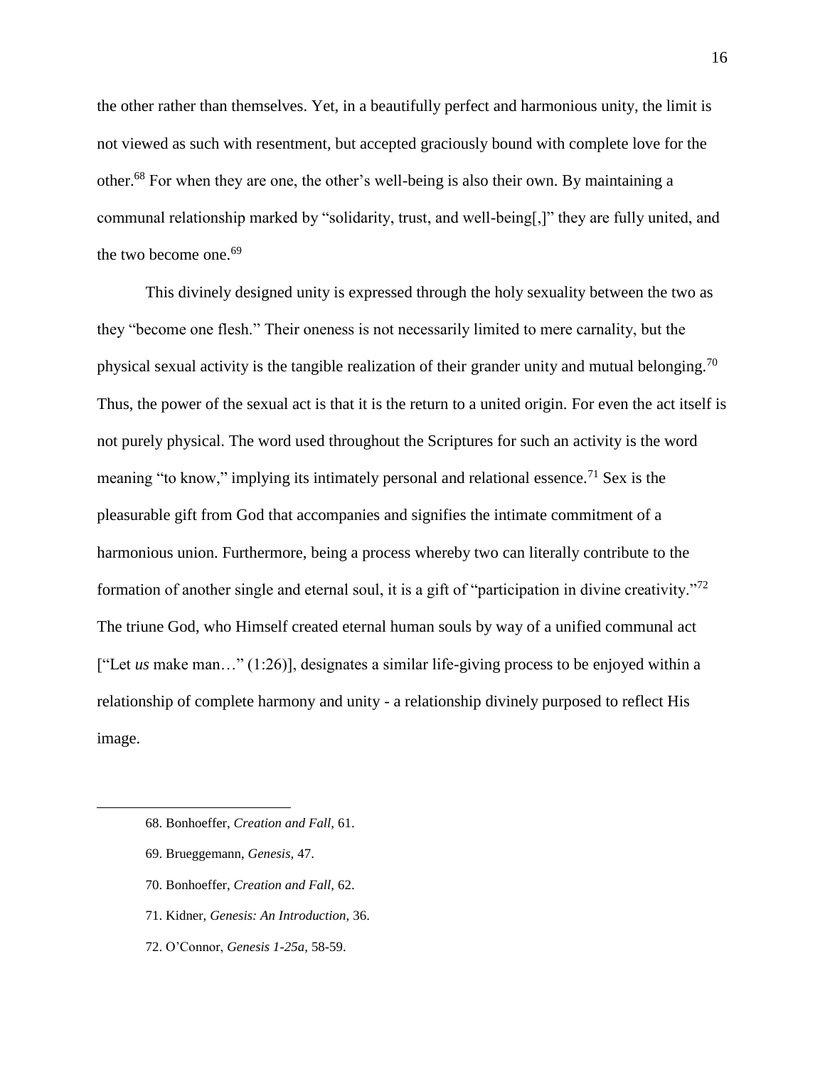the other rather than themselves. Yet, in a beautifully perfect and harmonious unity, the limit is not viewed as such with resentment, but accepted graciously bound with complete love for the other.[68] For when they are one, the other's well-being is also their own. By maintaining a communal relationship marked by "solidarity, trust, and well-being[,]" they are fully united, and the two become one.[69]

This divinely designed unity is expressed through the holy sexuality between the two as they "become one flesh." Their oneness is not necessarily limited to mere carnality, but the physical sexual activity is the tangible realization of their grander unity and mutual belonging.[70] Thus, the power of the sexual act is that it is the return to a united origin. For even the act itself is not purely physical. The word used throughout the Scriptures for such an activity is the word meaning "to know," implying its intimately personal and relational essence.[71] Sex is the pleasurable gift from God that accompanies and signifies the intimate commitment of a harmonious union. Furthermore, being a process whereby two can literally contribute to the formation of another single and eternal soul, it is a gift of "participation in divine creativity."[72] The triune God, who Himself created eternal human souls by way of a unified communal act ["Let *us* make man…" (1:26)], designates a similar life-giving process to be enjoyed within a relationship of complete harmony and unity - a relationship divinely purposed to reflect His image.

---

68. Bonhoeffer, *Creation and Fall,* 61.

69. Brueggemann, *Genesis,* 47.

70. Bonhoeffer, *Creation and Fall,* 62.

71. Kidner, *Genesis: An Introduction,* 36.

72. O'Connor, *Genesis 1-25a,* 58-59.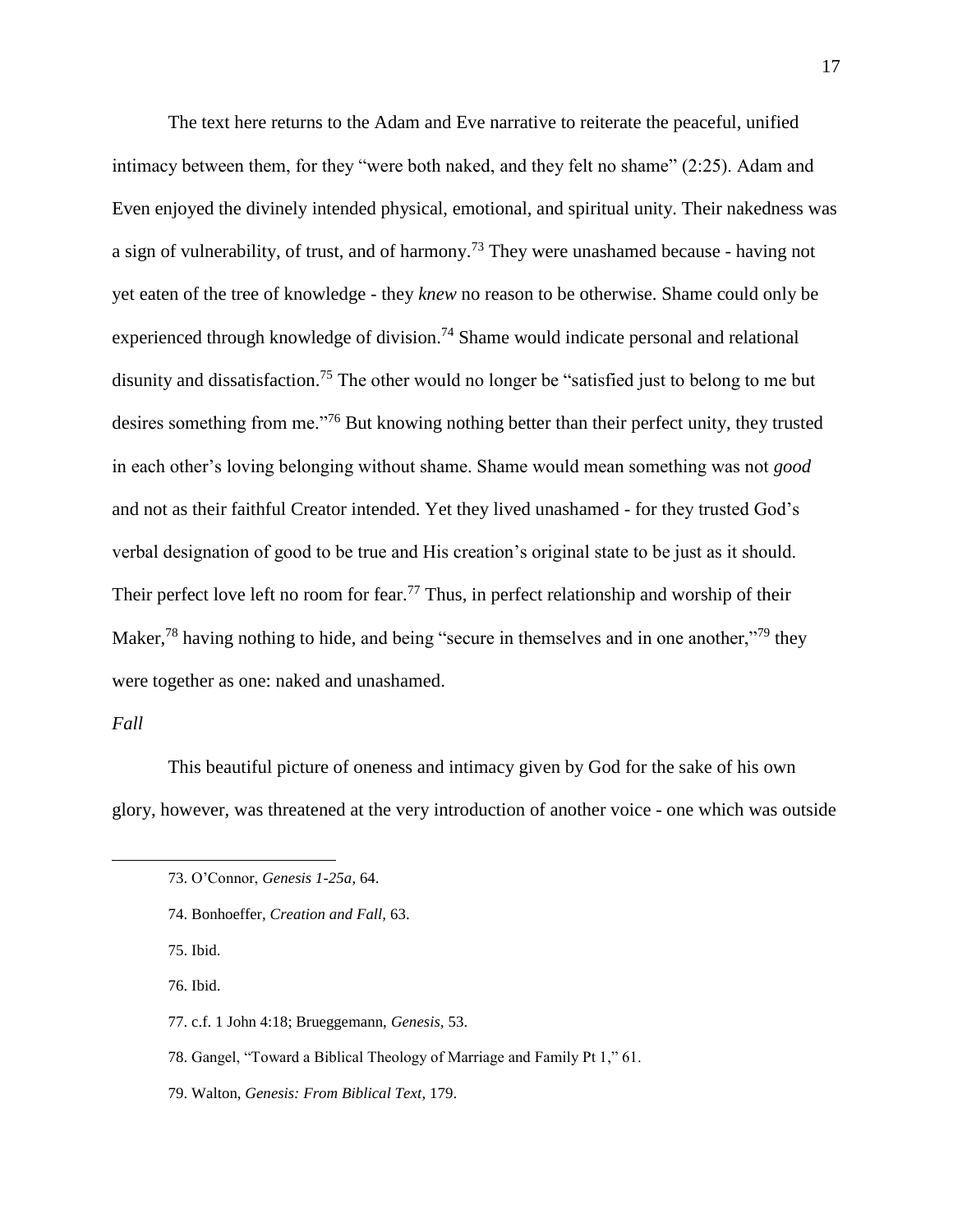The text here returns to the Adam and Eve narrative to reiterate the peaceful, unified intimacy between them, for they "were both naked, and they felt no shame" (2:25). Adam and Even enjoyed the divinely intended physical, emotional, and spiritual unity. Their nakedness was a sign of vulnerability, of trust, and of harmony.[73] They were unashamed because - having not yet eaten of the tree of knowledge - they *knew* no reason to be otherwise. Shame could only be experienced through knowledge of division.[74] Shame would indicate personal and relational disunity and dissatisfaction.[75] The other would no longer be "satisfied just to belong to me but desires something from me."[76] But knowing nothing better than their perfect unity, they trusted in each other's loving belonging without shame. Shame would mean something was not *good* and not as their faithful Creator intended. Yet they lived unashamed - for they trusted God's verbal designation of good to be true and His creation's original state to be just as it should. Their perfect love left no room for fear.[77] Thus, in perfect relationship and worship of their Maker,[78] having nothing to hide, and being "secure in themselves and in one another,"[79] they were together as one: naked and unashamed.

*Fall*

This beautiful picture of oneness and intimacy given by God for the sake of his own glory, however, was threatened at the very introduction of another voice - one which was outside

---

73. O'Connor, *Genesis 1-25a*, 64.

74. Bonhoeffer, *Creation and Fall*, 63.

75. Ibid.

76. Ibid.

77. c.f. 1 John 4:18; Brueggemann, *Genesis*, 53.

78. Gangel, "Toward a Biblical Theology of Marriage and Family Pt 1," 61.

79. Walton, *Genesis: From Biblical Text*, 179.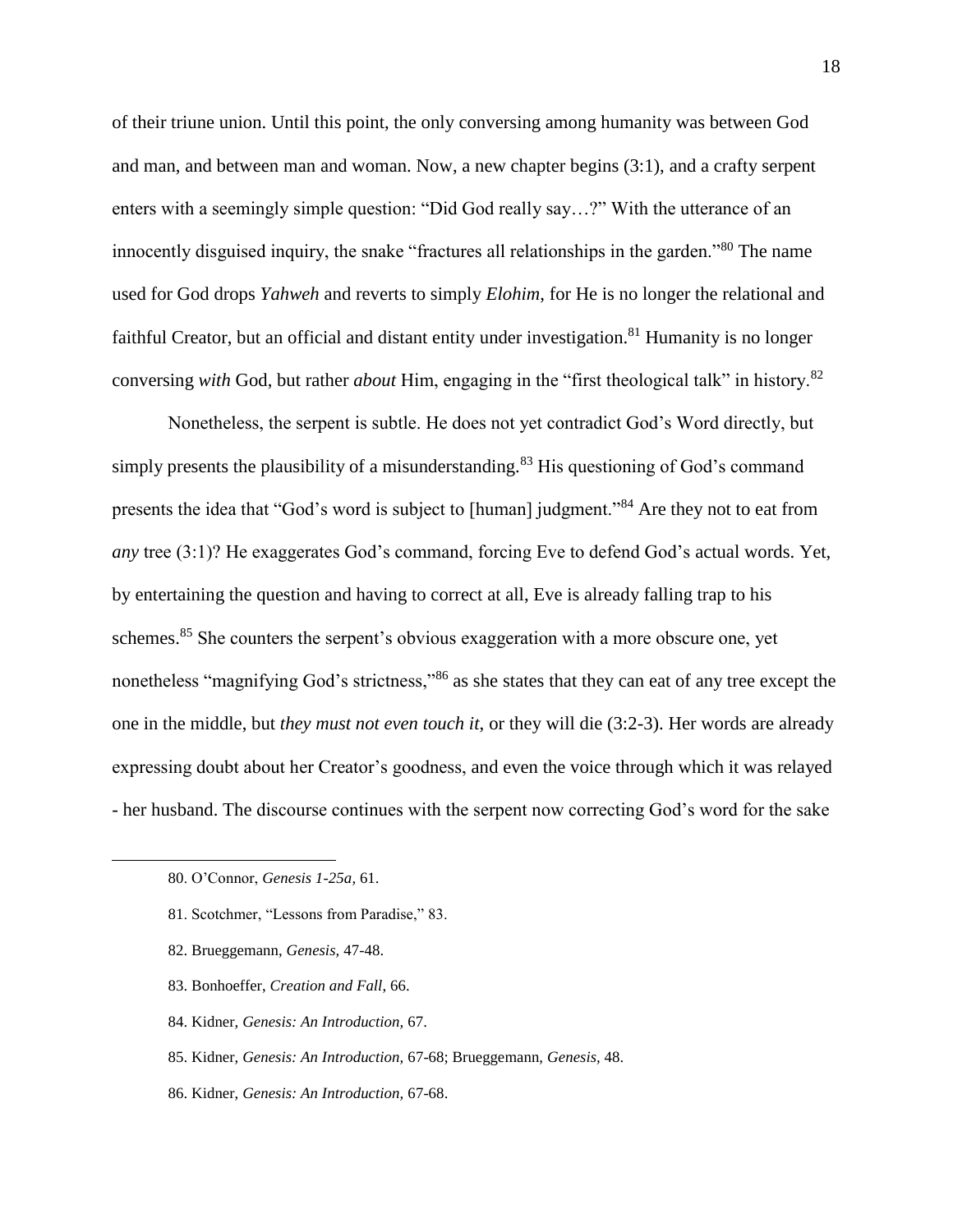of their triune union. Until this point, the only conversing among humanity was between God and man, and between man and woman. Now, a new chapter begins (3:1), and a crafty serpent enters with a seemingly simple question: "Did God really say…?" With the utterance of an innocently disguised inquiry, the snake "fractures all relationships in the garden."[80] The name used for God drops *Yahweh* and reverts to simply *Elohim*, for He is no longer the relational and faithful Creator, but an official and distant entity under investigation.[81] Humanity is no longer conversing *with* God, but rather *about* Him, engaging in the "first theological talk" in history.[82]

Nonetheless, the serpent is subtle. He does not yet contradict God's Word directly, but simply presents the plausibility of a misunderstanding.[83] His questioning of God's command presents the idea that "God's word is subject to [human] judgment."[84] Are they not to eat from *any* tree (3:1)? He exaggerates God's command, forcing Eve to defend God's actual words. Yet, by entertaining the question and having to correct at all, Eve is already falling trap to his schemes.[85] She counters the serpent's obvious exaggeration with a more obscure one, yet nonetheless "magnifying God's strictness,"[86] as she states that they can eat of any tree except the one in the middle, but *they must not even touch it*, or they will die (3:2-3). Her words are already expressing doubt about her Creator's goodness, and even the voice through which it was relayed - her husband. The discourse continues with the serpent now correcting God's word for the sake

---

80. O'Connor, *Genesis 1-25a,* 61.

81. Scotchmer, "Lessons from Paradise," 83.

82. Brueggemann, *Genesis,* 47-48.

83. Bonhoeffer, *Creation and Fall*, 66.

84. Kidner, *Genesis: An Introduction,* 67.

85. Kidner, *Genesis: An Introduction,* 67-68; Brueggemann, *Genesis,* 48.

86. Kidner, *Genesis: An Introduction,* 67-68.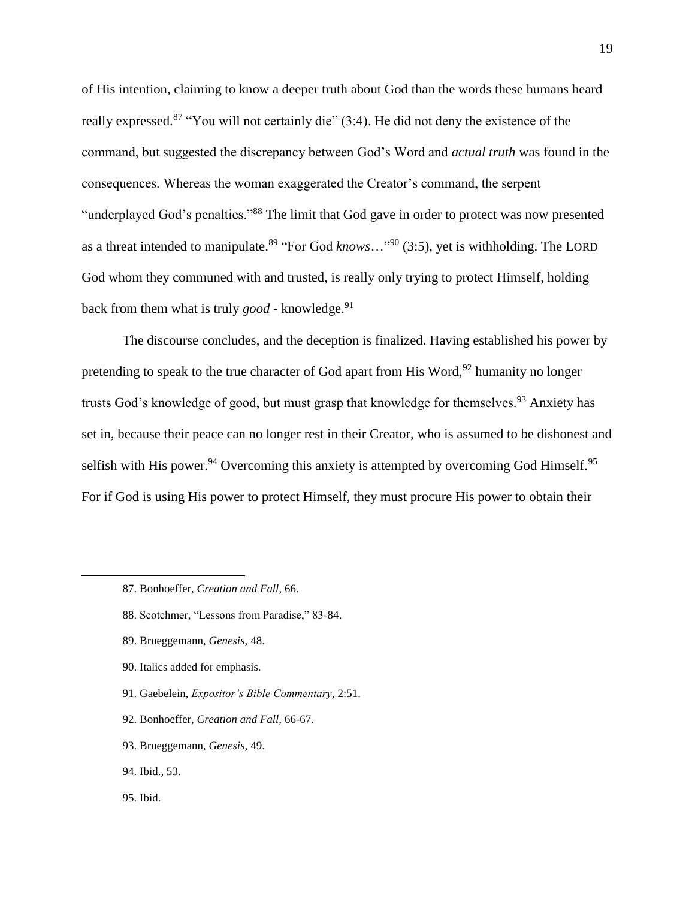of His intention, claiming to know a deeper truth about God than the words these humans heard really expressed.[87] "You will not certainly die" (3:4). He did not deny the existence of the command, but suggested the discrepancy between God's Word and *actual truth* was found in the consequences. Whereas the woman exaggerated the Creator's command, the serpent "underplayed God's penalties."[88] The limit that God gave in order to protect was now presented as a threat intended to manipulate.[89] "For God *knows*…"[90] (3:5), yet is withholding. The LORD God whom they communed with and trusted, is really only trying to protect Himself, holding back from them what is truly *good* - knowledge.[91]

The discourse concludes, and the deception is finalized. Having established his power by pretending to speak to the true character of God apart from His Word,[92] humanity no longer trusts God's knowledge of good, but must grasp that knowledge for themselves.[93] Anxiety has set in, because their peace can no longer rest in their Creator, who is assumed to be dishonest and selfish with His power.[94] Overcoming this anxiety is attempted by overcoming God Himself.[95] For if God is using His power to protect Himself, they must procure His power to obtain their

---

87. Bonhoeffer, *Creation and Fall*, 66.

88. Scotchmer, "Lessons from Paradise," 83-84.

89. Brueggemann, *Genesis,* 48.

90. Italics added for emphasis.

91. Gaebelein, *Expositor's Bible Commentary*, 2:51.

92. Bonhoeffer, *Creation and Fall,* 66-67.

93. Brueggemann, *Genesis,* 49.

94. Ibid., 53.

95. Ibid.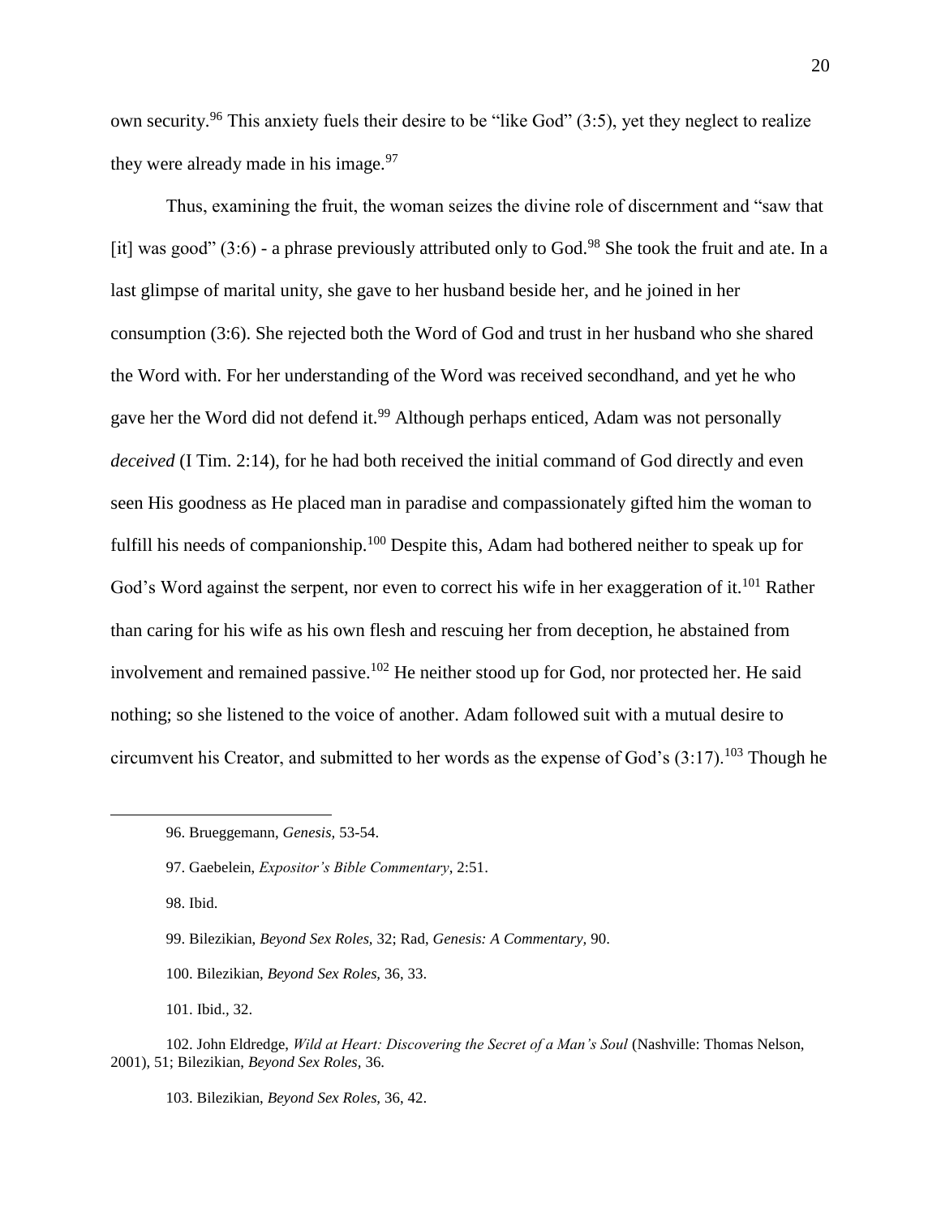own security.[96] This anxiety fuels their desire to be "like God" (3:5), yet they neglect to realize they were already made in his image.[97]

Thus, examining the fruit, the woman seizes the divine role of discernment and "saw that [it] was good" (3:6) - a phrase previously attributed only to God.[98] She took the fruit and ate. In a last glimpse of marital unity, she gave to her husband beside her, and he joined in her consumption (3:6). She rejected both the Word of God and trust in her husband who she shared the Word with. For her understanding of the Word was received secondhand, and yet he who gave her the Word did not defend it.[99] Although perhaps enticed, Adam was not personally *deceived* (I Tim. 2:14), for he had both received the initial command of God directly and even seen His goodness as He placed man in paradise and compassionately gifted him the woman to fulfill his needs of companionship.[100] Despite this, Adam had bothered neither to speak up for God's Word against the serpent, nor even to correct his wife in her exaggeration of it.[101] Rather than caring for his wife as his own flesh and rescuing her from deception, he abstained from involvement and remained passive.[102] He neither stood up for God, nor protected her. He said nothing; so she listened to the voice of another. Adam followed suit with a mutual desire to circumvent his Creator, and submitted to her words as the expense of God's (3:17).[103] Though he

---

96. Brueggemann, *Genesis,* 53-54.

97. Gaebelein, *Expositor's Bible Commentary*, 2:51.

98. Ibid.

99. Bilezikian, *Beyond Sex Roles,* 32; Rad, *Genesis: A Commentary,* 90.

100. Bilezikian, *Beyond Sex Roles,* 36, 33.

101. Ibid., 32.

102. John Eldredge, *Wild at Heart: Discovering the Secret of a Man's Soul* (Nashville: Thomas Nelson, 2001), 51; Bilezikian, *Beyond Sex Roles,* 36.

103. Bilezikian, *Beyond Sex Roles,* 36, 42.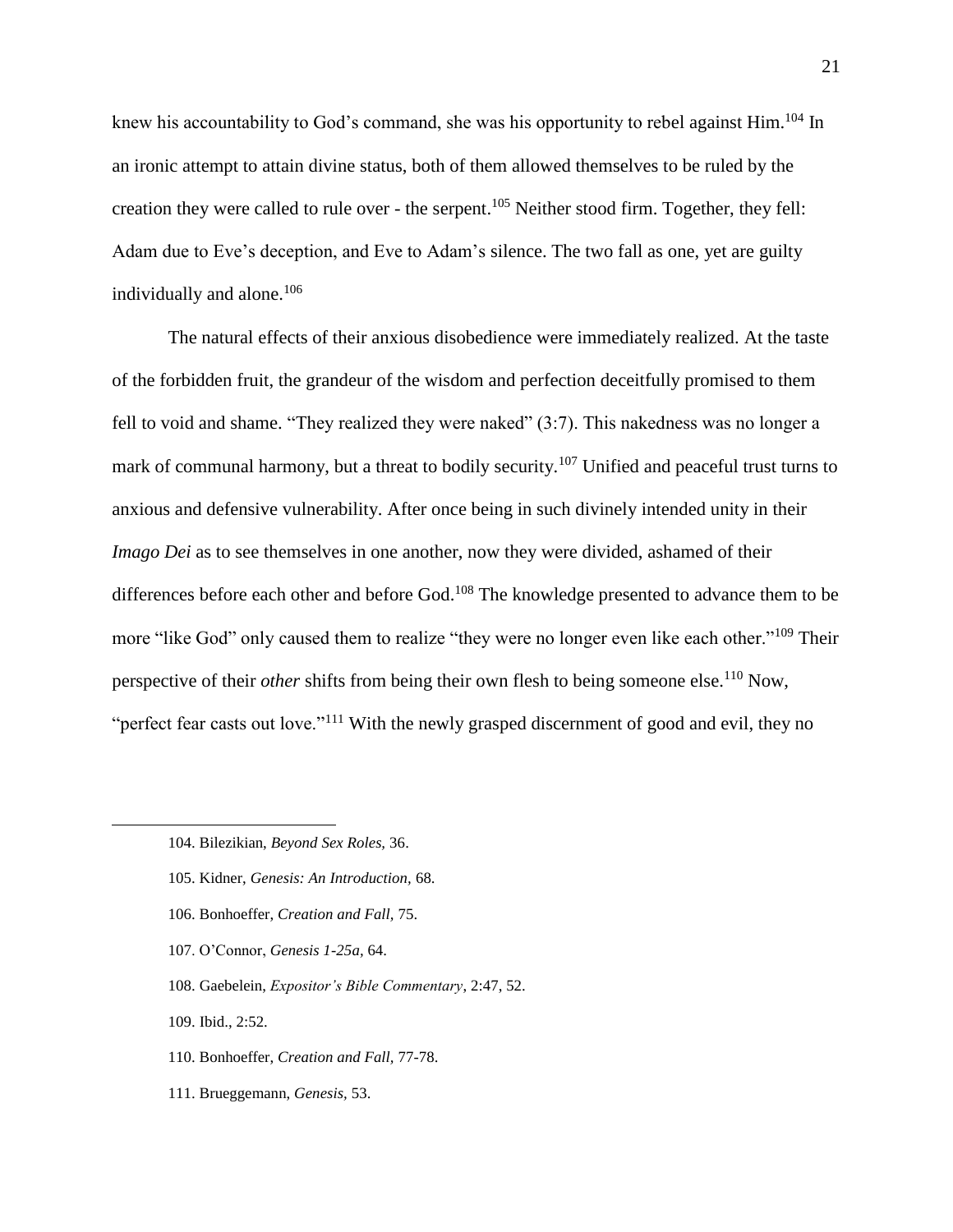knew his accountability to God's command, she was his opportunity to rebel against Him.[104] In an ironic attempt to attain divine status, both of them allowed themselves to be ruled by the creation they were called to rule over - the serpent.[105] Neither stood firm. Together, they fell: Adam due to Eve's deception, and Eve to Adam's silence. The two fall as one, yet are guilty individually and alone.[106]

The natural effects of their anxious disobedience were immediately realized. At the taste of the forbidden fruit, the grandeur of the wisdom and perfection deceitfully promised to them fell to void and shame. "They realized they were naked" (3:7). This nakedness was no longer a mark of communal harmony, but a threat to bodily security.[107] Unified and peaceful trust turns to anxious and defensive vulnerability. After once being in such divinely intended unity in their *Imago Dei* as to see themselves in one another, now they were divided, ashamed of their differences before each other and before God.[108] The knowledge presented to advance them to be more "like God" only caused them to realize "they were no longer even like each other."[109] Their perspective of their *other* shifts from being their own flesh to being someone else.[110] Now, "perfect fear casts out love."[111] With the newly grasped discernment of good and evil, they no

---

104. Bilezikian, *Beyond Sex Roles,* 36.

105. Kidner, *Genesis: An Introduction,* 68.

106. Bonhoeffer, *Creation and Fall,* 75.

107. O'Connor, *Genesis 1-25a,* 64.

108. Gaebelein, *Expositor's Bible Commentary*, 2:47, 52.

109. Ibid., 2:52.

110. Bonhoeffer, *Creation and Fall,* 77-78.

111. Brueggemann, *Genesis,* 53.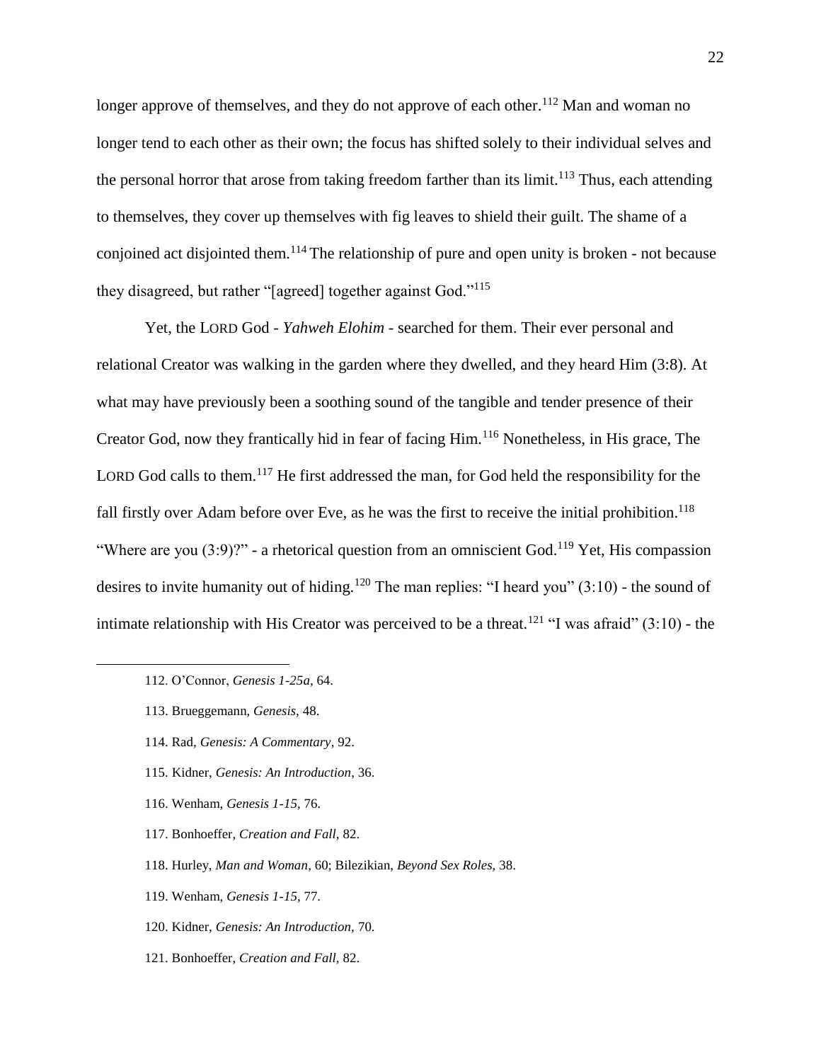longer approve of themselves, and they do not approve of each other.[112] Man and woman no longer tend to each other as their own; the focus has shifted solely to their individual selves and the personal horror that arose from taking freedom farther than its limit.[113] Thus, each attending to themselves, they cover up themselves with fig leaves to shield their guilt. The shame of a conjoined act disjointed them.[114] The relationship of pure and open unity is broken - not because they disagreed, but rather "[agreed] together against God."[115]

Yet, the LORD God - *Yahweh Elohim* - searched for them. Their ever personal and relational Creator was walking in the garden where they dwelled, and they heard Him (3:8). At what may have previously been a soothing sound of the tangible and tender presence of their Creator God, now they frantically hid in fear of facing Him.[116] Nonetheless, in His grace, The LORD God calls to them.[117] He first addressed the man, for God held the responsibility for the fall firstly over Adam before over Eve, as he was the first to receive the initial prohibition.[118] "Where are you (3:9)?" - a rhetorical question from an omniscient God.[119] Yet, His compassion desires to invite humanity out of hiding.[120] The man replies: "I heard you" (3:10) - the sound of intimate relationship with His Creator was perceived to be a threat.[121] "I was afraid" (3:10) - the

---

112. O'Connor, *Genesis 1-25a*, 64.

113. Brueggemann, *Genesis*, 48.

114. Rad, *Genesis: A Commentary*, 92.

115. Kidner, *Genesis: An Introduction*, 36.

116. Wenham, *Genesis 1-15*, 76.

117. Bonhoeffer, *Creation and Fall*, 82.

118. Hurley, *Man and Woman*, 60; Bilezikian, *Beyond Sex Roles*, 38.

119. Wenham, *Genesis 1-15*, 77.

120. Kidner, *Genesis: An Introduction*, 70.

121. Bonhoeffer, *Creation and Fall*, 82.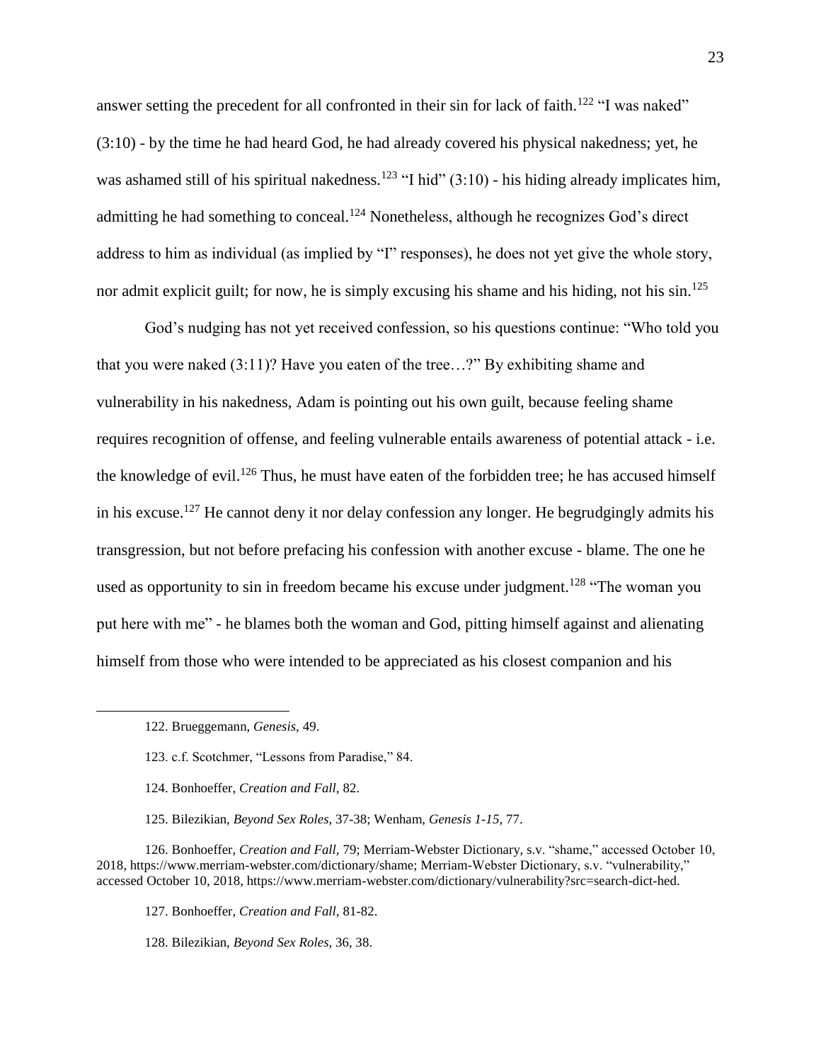answer setting the precedent for all confronted in their sin for lack of faith.[122] "I was naked" (3:10) - by the time he had heard God, he had already covered his physical nakedness; yet, he was ashamed still of his spiritual nakedness.[123] "I hid" (3:10) - his hiding already implicates him, admitting he had something to conceal.[124] Nonetheless, although he recognizes God's direct address to him as individual (as implied by "I" responses), he does not yet give the whole story, nor admit explicit guilt; for now, he is simply excusing his shame and his hiding, not his sin.[125]

God's nudging has not yet received confession, so his questions continue: "Who told you that you were naked (3:11)? Have you eaten of the tree…?" By exhibiting shame and vulnerability in his nakedness, Adam is pointing out his own guilt, because feeling shame requires recognition of offense, and feeling vulnerable entails awareness of potential attack - i.e. the knowledge of evil.[126] Thus, he must have eaten of the forbidden tree; he has accused himself in his excuse.[127] He cannot deny it nor delay confession any longer. He begrudgingly admits his transgression, but not before prefacing his confession with another excuse - blame. The one he used as opportunity to sin in freedom became his excuse under judgment.[128] "The woman you put here with me" - he blames both the woman and God, pitting himself against and alienating himself from those who were intended to be appreciated as his closest companion and his

---

122. Brueggemann, *Genesis,* 49.

123. c.f. Scotchmer, "Lessons from Paradise," 84.

124. Bonhoeffer, *Creation and Fall,* 82.

125. Bilezikian, *Beyond Sex Roles,* 37-38; Wenham, *Genesis 1-15,* 77.

126. Bonhoeffer, *Creation and Fall,* 79; Merriam-Webster Dictionary, s.v. "shame," accessed October 10, 2018, https://www.merriam-webster.com/dictionary/shame; Merriam-Webster Dictionary, s.v. "vulnerability," accessed October 10, 2018, https://www.merriam-webster.com/dictionary/vulnerability?src=search-dict-hed.

127. Bonhoeffer, *Creation and Fall,* 81-82.

128. Bilezikian, *Beyond Sex Roles,* 36, 38.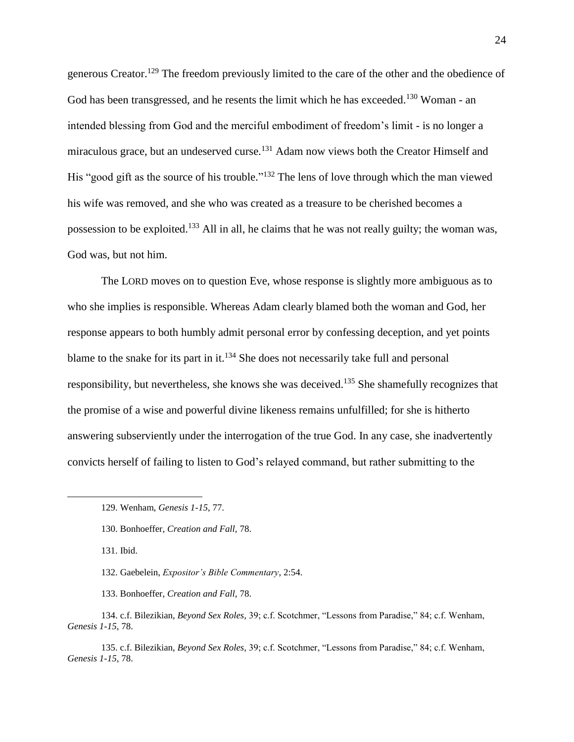generous Creator.[129] The freedom previously limited to the care of the other and the obedience of God has been transgressed, and he resents the limit which he has exceeded.[130] Woman - an intended blessing from God and the merciful embodiment of freedom's limit - is no longer a miraculous grace, but an undeserved curse.[131] Adam now views both the Creator Himself and His "good gift as the source of his trouble."[132] The lens of love through which the man viewed his wife was removed, and she who was created as a treasure to be cherished becomes a possession to be exploited.[133] All in all, he claims that he was not really guilty; the woman was, God was, but not him.

The LORD moves on to question Eve, whose response is slightly more ambiguous as to who she implies is responsible. Whereas Adam clearly blamed both the woman and God, her response appears to both humbly admit personal error by confessing deception, and yet points blame to the snake for its part in it.[134] She does not necessarily take full and personal responsibility, but nevertheless, she knows she was deceived.[135] She shamefully recognizes that the promise of a wise and powerful divine likeness remains unfulfilled; for she is hitherto answering subserviently under the interrogation of the true God. In any case, she inadvertently convicts herself of failing to listen to God's relayed command, but rather submitting to the

---

129. Wenham, *Genesis 1-15*, 77.

130. Bonhoeffer, *Creation and Fall,* 78.

131. Ibid.

132. Gaebelein, *Expositor's Bible Commentary*, 2:54.

133. Bonhoeffer, *Creation and Fall,* 78.

134. c.f. Bilezikian, *Beyond Sex Roles,* 39; c.f. Scotchmer, "Lessons from Paradise," 84; c.f. Wenham, *Genesis 1-15*, 78.

135. c.f. Bilezikian, *Beyond Sex Roles,* 39; c.f. Scotchmer, "Lessons from Paradise," 84; c.f. Wenham, *Genesis 1-15*, 78.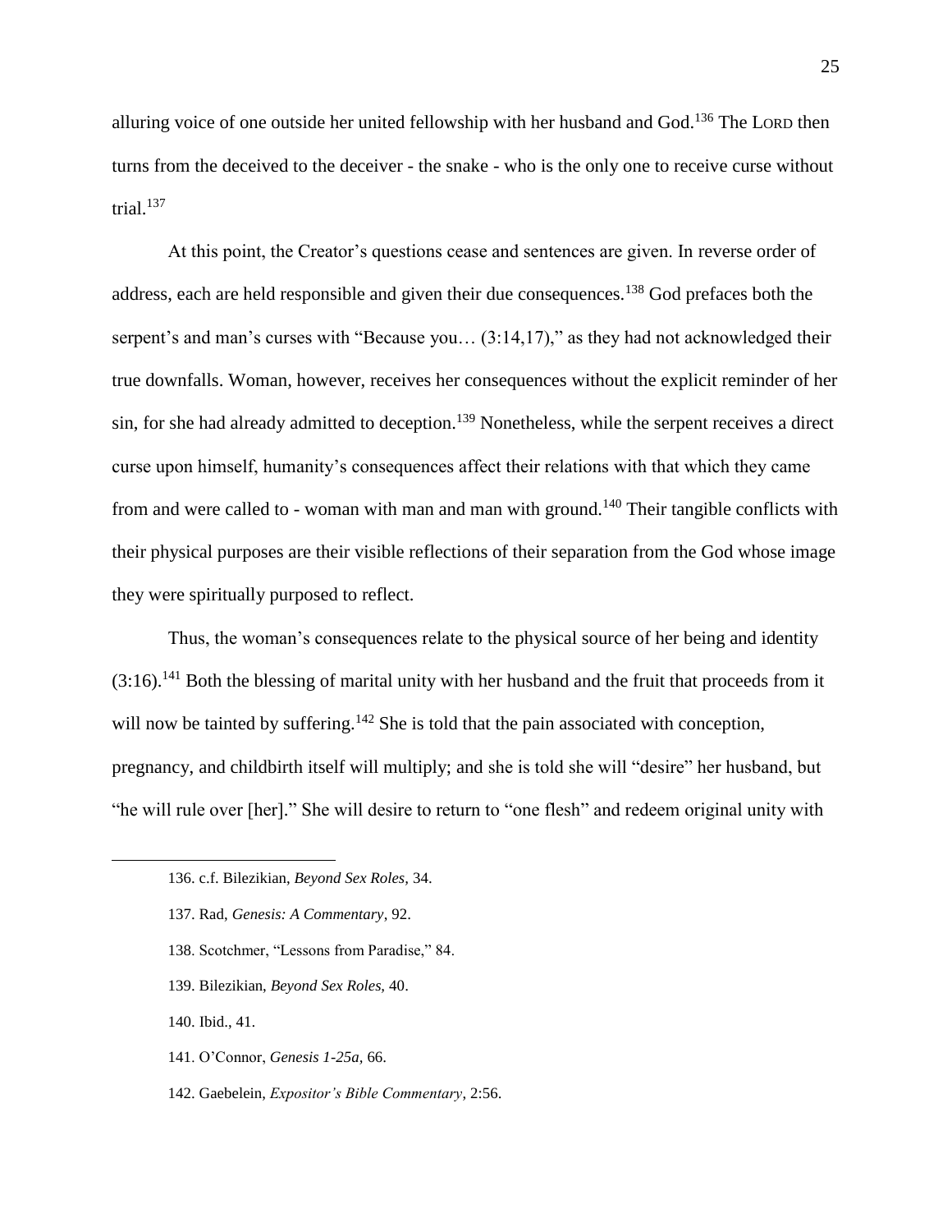alluring voice of one outside her united fellowship with her husband and God.[136] The LORD then turns from the deceived to the deceiver - the snake - who is the only one to receive curse without trial.[137]

At this point, the Creator's questions cease and sentences are given. In reverse order of address, each are held responsible and given their due consequences.[138] God prefaces both the serpent's and man's curses with "Because you… (3:14,17)," as they had not acknowledged their true downfalls. Woman, however, receives her consequences without the explicit reminder of her sin, for she had already admitted to deception.[139] Nonetheless, while the serpent receives a direct curse upon himself, humanity's consequences affect their relations with that which they came from and were called to - woman with man and man with ground.[140] Their tangible conflicts with their physical purposes are their visible reflections of their separation from the God whose image they were spiritually purposed to reflect.

Thus, the woman's consequences relate to the physical source of her being and identity (3:16).[141] Both the blessing of marital unity with her husband and the fruit that proceeds from it will now be tainted by suffering.[142] She is told that the pain associated with conception, pregnancy, and childbirth itself will multiply; and she is told she will "desire" her husband, but "he will rule over [her]." She will desire to return to "one flesh" and redeem original unity with

---

136. c.f. Bilezikian, *Beyond Sex Roles,* 34.

137. Rad, *Genesis: A Commentary,* 92.

138. Scotchmer, "Lessons from Paradise," 84.

139. Bilezikian, *Beyond Sex Roles,* 40.

140. Ibid., 41.

141. O'Connor, *Genesis 1-25a,* 66.

142. Gaebelein, *Expositor's Bible Commentary*, 2:56.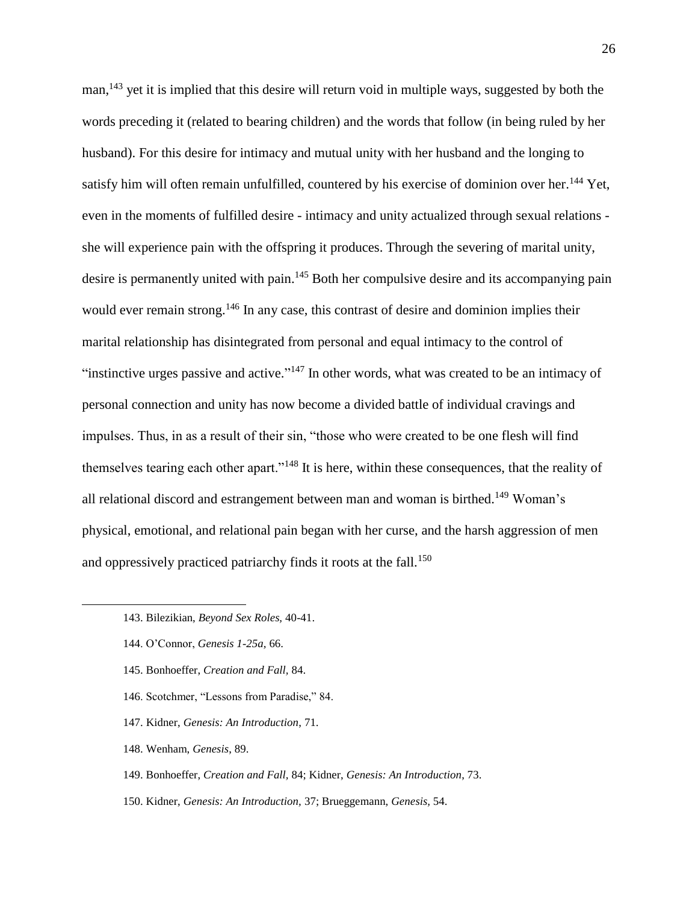man,[143] yet it is implied that this desire will return void in multiple ways, suggested by both the words preceding it (related to bearing children) and the words that follow (in being ruled by her husband). For this desire for intimacy and mutual unity with her husband and the longing to satisfy him will often remain unfulfilled, countered by his exercise of dominion over her.[144] Yet, even in the moments of fulfilled desire - intimacy and unity actualized through sexual relations - she will experience pain with the offspring it produces. Through the severing of marital unity, desire is permanently united with pain.[145] Both her compulsive desire and its accompanying pain would ever remain strong.[146] In any case, this contrast of desire and dominion implies their marital relationship has disintegrated from personal and equal intimacy to the control of "instinctive urges passive and active."[147] In other words, what was created to be an intimacy of personal connection and unity has now become a divided battle of individual cravings and impulses. Thus, in as a result of their sin, "those who were created to be one flesh will find themselves tearing each other apart."[148] It is here, within these consequences, that the reality of all relational discord and estrangement between man and woman is birthed.[149] Woman's physical, emotional, and relational pain began with her curse, and the harsh aggression of men and oppressively practiced patriarchy finds it roots at the fall.[150]

143. Bilezikian, *Beyond Sex Roles,* 40-41.

144. O'Connor, *Genesis 1-25a,* 66.

145. Bonhoeffer, *Creation and Fall,* 84.

146. Scotchmer, "Lessons from Paradise," 84.

147. Kidner, *Genesis: An Introduction*, 71.

148. Wenham, *Genesis*, 89.

149. Bonhoeffer, *Creation and Fall,* 84; Kidner, *Genesis: An Introduction*, 73.

150. Kidner, *Genesis: An Introduction,* 37; Brueggemann, *Genesis,* 54.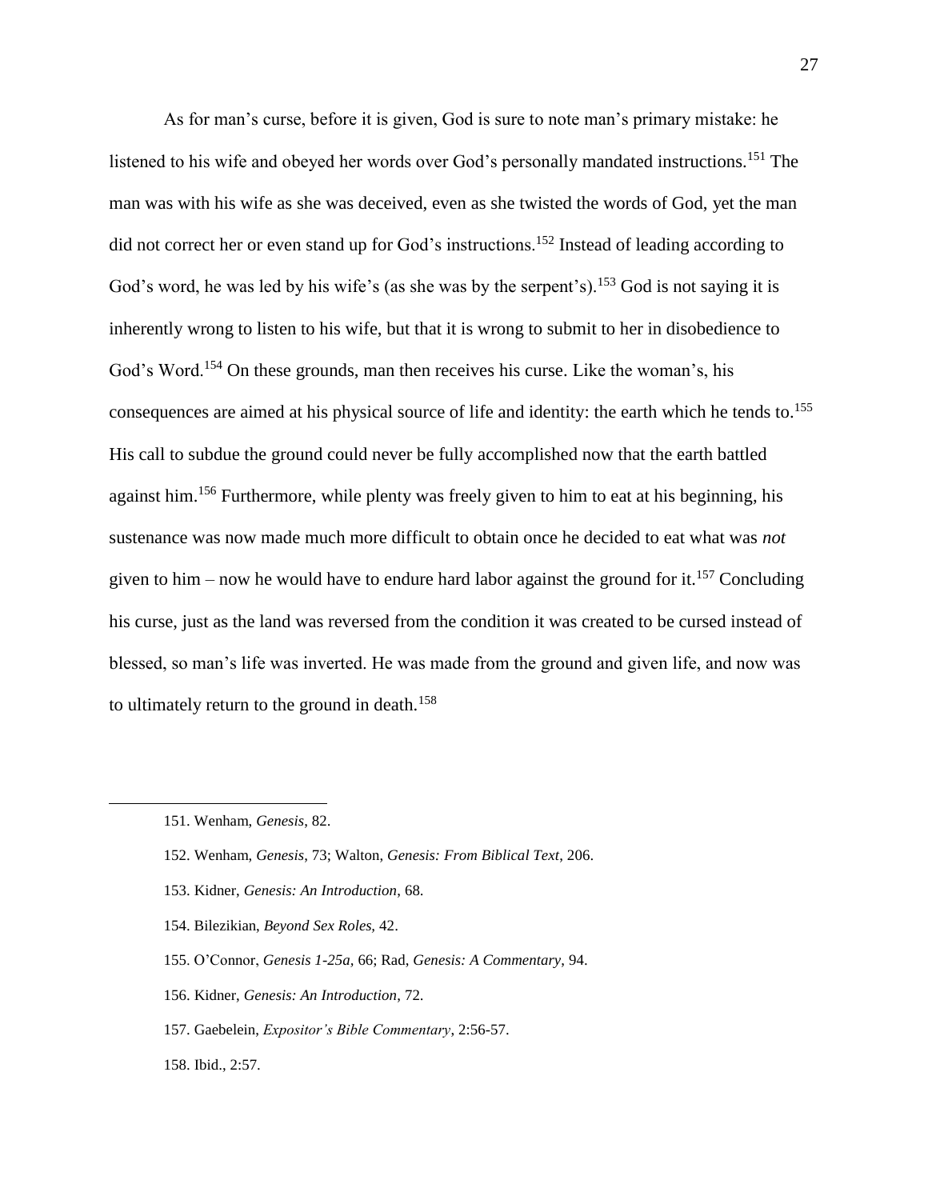As for man's curse, before it is given, God is sure to note man's primary mistake: he listened to his wife and obeyed her words over God's personally mandated instructions.[151] The man was with his wife as she was deceived, even as she twisted the words of God, yet the man did not correct her or even stand up for God's instructions.[152] Instead of leading according to God's word, he was led by his wife's (as she was by the serpent's).[153] God is not saying it is inherently wrong to listen to his wife, but that it is wrong to submit to her in disobedience to God's Word.[154] On these grounds, man then receives his curse. Like the woman's, his consequences are aimed at his physical source of life and identity: the earth which he tends to.[155] His call to subdue the ground could never be fully accomplished now that the earth battled against him.[156] Furthermore, while plenty was freely given to him to eat at his beginning, his sustenance was now made much more difficult to obtain once he decided to eat what was *not* given to him – now he would have to endure hard labor against the ground for it.[157] Concluding his curse, just as the land was reversed from the condition it was created to be cursed instead of blessed, so man's life was inverted. He was made from the ground and given life, and now was to ultimately return to the ground in death.[158]

---

151. Wenham, *Genesis*, 82.

152. Wenham, *Genesis*, 73; Walton, *Genesis: From Biblical Text*, 206.

153. Kidner, *Genesis: An Introduction*, 68.

154. Bilezikian, *Beyond Sex Roles,* 42.

155. O'Connor, *Genesis 1-25a,* 66; Rad, *Genesis: A Commentary*, 94.

156. Kidner, *Genesis: An Introduction*, 72.

157. Gaebelein, *Expositor's Bible Commentary*, 2:56-57.

158. Ibid., 2:57.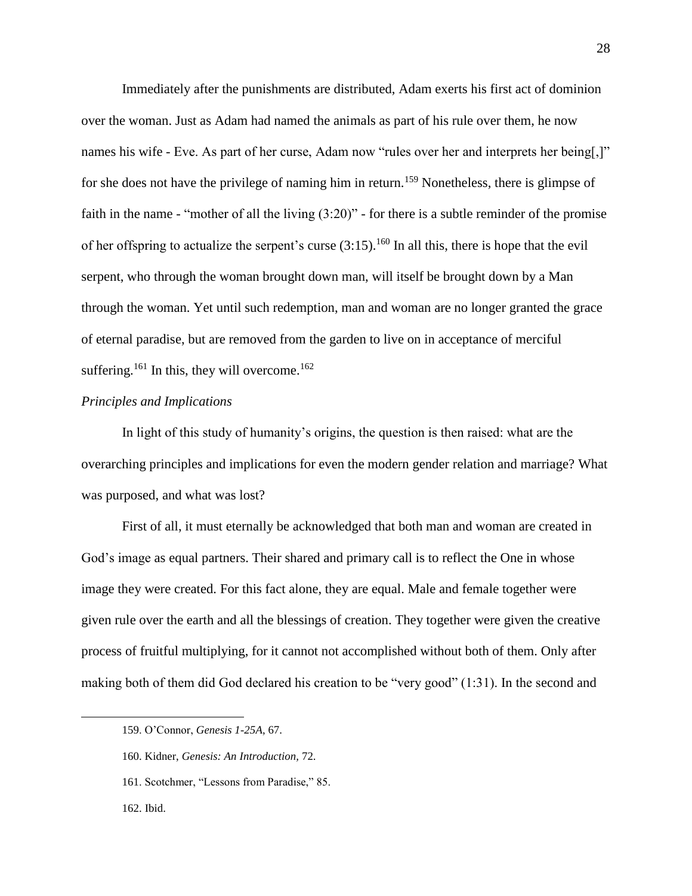Immediately after the punishments are distributed, Adam exerts his first act of dominion over the woman. Just as Adam had named the animals as part of his rule over them, he now names his wife - Eve. As part of her curse, Adam now "rules over her and interprets her being[,]" for she does not have the privilege of naming him in return.[159] Nonetheless, there is glimpse of faith in the name - "mother of all the living (3:20)" - for there is a subtle reminder of the promise of her offspring to actualize the serpent's curse (3:15).[160] In all this, there is hope that the evil serpent, who through the woman brought down man, will itself be brought down by a Man through the woman. Yet until such redemption, man and woman are no longer granted the grace of eternal paradise, but are removed from the garden to live on in acceptance of merciful suffering.[161] In this, they will overcome.[162]

*Principles and Implications*

In light of this study of humanity's origins, the question is then raised: what are the overarching principles and implications for even the modern gender relation and marriage? What was purposed, and what was lost?

First of all, it must eternally be acknowledged that both man and woman are created in God's image as equal partners. Their shared and primary call is to reflect the One in whose image they were created. For this fact alone, they are equal. Male and female together were given rule over the earth and all the blessings of creation. They together were given the creative process of fruitful multiplying, for it cannot not accomplished without both of them. Only after making both of them did God declared his creation to be "very good" (1:31). In the second and

---

159. O'Connor, *Genesis 1-25A*, 67.

160. Kidner, *Genesis: An Introduction*, 72.

161. Scotchmer, "Lessons from Paradise," 85.

162. Ibid.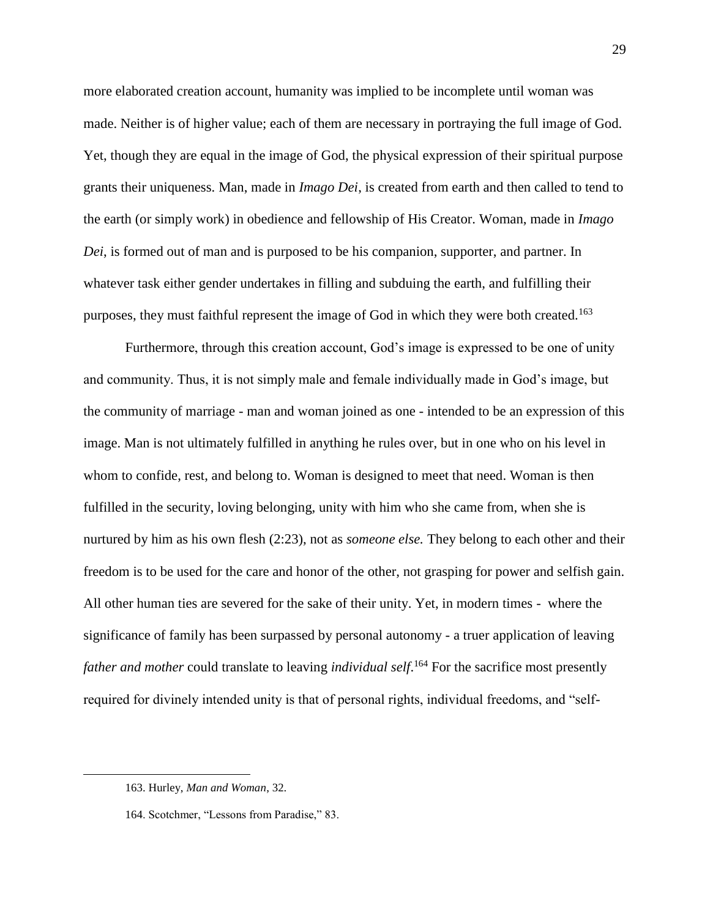more elaborated creation account, humanity was implied to be incomplete until woman was made. Neither is of higher value; each of them are necessary in portraying the full image of God. Yet, though they are equal in the image of God, the physical expression of their spiritual purpose grants their uniqueness. Man, made in *Imago Dei*, is created from earth and then called to tend to the earth (or simply work) in obedience and fellowship of His Creator. Woman, made in *Imago Dei*, is formed out of man and is purposed to be his companion, supporter, and partner. In whatever task either gender undertakes in filling and subduing the earth, and fulfilling their purposes, they must faithful represent the image of God in which they were both created.[163]

Furthermore, through this creation account, God's image is expressed to be one of unity and community. Thus, it is not simply male and female individually made in God's image, but the community of marriage - man and woman joined as one - intended to be an expression of this image. Man is not ultimately fulfilled in anything he rules over, but in one who on his level in whom to confide, rest, and belong to. Woman is designed to meet that need. Woman is then fulfilled in the security, loving belonging, unity with him who she came from, when she is nurtured by him as his own flesh (2:23), not as *someone else.* They belong to each other and their freedom is to be used for the care and honor of the other, not grasping for power and selfish gain. All other human ties are severed for the sake of their unity. Yet, in modern times - where the significance of family has been surpassed by personal autonomy - a truer application of leaving *father and mother* could translate to leaving *individual self*.[164] For the sacrifice most presently required for divinely intended unity is that of personal rights, individual freedoms, and "self-

---

163. Hurley, *Man and Woman*, 32.

164. Scotchmer, "Lessons from Paradise," 83.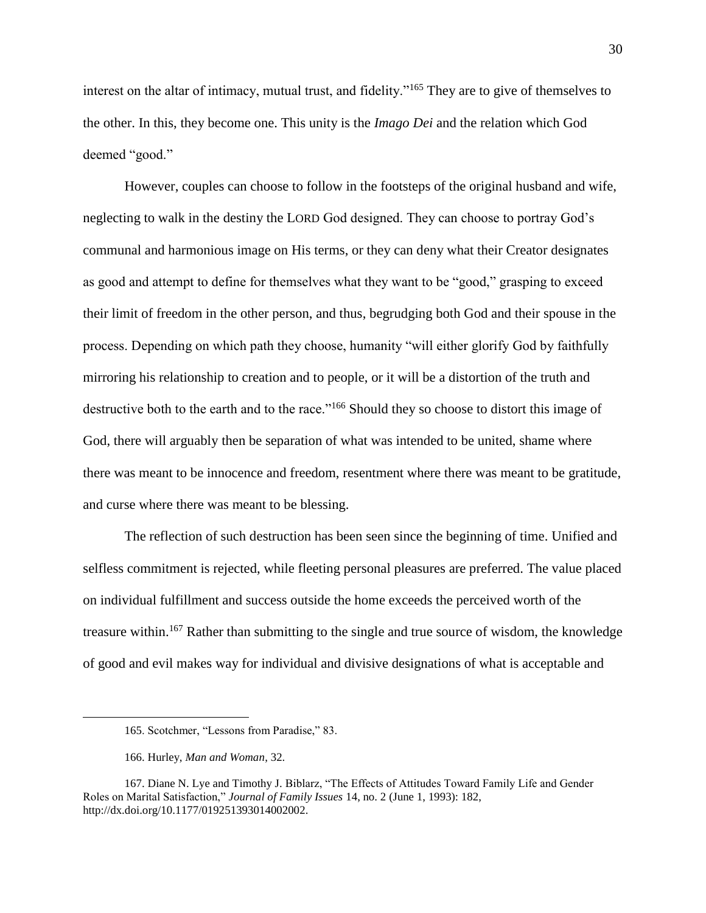interest on the altar of intimacy, mutual trust, and fidelity."[165] They are to give of themselves to the other. In this, they become one. This unity is the *Imago Dei* and the relation which God deemed "good."

However, couples can choose to follow in the footsteps of the original husband and wife, neglecting to walk in the destiny the LORD God designed. They can choose to portray God's communal and harmonious image on His terms, or they can deny what their Creator designates as good and attempt to define for themselves what they want to be "good," grasping to exceed their limit of freedom in the other person, and thus, begrudging both God and their spouse in the process. Depending on which path they choose, humanity "will either glorify God by faithfully mirroring his relationship to creation and to people, or it will be a distortion of the truth and destructive both to the earth and to the race."[166] Should they so choose to distort this image of God, there will arguably then be separation of what was intended to be united, shame where there was meant to be innocence and freedom, resentment where there was meant to be gratitude, and curse where there was meant to be blessing.

The reflection of such destruction has been seen since the beginning of time. Unified and selfless commitment is rejected, while fleeting personal pleasures are preferred. The value placed on individual fulfillment and success outside the home exceeds the perceived worth of the treasure within.[167] Rather than submitting to the single and true source of wisdom, the knowledge of good and evil makes way for individual and divisive designations of what is acceptable and

---

165. Scotchmer, "Lessons from Paradise," 83.

166. Hurley, *Man and Woman*, 32.

167. Diane N. Lye and Timothy J. Biblarz, "The Effects of Attitudes Toward Family Life and Gender Roles on Marital Satisfaction," *Journal of Family Issues* 14, no. 2 (June 1, 1993): 182, http://dx.doi.org/10.1177/019251393014002002.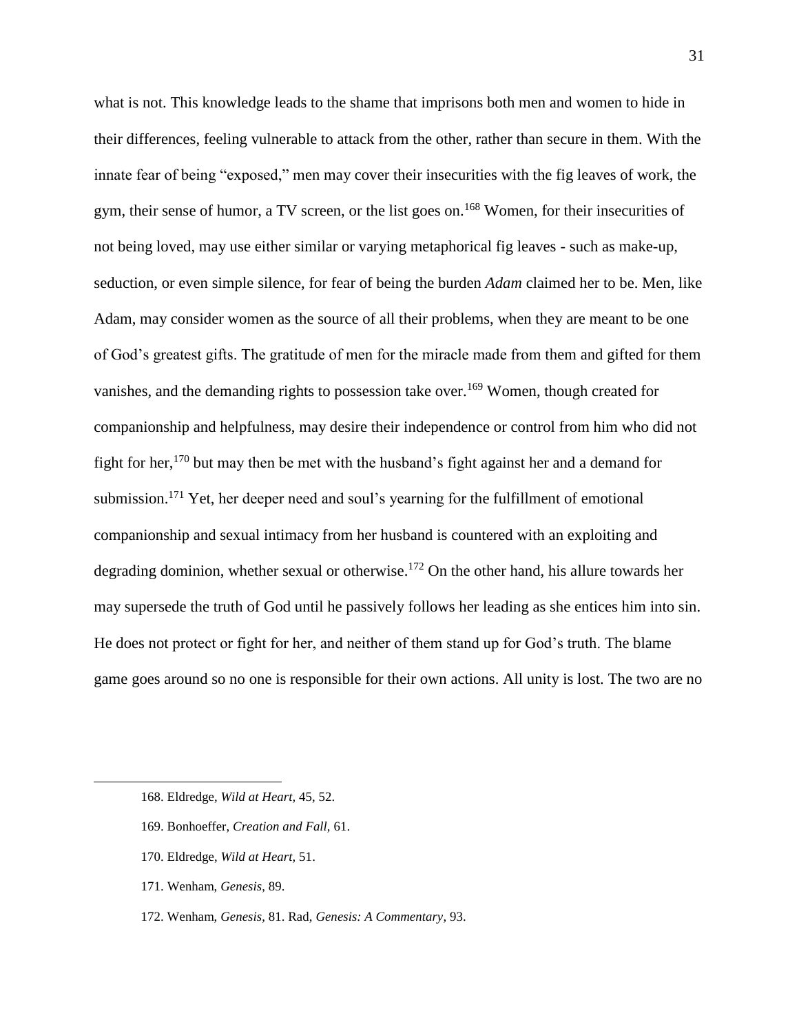what is not. This knowledge leads to the shame that imprisons both men and women to hide in their differences, feeling vulnerable to attack from the other, rather than secure in them. With the innate fear of being "exposed," men may cover their insecurities with the fig leaves of work, the gym, their sense of humor, a TV screen, or the list goes on.[168] Women, for their insecurities of not being loved, may use either similar or varying metaphorical fig leaves - such as make-up, seduction, or even simple silence, for fear of being the burden *Adam* claimed her to be. Men, like Adam, may consider women as the source of all their problems, when they are meant to be one of God's greatest gifts. The gratitude of men for the miracle made from them and gifted for them vanishes, and the demanding rights to possession take over.[169] Women, though created for companionship and helpfulness, may desire their independence or control from him who did not fight for her,[170] but may then be met with the husband's fight against her and a demand for submission.[171] Yet, her deeper need and soul's yearning for the fulfillment of emotional companionship and sexual intimacy from her husband is countered with an exploiting and degrading dominion, whether sexual or otherwise.[172] On the other hand, his allure towards her may supersede the truth of God until he passively follows her leading as she entices him into sin. He does not protect or fight for her, and neither of them stand up for God's truth. The blame game goes around so no one is responsible for their own actions. All unity is lost. The two are no

---

168. Eldredge, *Wild at Heart,* 45, 52.

169. Bonhoeffer, *Creation and Fall,* 61.

170. Eldredge, *Wild at Heart,* 51.

171. Wenham, *Genesis,* 89.

172. Wenham, *Genesis,* 81. Rad, *Genesis: A Commentary,* 93.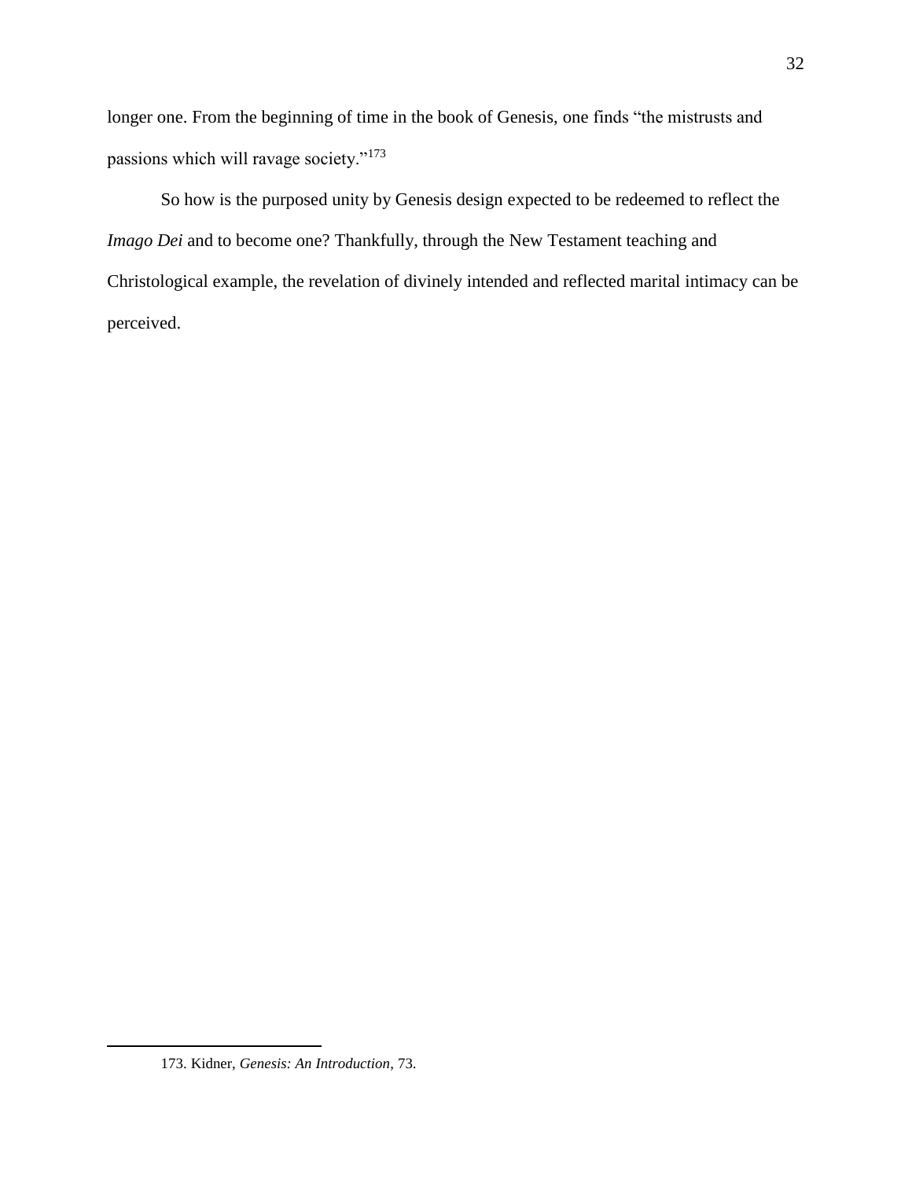longer one. From the beginning of time in the book of Genesis, one finds "the mistrusts and passions which will ravage society."[173]

So how is the purposed unity by Genesis design expected to be redeemed to reflect the *Imago Dei* and to become one? Thankfully, through the New Testament teaching and Christological example, the revelation of divinely intended and reflected marital intimacy can be perceived.

---

173. Kidner, *Genesis: An Introduction*, 73.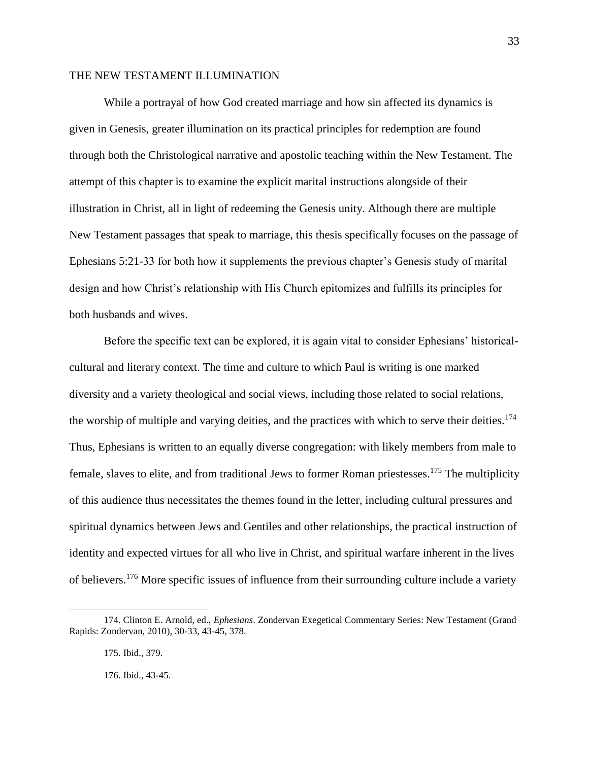## THE NEW TESTAMENT ILLUMINATION

While a portrayal of how God created marriage and how sin affected its dynamics is given in Genesis, greater illumination on its practical principles for redemption are found through both the Christological narrative and apostolic teaching within the New Testament. The attempt of this chapter is to examine the explicit marital instructions alongside of their illustration in Christ, all in light of redeeming the Genesis unity. Although there are multiple New Testament passages that speak to marriage, this thesis specifically focuses on the passage of Ephesians 5:21-33 for both how it supplements the previous chapter's Genesis study of marital design and how Christ's relationship with His Church epitomizes and fulfills its principles for both husbands and wives.

Before the specific text can be explored, it is again vital to consider Ephesians' historical-cultural and literary context. The time and culture to which Paul is writing is one marked diversity and a variety theological and social views, including those related to social relations, the worship of multiple and varying deities, and the practices with which to serve their deities.[174] Thus, Ephesians is written to an equally diverse congregation: with likely members from male to female, slaves to elite, and from traditional Jews to former Roman priestesses.[175] The multiplicity of this audience thus necessitates the themes found in the letter, including cultural pressures and spiritual dynamics between Jews and Gentiles and other relationships, the practical instruction of identity and expected virtues for all who live in Christ, and spiritual warfare inherent in the lives of believers.[176] More specific issues of influence from their surrounding culture include a variety

---

174. Clinton E. Arnold, ed., *Ephesians*. Zondervan Exegetical Commentary Series: New Testament (Grand Rapids: Zondervan, 2010), 30-33, 43-45, 378.

175. Ibid., 379.

176. Ibid., 43-45.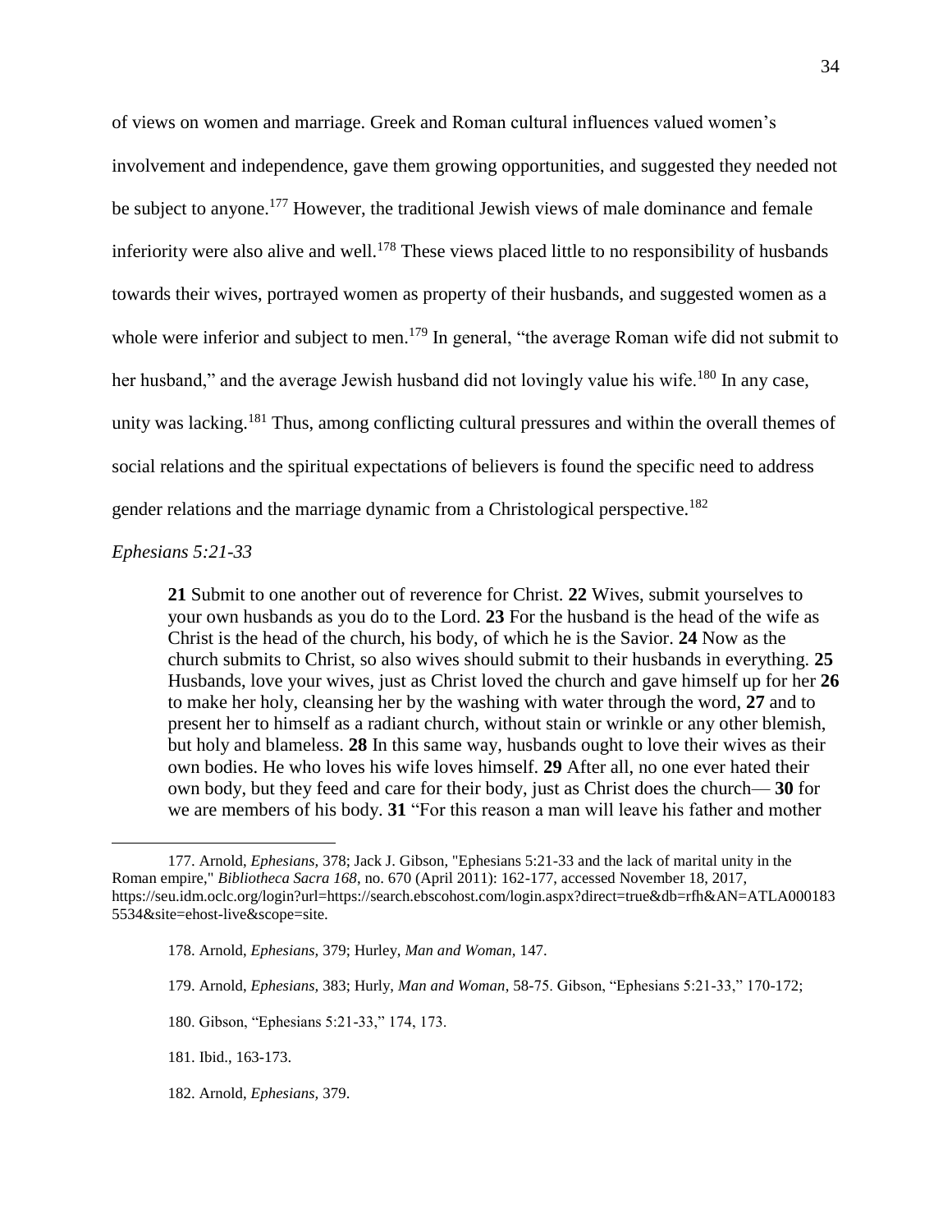of views on women and marriage. Greek and Roman cultural influences valued women's involvement and independence, gave them growing opportunities, and suggested they needed not be subject to anyone.[177] However, the traditional Jewish views of male dominance and female inferiority were also alive and well.[178] These views placed little to no responsibility of husbands towards their wives, portrayed women as property of their husbands, and suggested women as a whole were inferior and subject to men.[179] In general, "the average Roman wife did not submit to her husband," and the average Jewish husband did not lovingly value his wife.[180] In any case, unity was lacking.[181] Thus, among conflicting cultural pressures and within the overall themes of social relations and the spiritual expectations of believers is found the specific need to address gender relations and the marriage dynamic from a Christological perspective.[182]

*Ephesians 5:21-33*

> **21** Submit to one another out of reverence for Christ. **22** Wives, submit yourselves to your own husbands as you do to the Lord. **23** For the husband is the head of the wife as Christ is the head of the church, his body, of which he is the Savior. **24** Now as the church submits to Christ, so also wives should submit to their husbands in everything. **25** Husbands, love your wives, just as Christ loved the church and gave himself up for her **26** to make her holy, cleansing her by the washing with water through the word, **27** and to present her to himself as a radiant church, without stain or wrinkle or any other blemish, but holy and blameless. **28** In this same way, husbands ought to love their wives as their own bodies. He who loves his wife loves himself. **29** After all, no one ever hated their own body, but they feed and care for their body, just as Christ does the church— **30** for we are members of his body. **31** "For this reason a man will leave his father and mother

---

177. Arnold, *Ephesians,* 378; Jack J. Gibson, "Ephesians 5:21-33 and the lack of marital unity in the Roman empire," *Bibliotheca Sacra 168*, no. 670 (April 2011): 162-177, accessed November 18, 2017, https://seu.idm.oclc.org/login?url=https://search.ebscohost.com/login.aspx?direct=true&db=rfh&AN=ATLA0001835534&site=ehost-live&scope=site.

178. Arnold, *Ephesians,* 379; Hurley, *Man and Woman,* 147.

179. Arnold, *Ephesians,* 383; Hurly, *Man and Woman*, 58-75. Gibson, "Ephesians 5:21-33," 170-172;

180. Gibson, "Ephesians 5:21-33," 174, 173.

181. Ibid., 163-173.

182. Arnold, *Ephesians,* 379.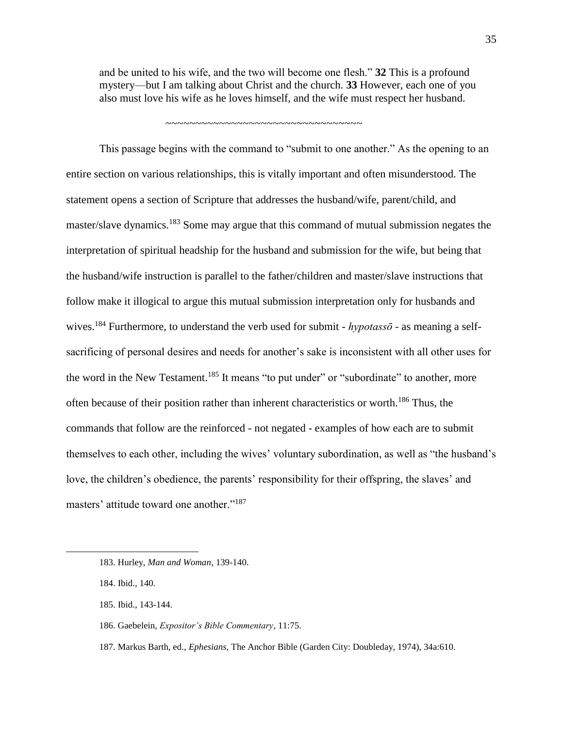> and be united to his wife, and the two will become one flesh." **32** This is a profound mystery—but I am talking about Christ and the church. **33** However, each one of you also must love his wife as he loves himself, and the wife must respect her husband.

~~~~~~~~~~~~~~~~~~~~~~~~~~~~~~~~~~~

This passage begins with the command to "submit to one another." As the opening to an entire section on various relationships, this is vitally important and often misunderstood. The statement opens a section of Scripture that addresses the husband/wife, parent/child, and master/slave dynamics.[183] Some may argue that this command of mutual submission negates the interpretation of spiritual headship for the husband and submission for the wife, but being that the husband/wife instruction is parallel to the father/children and master/slave instructions that follow make it illogical to argue this mutual submission interpretation only for husbands and wives.[184] Furthermore, to understand the verb used for submit - *hypotassō* - as meaning a self-sacrificing of personal desires and needs for another's sake is inconsistent with all other uses for the word in the New Testament.[185] It means "to put under" or "subordinate" to another, more often because of their position rather than inherent characteristics or worth.[186] Thus, the commands that follow are the reinforced - not negated - examples of how each are to submit themselves to each other, including the wives' voluntary subordination, as well as "the husband's love, the children's obedience, the parents' responsibility for their offspring, the slaves' and masters' attitude toward one another."[187]

---

183. Hurley, *Man and Woman*, 139-140.

184. Ibid., 140.

185. Ibid., 143-144.

186. Gaebelein, *Expositor's Bible Commentary*, 11:75.

187. Markus Barth, ed., *Ephesians*, The Anchor Bible (Garden City: Doubleday, 1974), 34a:610.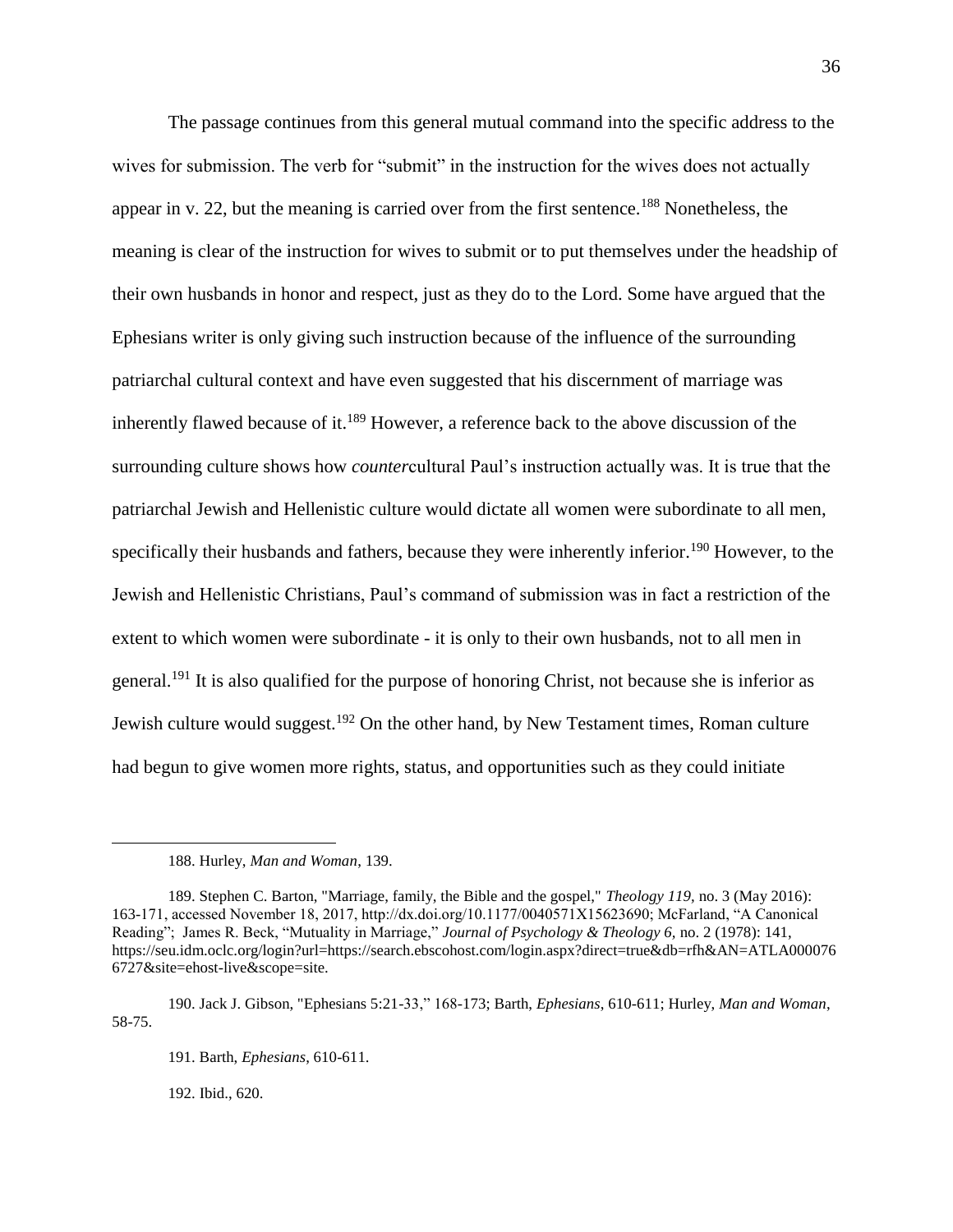The passage continues from this general mutual command into the specific address to the wives for submission. The verb for "submit" in the instruction for the wives does not actually appear in v. 22, but the meaning is carried over from the first sentence.[188] Nonetheless, the meaning is clear of the instruction for wives to submit or to put themselves under the headship of their own husbands in honor and respect, just as they do to the Lord. Some have argued that the Ephesians writer is only giving such instruction because of the influence of the surrounding patriarchal cultural context and have even suggested that his discernment of marriage was inherently flawed because of it.[189] However, a reference back to the above discussion of the surrounding culture shows how *counter*cultural Paul's instruction actually was. It is true that the patriarchal Jewish and Hellenistic culture would dictate all women were subordinate to all men, specifically their husbands and fathers, because they were inherently inferior.[190] However, to the Jewish and Hellenistic Christians, Paul's command of submission was in fact a restriction of the extent to which women were subordinate - it is only to their own husbands, not to all men in general.[191] It is also qualified for the purpose of honoring Christ, not because she is inferior as Jewish culture would suggest.[192] On the other hand, by New Testament times, Roman culture had begun to give women more rights, status, and opportunities such as they could initiate

---

188. Hurley, *Man and Woman*, 139.

189. Stephen C. Barton, "Marriage, family, the Bible and the gospel," *Theology 119*, no. 3 (May 2016): 163-171, accessed November 18, 2017, http://dx.doi.org/10.1177/0040571X15623690; McFarland, "A Canonical Reading"; James R. Beck, "Mutuality in Marriage," *Journal of Psychology & Theology 6*, no. 2 (1978): 141, https://seu.idm.oclc.org/login?url=https://search.ebscohost.com/login.aspx?direct=true&db=rfh&AN=ATLA0000766727&site=ehost-live&scope=site.

190. Jack J. Gibson, "Ephesians 5:21-33," 168-173; Barth, *Ephesians*, 610-611; Hurley, *Man and Woman*, 58-75.

191. Barth, *Ephesians*, 610-611.

192. Ibid., 620.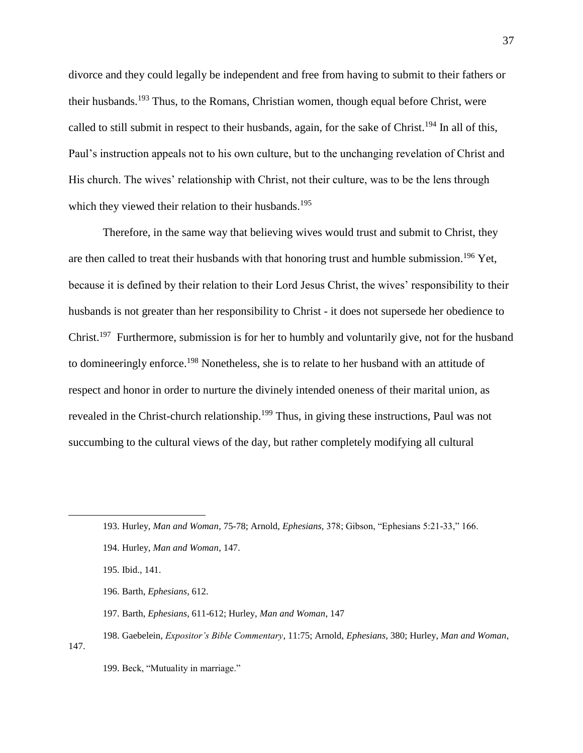divorce and they could legally be independent and free from having to submit to their fathers or their husbands.[193] Thus, to the Romans, Christian women, though equal before Christ, were called to still submit in respect to their husbands, again, for the sake of Christ.[194] In all of this, Paul's instruction appeals not to his own culture, but to the unchanging revelation of Christ and His church. The wives' relationship with Christ, not their culture, was to be the lens through which they viewed their relation to their husbands.[195]

Therefore, in the same way that believing wives would trust and submit to Christ, they are then called to treat their husbands with that honoring trust and humble submission.[196] Yet, because it is defined by their relation to their Lord Jesus Christ, the wives' responsibility to their husbands is not greater than her responsibility to Christ - it does not supersede her obedience to Christ.[197] Furthermore, submission is for her to humbly and voluntarily give, not for the husband to domineeringly enforce.[198] Nonetheless, she is to relate to her husband with an attitude of respect and honor in order to nurture the divinely intended oneness of their marital union, as revealed in the Christ-church relationship.[199] Thus, in giving these instructions, Paul was not succumbing to the cultural views of the day, but rather completely modifying all cultural

---

193. Hurley, *Man and Woman*, 75-78; Arnold, *Ephesians*, 378; Gibson, "Ephesians 5:21-33," 166.

194. Hurley, *Man and Woman*, 147.

195. Ibid., 141.

196. Barth, *Ephesians*, 612.

197. Barth, *Ephesians*, 611-612; Hurley, *Man and Woman*, 147

198. Gaebelein, *Expositor's Bible Commentary*, 11:75; Arnold, *Ephesians*, 380; Hurley, *Man and Woman*, 147.

199. Beck, "Mutuality in marriage."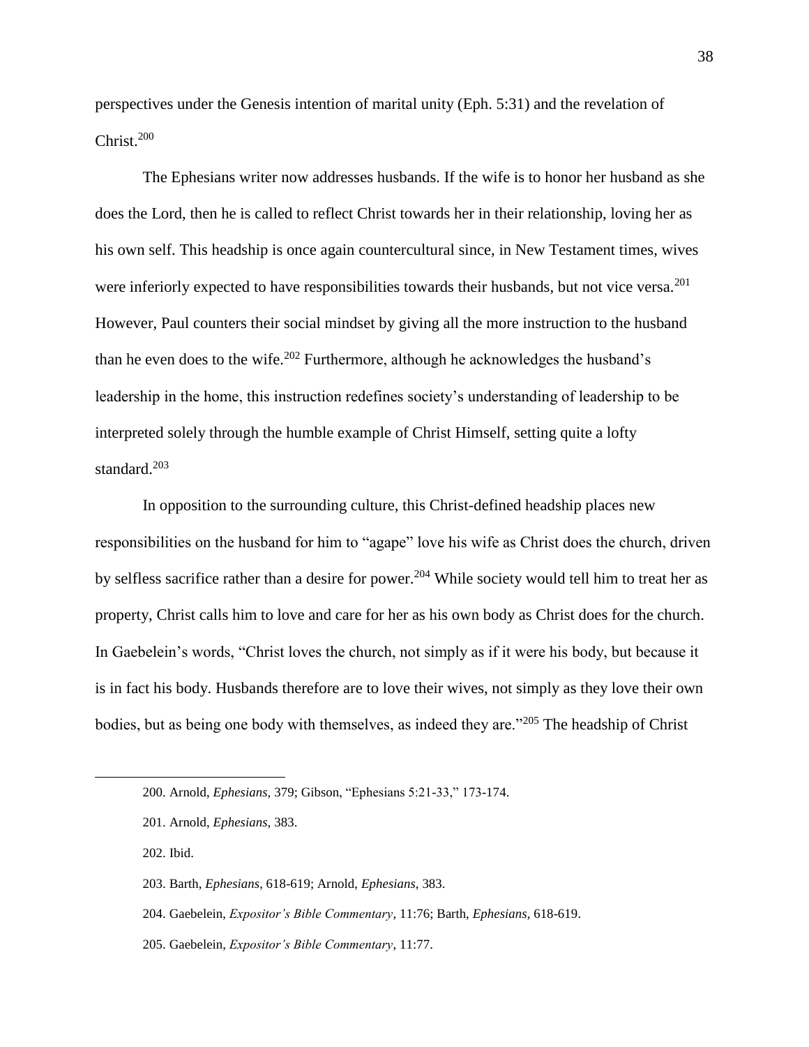perspectives under the Genesis intention of marital unity (Eph. 5:31) and the revelation of Christ.[200]

The Ephesians writer now addresses husbands. If the wife is to honor her husband as she does the Lord, then he is called to reflect Christ towards her in their relationship, loving her as his own self. This headship is once again countercultural since, in New Testament times, wives were inferiorly expected to have responsibilities towards their husbands, but not vice versa.[201] However, Paul counters their social mindset by giving all the more instruction to the husband than he even does to the wife.[202] Furthermore, although he acknowledges the husband's leadership in the home, this instruction redefines society's understanding of leadership to be interpreted solely through the humble example of Christ Himself, setting quite a lofty standard.[203]

In opposition to the surrounding culture, this Christ-defined headship places new responsibilities on the husband for him to "agape" love his wife as Christ does the church, driven by selfless sacrifice rather than a desire for power.[204] While society would tell him to treat her as property, Christ calls him to love and care for her as his own body as Christ does for the church. In Gaebelein's words, "Christ loves the church, not simply as if it were his body, but because it is in fact his body. Husbands therefore are to love their wives, not simply as they love their own bodies, but as being one body with themselves, as indeed they are."[205] The headship of Christ

---

200. Arnold, *Ephesians,* 379; Gibson, "Ephesians 5:21-33," 173-174.

201. Arnold, *Ephesians,* 383.

202. Ibid.

203. Barth, *Ephesians*, 618-619; Arnold, *Ephesians,* 383.

204. Gaebelein, *Expositor's Bible Commentary*, 11:76; Barth, *Ephesians*, 618-619.

205. Gaebelein, *Expositor's Bible Commentary*, 11:77.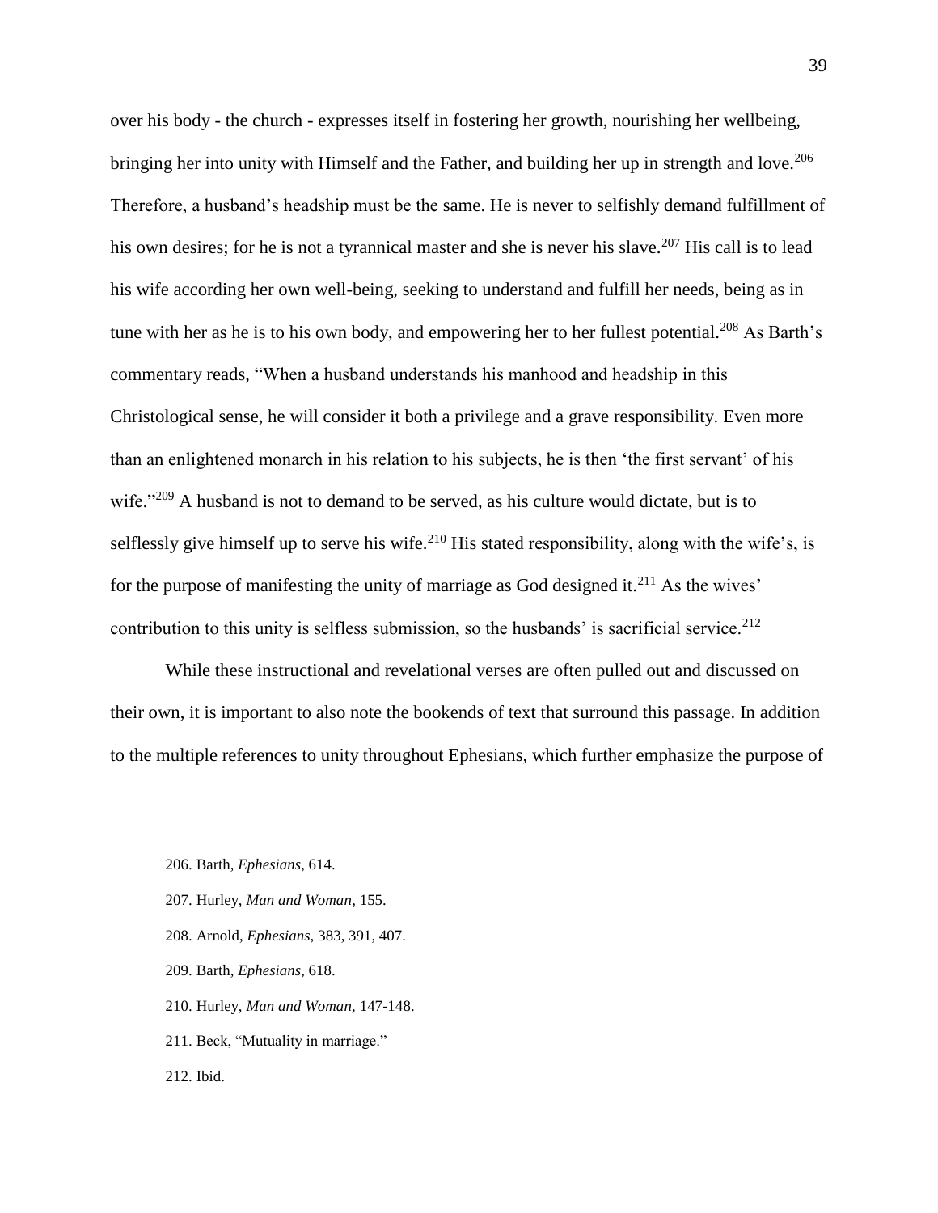over his body - the church - expresses itself in fostering her growth, nourishing her wellbeing, bringing her into unity with Himself and the Father, and building her up in strength and love.[206] Therefore, a husband's headship must be the same. He is never to selfishly demand fulfillment of his own desires; for he is not a tyrannical master and she is never his slave.[207] His call is to lead his wife according her own well-being, seeking to understand and fulfill her needs, being as in tune with her as he is to his own body, and empowering her to her fullest potential.[208] As Barth's commentary reads, "When a husband understands his manhood and headship in this Christological sense, he will consider it both a privilege and a grave responsibility. Even more than an enlightened monarch in his relation to his subjects, he is then 'the first servant' of his wife."[209] A husband is not to demand to be served, as his culture would dictate, but is to selflessly give himself up to serve his wife.[210] His stated responsibility, along with the wife's, is for the purpose of manifesting the unity of marriage as God designed it.[211] As the wives' contribution to this unity is selfless submission, so the husbands' is sacrificial service.[212]

While these instructional and revelational verses are often pulled out and discussed on their own, it is important to also note the bookends of text that surround this passage. In addition to the multiple references to unity throughout Ephesians, which further emphasize the purpose of

---

206. Barth, *Ephesians*, 614.

207. Hurley, *Man and Woman*, 155.

208. Arnold, *Ephesians*, 383, 391, 407.

209. Barth, *Ephesians*, 618.

210. Hurley, *Man and Woman,* 147-148.

211. Beck, "Mutuality in marriage."

212. Ibid.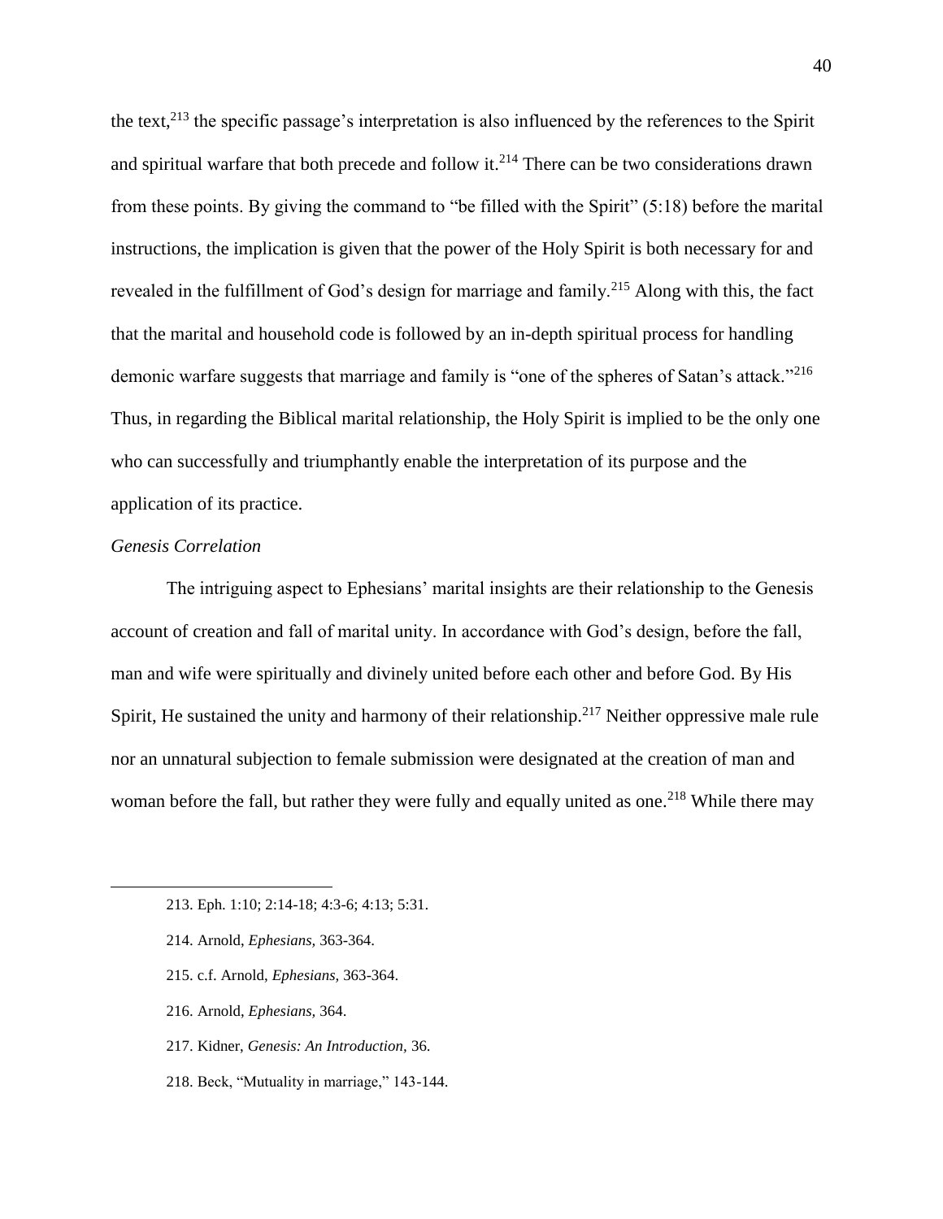the text,[213] the specific passage's interpretation is also influenced by the references to the Spirit and spiritual warfare that both precede and follow it.[214] There can be two considerations drawn from these points. By giving the command to "be filled with the Spirit" (5:18) before the marital instructions, the implication is given that the power of the Holy Spirit is both necessary for and revealed in the fulfillment of God's design for marriage and family.[215] Along with this, the fact that the marital and household code is followed by an in-depth spiritual process for handling demonic warfare suggests that marriage and family is "one of the spheres of Satan's attack."[216] Thus, in regarding the Biblical marital relationship, the Holy Spirit is implied to be the only one who can successfully and triumphantly enable the interpretation of its purpose and the application of its practice.

*Genesis Correlation*

The intriguing aspect to Ephesians' marital insights are their relationship to the Genesis account of creation and fall of marital unity. In accordance with God's design, before the fall, man and wife were spiritually and divinely united before each other and before God. By His Spirit, He sustained the unity and harmony of their relationship.[217] Neither oppressive male rule nor an unnatural subjection to female submission were designated at the creation of man and woman before the fall, but rather they were fully and equally united as one.[218] While there may

213. Eph. 1:10; 2:14-18; 4:3-6; 4:13; 5:31.

214. Arnold, *Ephesians,* 363-364.

215. c.f. Arnold, *Ephesians,* 363-364.

216. Arnold, *Ephesians,* 364.

217. Kidner, *Genesis: An Introduction,* 36.

218. Beck, "Mutuality in marriage," 143-144.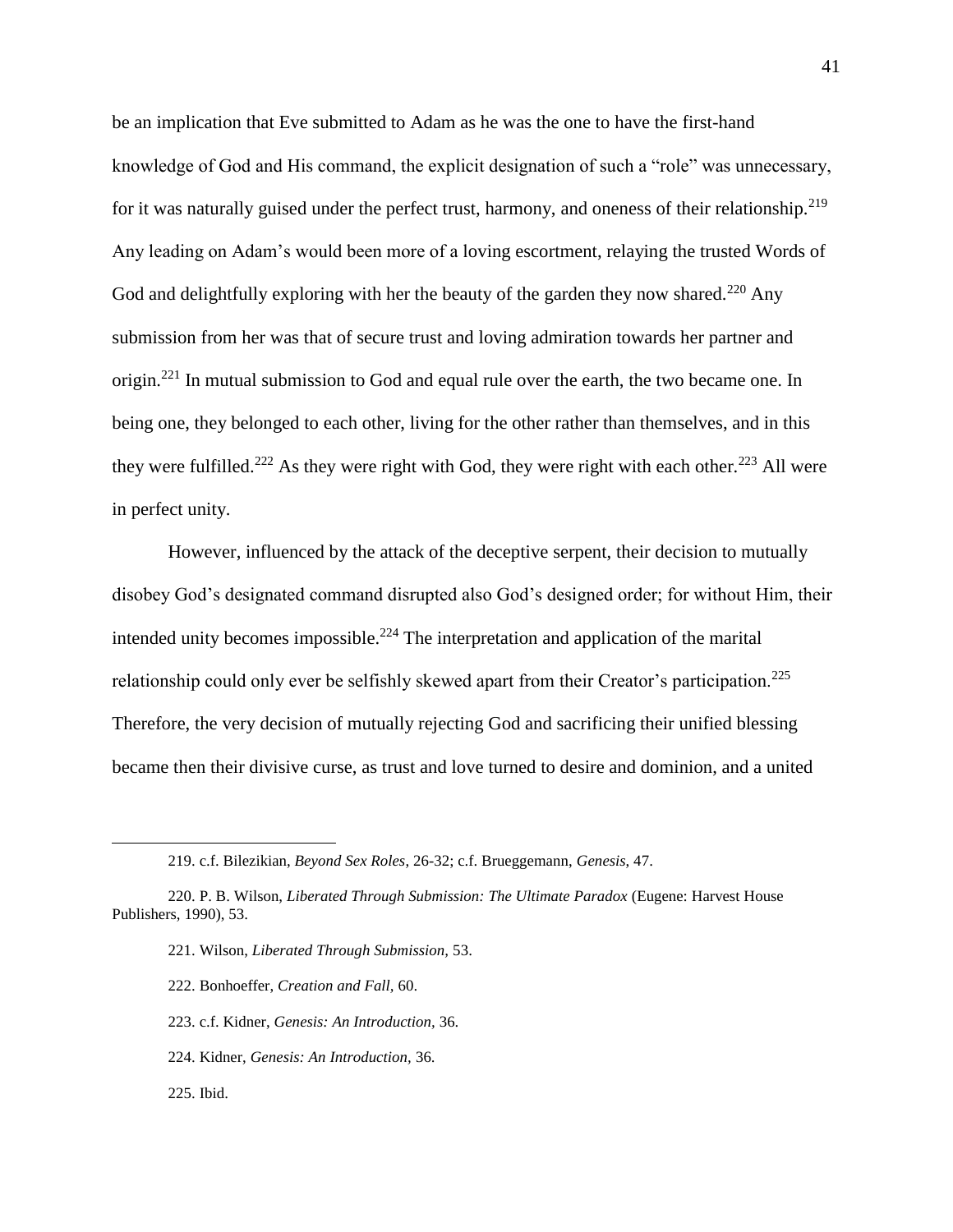be an implication that Eve submitted to Adam as he was the one to have the first-hand knowledge of God and His command, the explicit designation of such a "role" was unnecessary, for it was naturally guised under the perfect trust, harmony, and oneness of their relationship.[219] Any leading on Adam's would been more of a loving escortment, relaying the trusted Words of God and delightfully exploring with her the beauty of the garden they now shared.[220] Any submission from her was that of secure trust and loving admiration towards her partner and origin.[221] In mutual submission to God and equal rule over the earth, the two became one. In being one, they belonged to each other, living for the other rather than themselves, and in this they were fulfilled.[222] As they were right with God, they were right with each other.[223] All were in perfect unity.

However, influenced by the attack of the deceptive serpent, their decision to mutually disobey God's designated command disrupted also God's designed order; for without Him, their intended unity becomes impossible.[224] The interpretation and application of the marital relationship could only ever be selfishly skewed apart from their Creator's participation.[225] Therefore, the very decision of mutually rejecting God and sacrificing their unified blessing became then their divisive curse, as trust and love turned to desire and dominion, and a united

---

219. c.f. Bilezikian, *Beyond Sex Roles*, 26-32; c.f. Brueggemann, *Genesis*, 47.

220. P. B. Wilson, *Liberated Through Submission: The Ultimate Paradox* (Eugene: Harvest House Publishers, 1990), 53.

221. Wilson, *Liberated Through Submission*, 53.

222. Bonhoeffer, *Creation and Fall*, 60.

223. c.f. Kidner, *Genesis: An Introduction*, 36.

224. Kidner, *Genesis: An Introduction*, 36.

225. Ibid.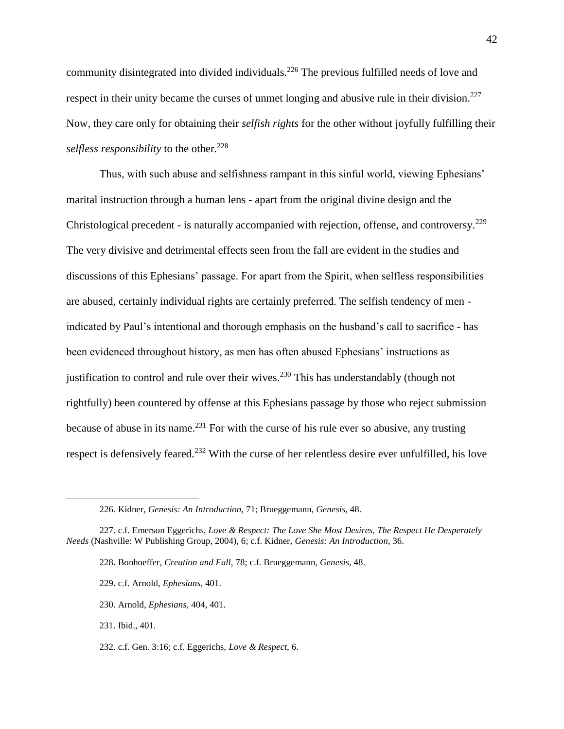community disintegrated into divided individuals.[226] The previous fulfilled needs of love and respect in their unity became the curses of unmet longing and abusive rule in their division.[227] Now, they care only for obtaining their *selfish rights* for the other without joyfully fulfilling their *selfless responsibility* to the other.[228]

Thus, with such abuse and selfishness rampant in this sinful world, viewing Ephesians' marital instruction through a human lens - apart from the original divine design and the Christological precedent - is naturally accompanied with rejection, offense, and controversy.[229] The very divisive and detrimental effects seen from the fall are evident in the studies and discussions of this Ephesians' passage. For apart from the Spirit, when selfless responsibilities are abused, certainly individual rights are certainly preferred. The selfish tendency of men - indicated by Paul's intentional and thorough emphasis on the husband's call to sacrifice - has been evidenced throughout history, as men has often abused Ephesians' instructions as justification to control and rule over their wives.[230] This has understandably (though not rightfully) been countered by offense at this Ephesians passage by those who reject submission because of abuse in its name.[231] For with the curse of his rule ever so abusive, any trusting respect is defensively feared.[232] With the curse of her relentless desire ever unfulfilled, his love

---

226. Kidner, *Genesis: An Introduction,* 71; Brueggemann, *Genesis,* 48.

227. c.f. Emerson Eggerichs, *Love & Respect: The Love She Most Desires, The Respect He Desperately Needs* (Nashville: W Publishing Group, 2004), 6; c.f. Kidner, *Genesis: An Introduction*, 36.

228. Bonhoeffer, *Creation and Fall,* 78; c.f. Brueggemann, *Genesis,* 48.

229. c.f. Arnold, *Ephesians,* 401.

230. Arnold, *Ephesians,* 404, 401.

231. Ibid., 401.

232. c.f. Gen. 3:16; c.f. Eggerichs, *Love & Respect*, 6.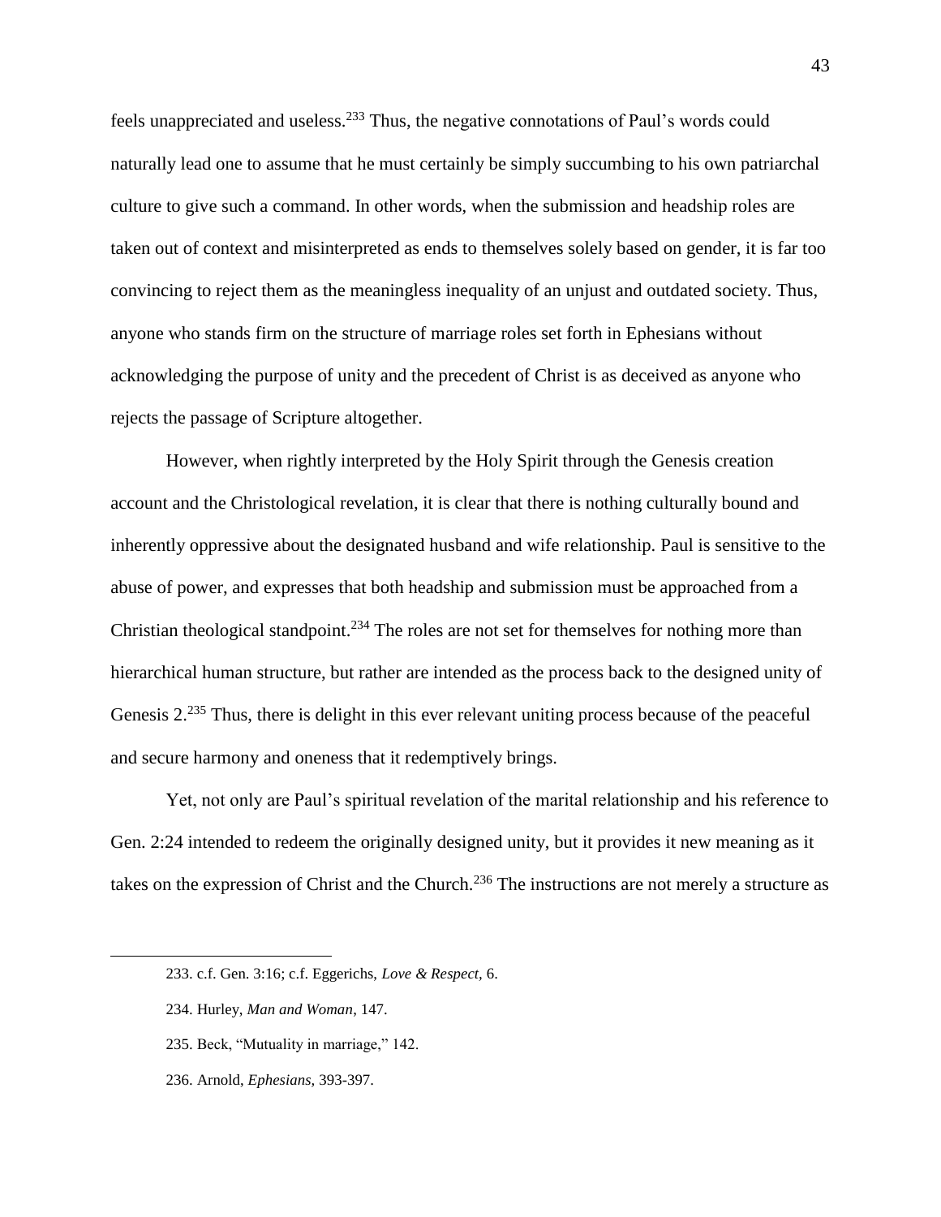feels unappreciated and useless.[233] Thus, the negative connotations of Paul's words could naturally lead one to assume that he must certainly be simply succumbing to his own patriarchal culture to give such a command. In other words, when the submission and headship roles are taken out of context and misinterpreted as ends to themselves solely based on gender, it is far too convincing to reject them as the meaningless inequality of an unjust and outdated society. Thus, anyone who stands firm on the structure of marriage roles set forth in Ephesians without acknowledging the purpose of unity and the precedent of Christ is as deceived as anyone who rejects the passage of Scripture altogether.

However, when rightly interpreted by the Holy Spirit through the Genesis creation account and the Christological revelation, it is clear that there is nothing culturally bound and inherently oppressive about the designated husband and wife relationship. Paul is sensitive to the abuse of power, and expresses that both headship and submission must be approached from a Christian theological standpoint.[234] The roles are not set for themselves for nothing more than hierarchical human structure, but rather are intended as the process back to the designed unity of Genesis 2.[235] Thus, there is delight in this ever relevant uniting process because of the peaceful and secure harmony and oneness that it redemptively brings.

Yet, not only are Paul's spiritual revelation of the marital relationship and his reference to Gen. 2:24 intended to redeem the originally designed unity, but it provides it new meaning as it takes on the expression of Christ and the Church.[236] The instructions are not merely a structure as

---

233. c.f. Gen. 3:16; c.f. Eggerichs, *Love & Respect,* 6.

234. Hurley, *Man and Woman*, 147.

235. Beck, "Mutuality in marriage," 142.

236. Arnold, *Ephesians,* 393-397.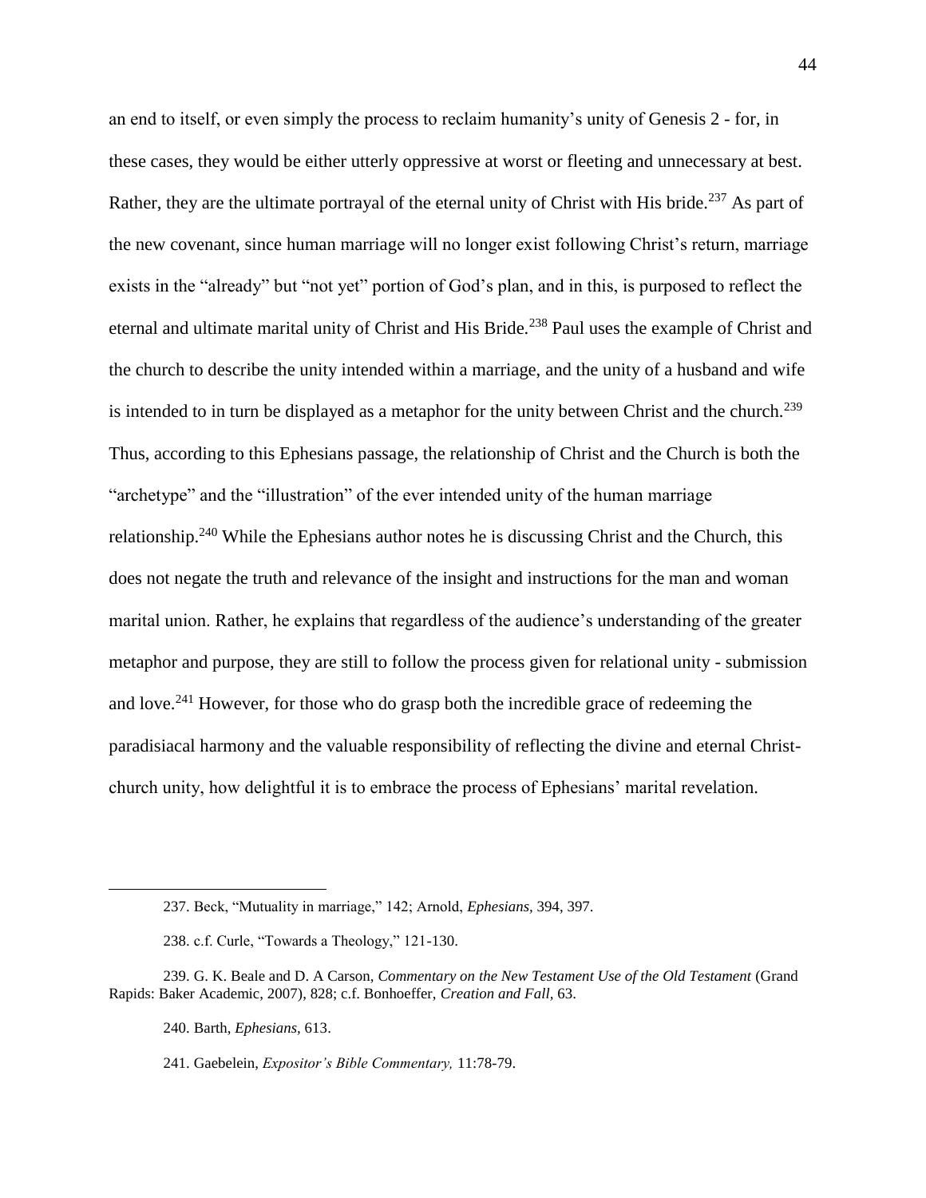an end to itself, or even simply the process to reclaim humanity's unity of Genesis 2 - for, in these cases, they would be either utterly oppressive at worst or fleeting and unnecessary at best. Rather, they are the ultimate portrayal of the eternal unity of Christ with His bride.[237] As part of the new covenant, since human marriage will no longer exist following Christ's return, marriage exists in the "already" but "not yet" portion of God's plan, and in this, is purposed to reflect the eternal and ultimate marital unity of Christ and His Bride.[238] Paul uses the example of Christ and the church to describe the unity intended within a marriage, and the unity of a husband and wife is intended to in turn be displayed as a metaphor for the unity between Christ and the church.[239] Thus, according to this Ephesians passage, the relationship of Christ and the Church is both the "archetype" and the "illustration" of the ever intended unity of the human marriage relationship.[240] While the Ephesians author notes he is discussing Christ and the Church, this does not negate the truth and relevance of the insight and instructions for the man and woman marital union. Rather, he explains that regardless of the audience's understanding of the greater metaphor and purpose, they are still to follow the process given for relational unity - submission and love.[241] However, for those who do grasp both the incredible grace of redeeming the paradisiacal harmony and the valuable responsibility of reflecting the divine and eternal Christ-church unity, how delightful it is to embrace the process of Ephesians' marital revelation.

---

237. Beck, "Mutuality in marriage," 142; Arnold, *Ephesians,* 394, 397.

238. c.f. Curle, "Towards a Theology," 121-130.

239. G. K. Beale and D. A Carson, *Commentary on the New Testament Use of the Old Testament* (Grand Rapids: Baker Academic, 2007), 828; c.f. Bonhoeffer, *Creation and Fall,* 63.

240. Barth, *Ephesians,* 613.

241. Gaebelein, *Expositor's Bible Commentary,* 11:78-79.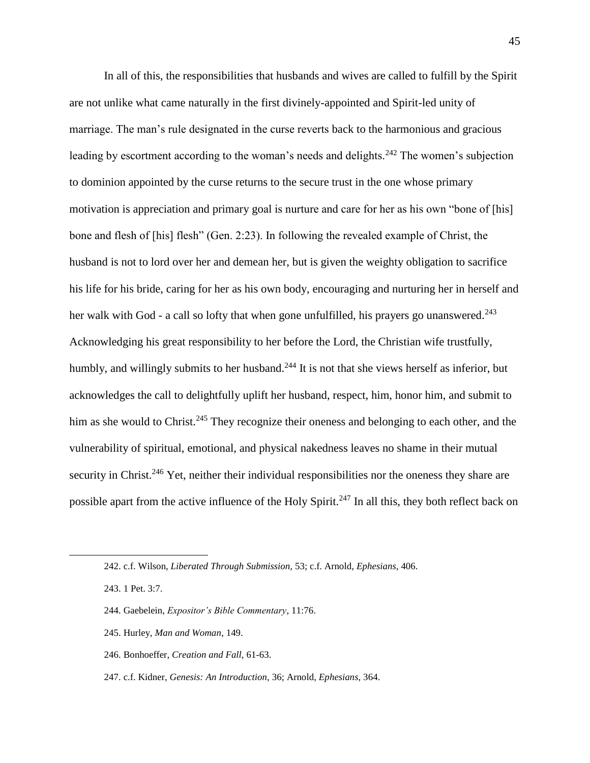In all of this, the responsibilities that husbands and wives are called to fulfill by the Spirit are not unlike what came naturally in the first divinely-appointed and Spirit-led unity of marriage. The man's rule designated in the curse reverts back to the harmonious and gracious leading by escortment according to the woman's needs and delights.[242] The women's subjection to dominion appointed by the curse returns to the secure trust in the one whose primary motivation is appreciation and primary goal is nurture and care for her as his own "bone of [his] bone and flesh of [his] flesh" (Gen. 2:23). In following the revealed example of Christ, the husband is not to lord over her and demean her, but is given the weighty obligation to sacrifice his life for his bride, caring for her as his own body, encouraging and nurturing her in herself and her walk with God - a call so lofty that when gone unfulfilled, his prayers go unanswered.[243] Acknowledging his great responsibility to her before the Lord, the Christian wife trustfully, humbly, and willingly submits to her husband.[244] It is not that she views herself as inferior, but acknowledges the call to delightfully uplift her husband, respect, him, honor him, and submit to him as she would to Christ.[245] They recognize their oneness and belonging to each other, and the vulnerability of spiritual, emotional, and physical nakedness leaves no shame in their mutual security in Christ.[246] Yet, neither their individual responsibilities nor the oneness they share are possible apart from the active influence of the Holy Spirit.[247] In all this, they both reflect back on

242. c.f. Wilson, *Liberated Through Submission*, 53; c.f. Arnold, *Ephesians*, 406.

243. 1 Pet. 3:7.

244. Gaebelein, *Expositor's Bible Commentary*, 11:76.

245. Hurley, *Man and Woman*, 149.

246. Bonhoeffer, *Creation and Fall*, 61-63.

247. c.f. Kidner, *Genesis: An Introduction*, 36; Arnold, *Ephesians*, 364.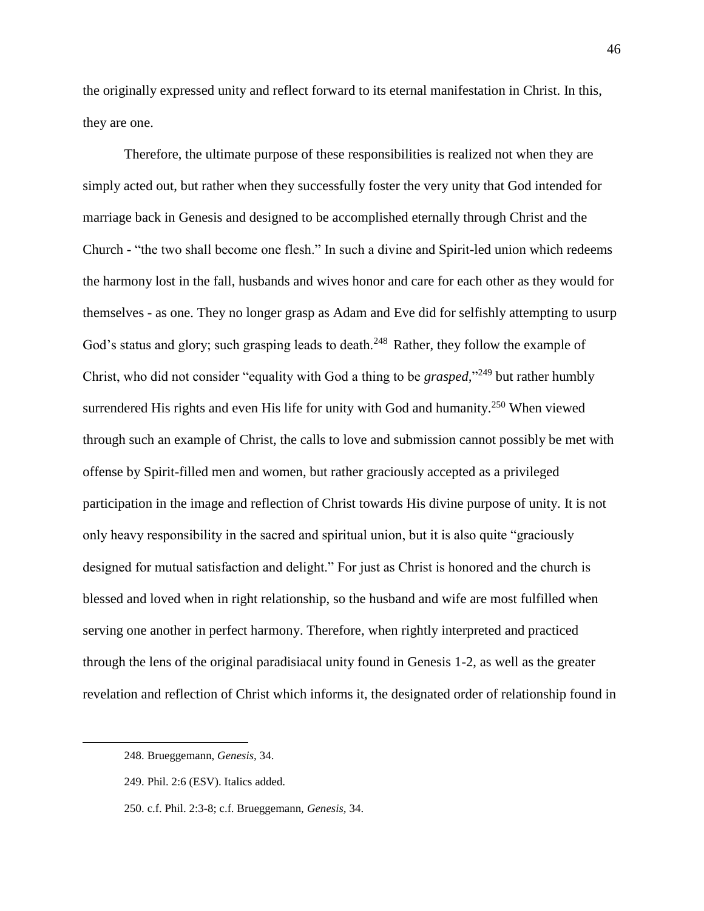the originally expressed unity and reflect forward to its eternal manifestation in Christ. In this, they are one.

Therefore, the ultimate purpose of these responsibilities is realized not when they are simply acted out, but rather when they successfully foster the very unity that God intended for marriage back in Genesis and designed to be accomplished eternally through Christ and the Church - "the two shall become one flesh." In such a divine and Spirit-led union which redeems the harmony lost in the fall, husbands and wives honor and care for each other as they would for themselves - as one. They no longer grasp as Adam and Eve did for selfishly attempting to usurp God's status and glory; such grasping leads to death.[248] Rather, they follow the example of Christ, who did not consider "equality with God a thing to be *grasped*,"[249] but rather humbly surrendered His rights and even His life for unity with God and humanity.[250] When viewed through such an example of Christ, the calls to love and submission cannot possibly be met with offense by Spirit-filled men and women, but rather graciously accepted as a privileged participation in the image and reflection of Christ towards His divine purpose of unity. It is not only heavy responsibility in the sacred and spiritual union, but it is also quite "graciously designed for mutual satisfaction and delight." For just as Christ is honored and the church is blessed and loved when in right relationship, so the husband and wife are most fulfilled when serving one another in perfect harmony. Therefore, when rightly interpreted and practiced through the lens of the original paradisiacal unity found in Genesis 1-2, as well as the greater revelation and reflection of Christ which informs it, the designated order of relationship found in

---

248. Brueggemann, *Genesis,* 34.

249. Phil. 2:6 (ESV). Italics added.

250. c.f. Phil. 2:3-8; c.f. Brueggemann, *Genesis,* 34.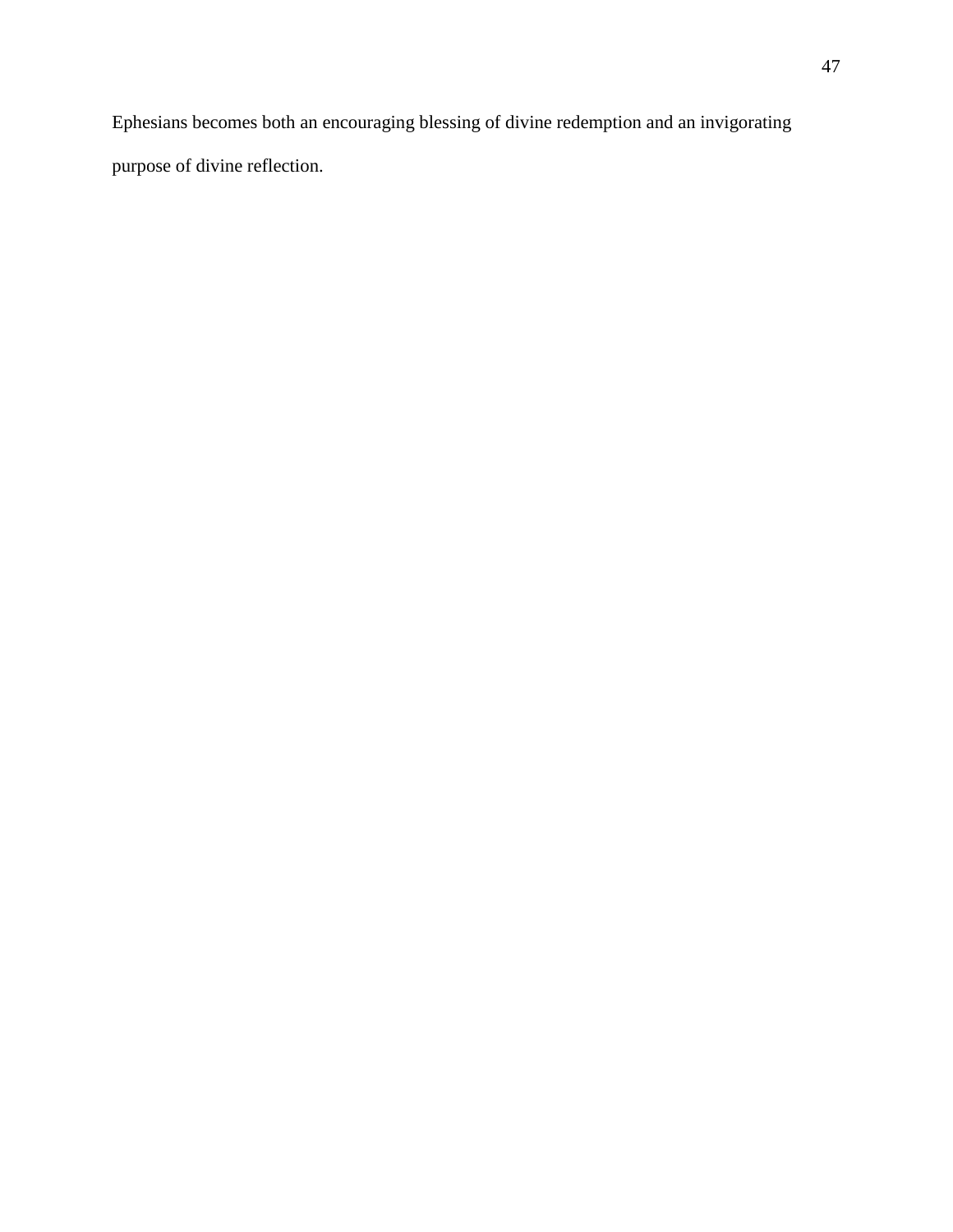Ephesians becomes both an encouraging blessing of divine redemption and an invigorating purpose of divine reflection.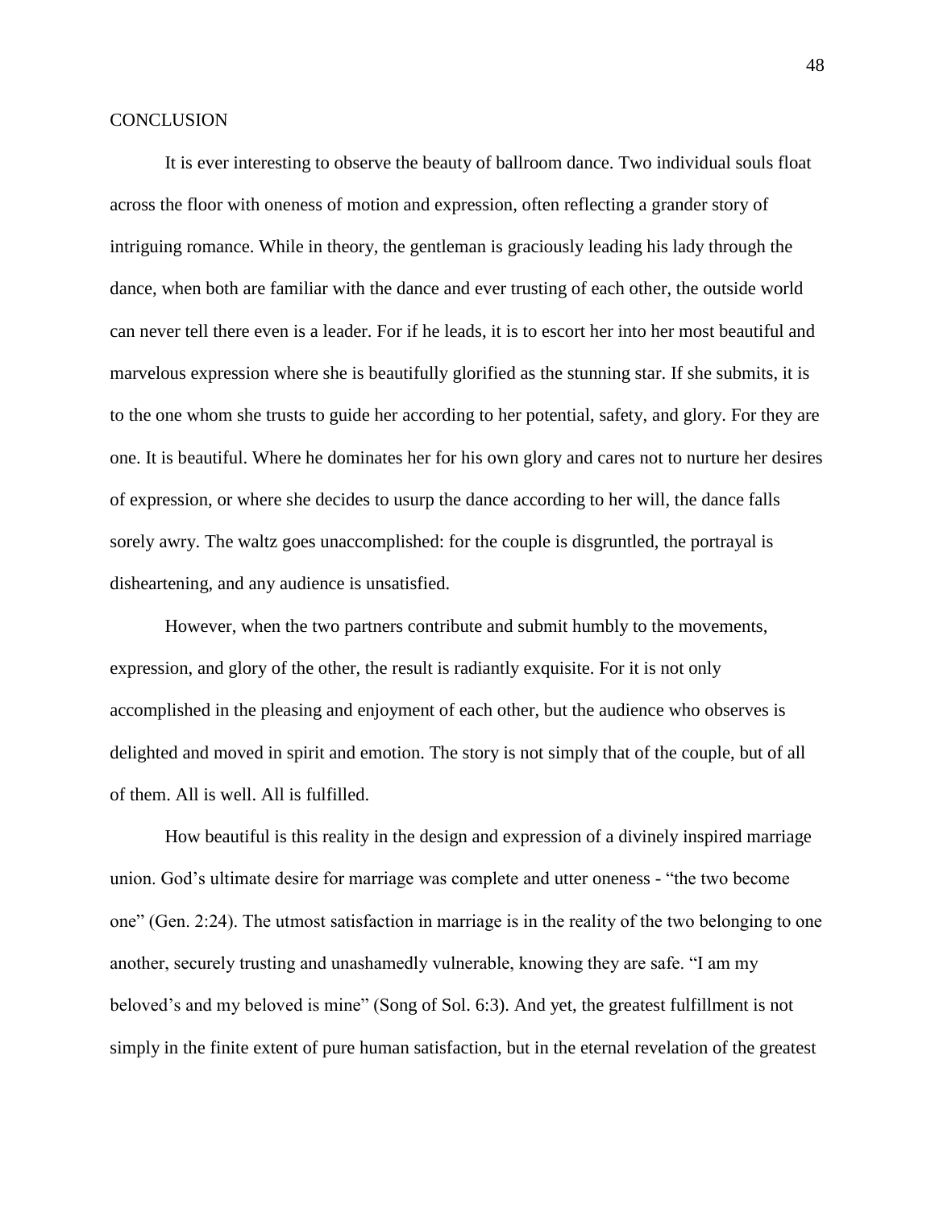## CONCLUSION

It is ever interesting to observe the beauty of ballroom dance. Two individual souls float across the floor with oneness of motion and expression, often reflecting a grander story of intriguing romance. While in theory, the gentleman is graciously leading his lady through the dance, when both are familiar with the dance and ever trusting of each other, the outside world can never tell there even is a leader. For if he leads, it is to escort her into her most beautiful and marvelous expression where she is beautifully glorified as the stunning star. If she submits, it is to the one whom she trusts to guide her according to her potential, safety, and glory. For they are one. It is beautiful. Where he dominates her for his own glory and cares not to nurture her desires of expression, or where she decides to usurp the dance according to her will, the dance falls sorely awry. The waltz goes unaccomplished: for the couple is disgruntled, the portrayal is disheartening, and any audience is unsatisfied.

However, when the two partners contribute and submit humbly to the movements, expression, and glory of the other, the result is radiantly exquisite. For it is not only accomplished in the pleasing and enjoyment of each other, but the audience who observes is delighted and moved in spirit and emotion. The story is not simply that of the couple, but of all of them. All is well. All is fulfilled.

How beautiful is this reality in the design and expression of a divinely inspired marriage union. God's ultimate desire for marriage was complete and utter oneness - "the two become one" (Gen. 2:24). The utmost satisfaction in marriage is in the reality of the two belonging to one another, securely trusting and unashamedly vulnerable, knowing they are safe. "I am my beloved's and my beloved is mine" (Song of Sol. 6:3). And yet, the greatest fulfillment is not simply in the finite extent of pure human satisfaction, but in the eternal revelation of the greatest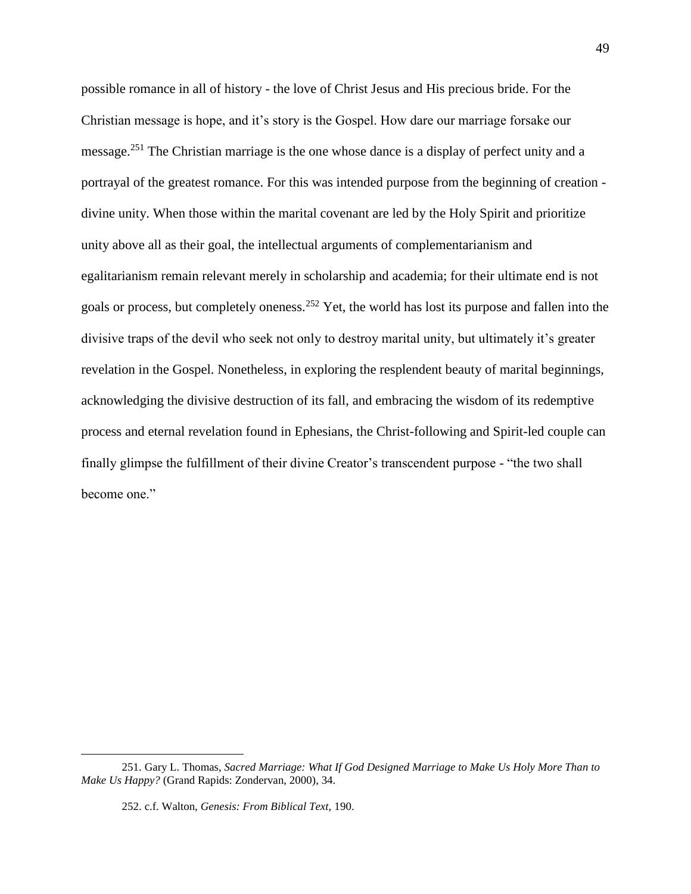possible romance in all of history - the love of Christ Jesus and His precious bride. For the Christian message is hope, and it's story is the Gospel. How dare our marriage forsake our message.[251] The Christian marriage is the one whose dance is a display of perfect unity and a portrayal of the greatest romance. For this was intended purpose from the beginning of creation - divine unity. When those within the marital covenant are led by the Holy Spirit and prioritize unity above all as their goal, the intellectual arguments of complementarianism and egalitarianism remain relevant merely in scholarship and academia; for their ultimate end is not goals or process, but completely oneness.[252] Yet, the world has lost its purpose and fallen into the divisive traps of the devil who seek not only to destroy marital unity, but ultimately it's greater revelation in the Gospel. Nonetheless, in exploring the resplendent beauty of marital beginnings, acknowledging the divisive destruction of its fall, and embracing the wisdom of its redemptive process and eternal revelation found in Ephesians, the Christ-following and Spirit-led couple can finally glimpse the fulfillment of their divine Creator's transcendent purpose - "the two shall become one."

---

251. Gary L. Thomas, *Sacred Marriage: What If God Designed Marriage to Make Us Holy More Than to Make Us Happy?* (Grand Rapids: Zondervan, 2000), 34.

252. c.f. Walton, *Genesis: From Biblical Text,* 190.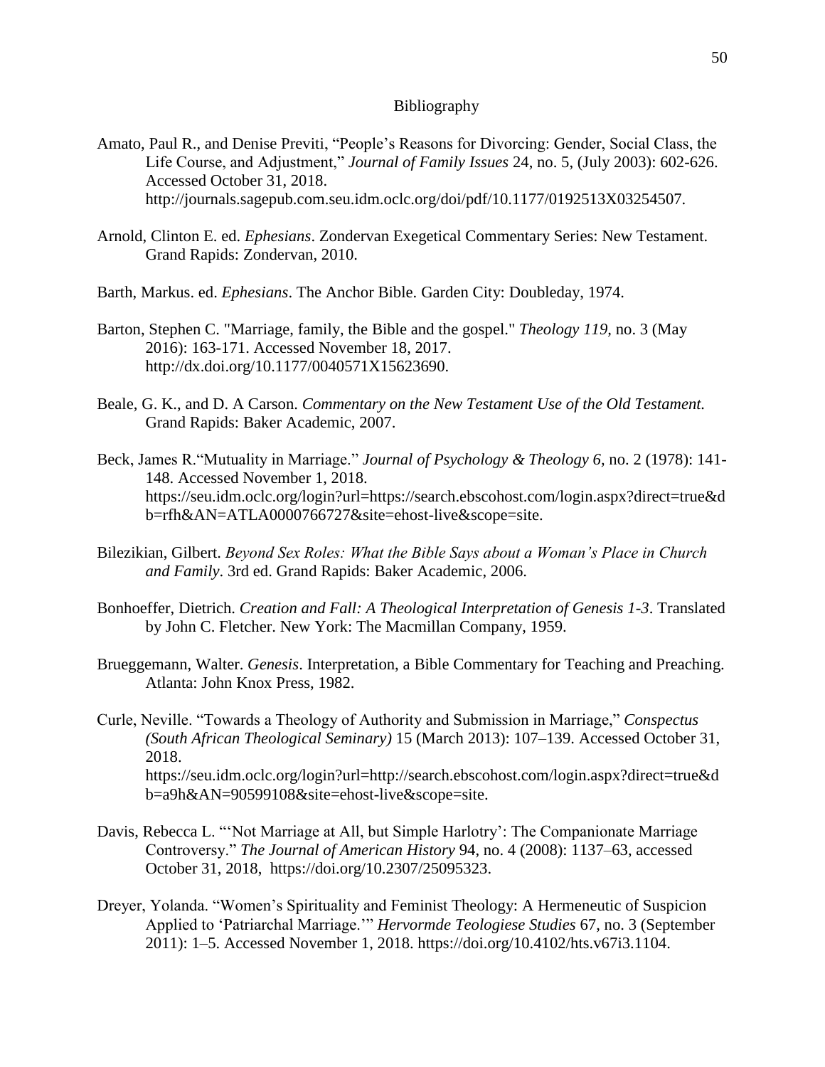# Bibliography

Amato, Paul R., and Denise Previti, "People's Reasons for Divorcing: Gender, Social Class, the Life Course, and Adjustment," *Journal of Family Issues* 24, no. 5, (July 2003): 602-626. Accessed October 31, 2018. http://journals.sagepub.com.seu.idm.oclc.org/doi/pdf/10.1177/0192513X03254507.

Arnold, Clinton E. ed. *Ephesians*. Zondervan Exegetical Commentary Series: New Testament. Grand Rapids: Zondervan, 2010.

Barth, Markus. ed. *Ephesians*. The Anchor Bible. Garden City: Doubleday, 1974.

Barton, Stephen C. "Marriage, family, the Bible and the gospel." *Theology 119*, no. 3 (May 2016): 163-171. Accessed November 18, 2017. http://dx.doi.org/10.1177/0040571X15623690.

Beale, G. K., and D. A Carson. *Commentary on the New Testament Use of the Old Testament.* Grand Rapids: Baker Academic, 2007.

Beck, James R."Mutuality in Marriage." *Journal of Psychology & Theology 6,* no. 2 (1978): 141-148. Accessed November 1, 2018. https://seu.idm.oclc.org/login?url=https://search.ebscohost.com/login.aspx?direct=true&db=rfh&AN=ATLA0000766727&site=ehost-live&scope=site.

Bilezikian, Gilbert. *Beyond Sex Roles: What the Bible Says about a Woman's Place in Church and Family*. 3rd ed. Grand Rapids: Baker Academic, 2006.

Bonhoeffer, Dietrich. *Creation and Fall: A Theological Interpretation of Genesis 1-3*. Translated by John C. Fletcher. New York: The Macmillan Company, 1959.

Brueggemann, Walter. *Genesis*. Interpretation, a Bible Commentary for Teaching and Preaching. Atlanta: John Knox Press, 1982.

Curle, Neville. "Towards a Theology of Authority and Submission in Marriage," *Conspectus (South African Theological Seminary)* 15 (March 2013): 107–139. Accessed October 31, 2018. https://seu.idm.oclc.org/login?url=http://search.ebscohost.com/login.aspx?direct=true&db=a9h&AN=90599108&site=ehost-live&scope=site.

Davis, Rebecca L. "'Not Marriage at All, but Simple Harlotry': The Companionate Marriage Controversy." *The Journal of American History* 94, no. 4 (2008): 1137–63, accessed October 31, 2018, https://doi.org/10.2307/25095323.

Dreyer, Yolanda. "Women's Spirituality and Feminist Theology: A Hermeneutic of Suspicion Applied to 'Patriarchal Marriage.'" *Hervormde Teologiese Studies* 67, no. 3 (September 2011): 1–5. Accessed November 1, 2018. https://doi.org/10.4102/hts.v67i3.1104.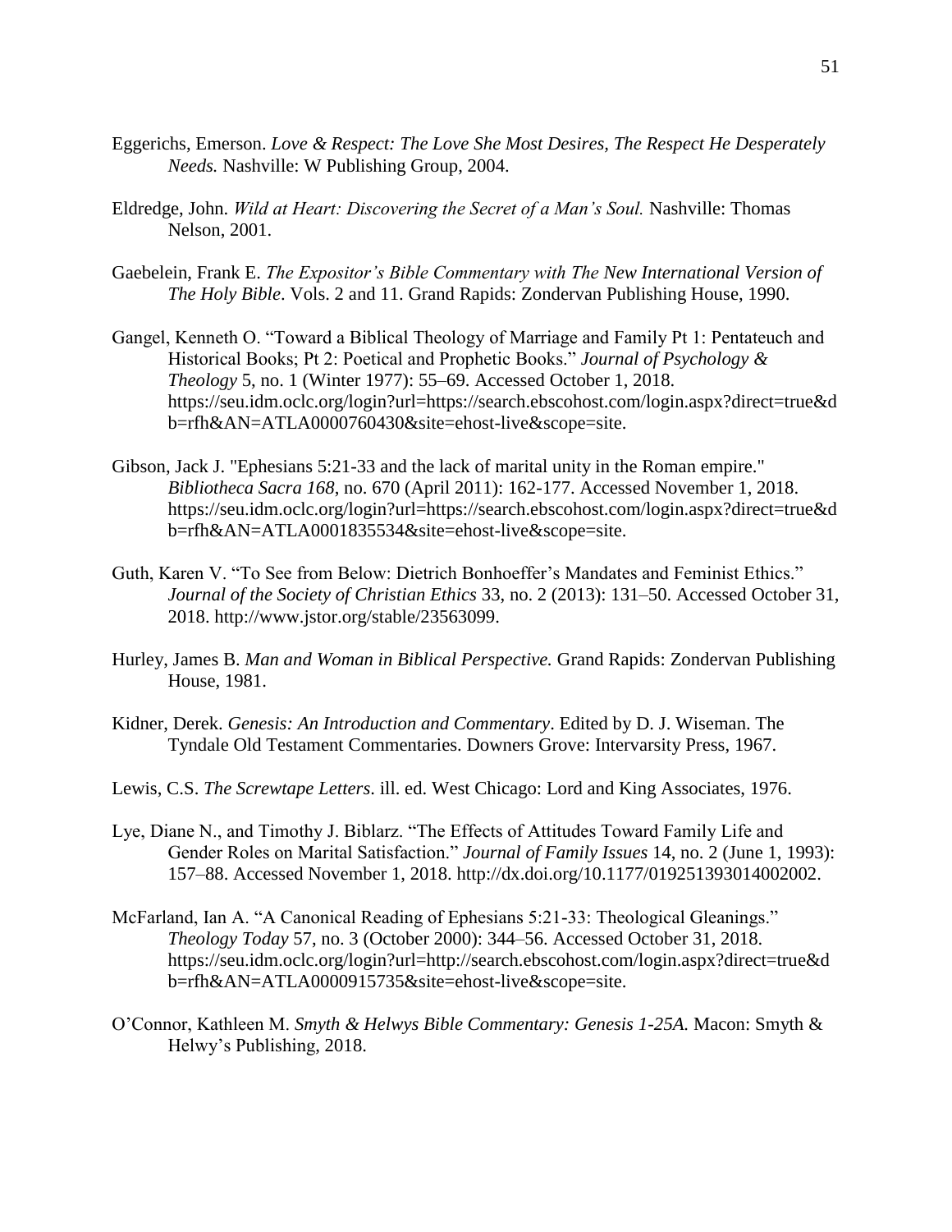Eggerichs, Emerson. *Love & Respect: The Love She Most Desires, The Respect He Desperately Needs.* Nashville: W Publishing Group, 2004.

Eldredge, John. *Wild at Heart: Discovering the Secret of a Man's Soul.* Nashville: Thomas Nelson, 2001.

Gaebelein, Frank E. *The Expositor's Bible Commentary with The New International Version of The Holy Bible*. Vols. 2 and 11. Grand Rapids: Zondervan Publishing House, 1990.

Gangel, Kenneth O. "Toward a Biblical Theology of Marriage and Family Pt 1: Pentateuch and Historical Books; Pt 2: Poetical and Prophetic Books." *Journal of Psychology & Theology* 5, no. 1 (Winter 1977): 55–69. Accessed October 1, 2018. https://seu.idm.oclc.org/login?url=https://search.ebscohost.com/login.aspx?direct=true&db=rfh&AN=ATLA0000760430&site=ehost-live&scope=site.

Gibson, Jack J. "Ephesians 5:21-33 and the lack of marital unity in the Roman empire." *Bibliotheca Sacra 168*, no. 670 (April 2011): 162-177. Accessed November 1, 2018. https://seu.idm.oclc.org/login?url=https://search.ebscohost.com/login.aspx?direct=true&db=rfh&AN=ATLA0001835534&site=ehost-live&scope=site.

Guth, Karen V. "To See from Below: Dietrich Bonhoeffer's Mandates and Feminist Ethics." *Journal of the Society of Christian Ethics* 33, no. 2 (2013): 131–50. Accessed October 31, 2018. http://www.jstor.org/stable/23563099.

Hurley, James B. *Man and Woman in Biblical Perspective.* Grand Rapids: Zondervan Publishing House, 1981.

Kidner, Derek. *Genesis: An Introduction and Commentary*. Edited by D. J. Wiseman. The Tyndale Old Testament Commentaries. Downers Grove: Intervarsity Press, 1967.

Lewis, C.S. *The Screwtape Letters*. ill. ed. West Chicago: Lord and King Associates, 1976.

Lye, Diane N., and Timothy J. Biblarz. "The Effects of Attitudes Toward Family Life and Gender Roles on Marital Satisfaction." *Journal of Family Issues* 14, no. 2 (June 1, 1993): 157–88. Accessed November 1, 2018. http://dx.doi.org/10.1177/019251393014002002.

McFarland, Ian A. "A Canonical Reading of Ephesians 5:21-33: Theological Gleanings." *Theology Today* 57, no. 3 (October 2000): 344–56. Accessed October 31, 2018. https://seu.idm.oclc.org/login?url=http://search.ebscohost.com/login.aspx?direct=true&db=rfh&AN=ATLA0000915735&site=ehost-live&scope=site.

O'Connor, Kathleen M. *Smyth & Helwys Bible Commentary: Genesis 1-25A.* Macon: Smyth & Helwy's Publishing, 2018.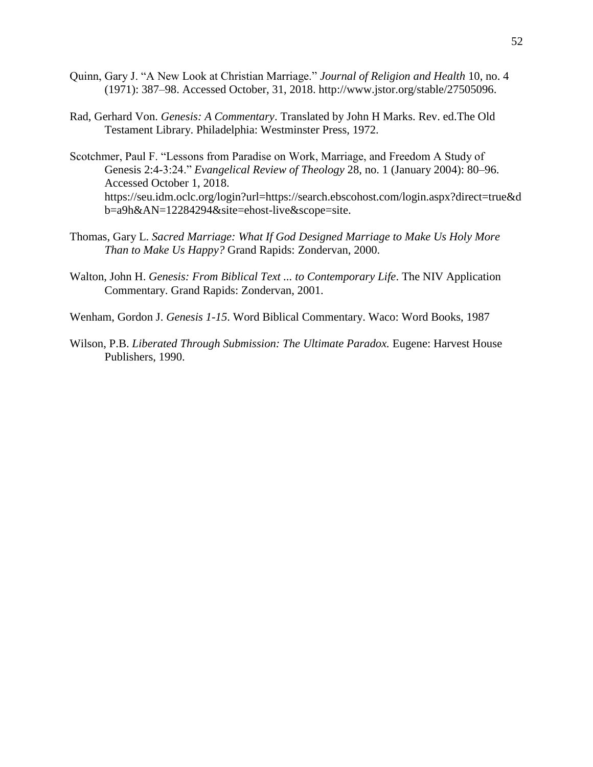Quinn, Gary J. “A New Look at Christian Marriage.” *Journal of Religion and Health* 10, no. 4 (1971): 387–98. Accessed October, 31, 2018. http://www.jstor.org/stable/27505096.

Rad, Gerhard Von. *Genesis: A Commentary*. Translated by John H Marks. Rev. ed.The Old Testament Library. Philadelphia: Westminster Press, 1972.

Scotchmer, Paul F. “Lessons from Paradise on Work, Marriage, and Freedom A Study of Genesis 2:4-3:24.” *Evangelical Review of Theology* 28, no. 1 (January 2004): 80–96. Accessed October 1, 2018. https://seu.idm.oclc.org/login?url=https://search.ebscohost.com/login.aspx?direct=true&db=a9h&AN=12284294&site=ehost-live&scope=site.

Thomas, Gary L. *Sacred Marriage: What If God Designed Marriage to Make Us Holy More Than to Make Us Happy?* Grand Rapids: Zondervan, 2000.

Walton, John H. *Genesis: From Biblical Text ... to Contemporary Life*. The NIV Application Commentary. Grand Rapids: Zondervan, 2001.

Wenham, Gordon J. *Genesis 1-15*. Word Biblical Commentary. Waco: Word Books, 1987

Wilson, P.B. *Liberated Through Submission: The Ultimate Paradox.* Eugene: Harvest House Publishers, 1990.